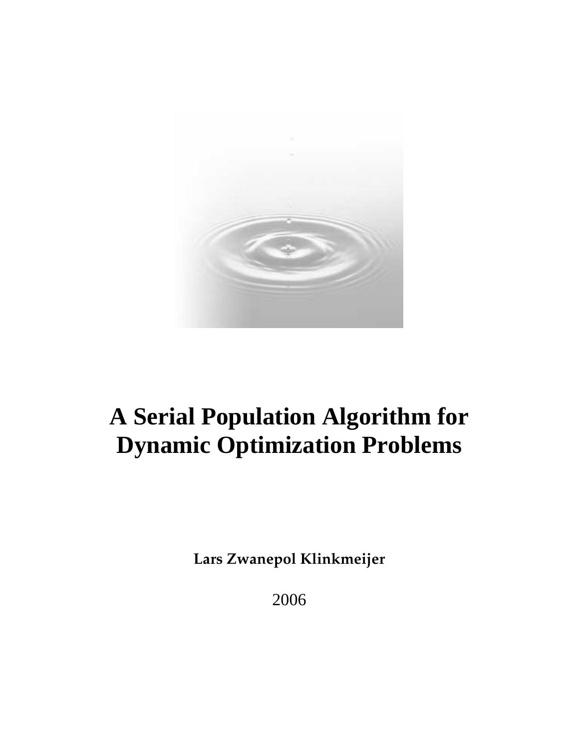# A Serial Population Algorithm for Dynamic Optimization Problems

**Lars Zwanepol Klinkmeijer**

2006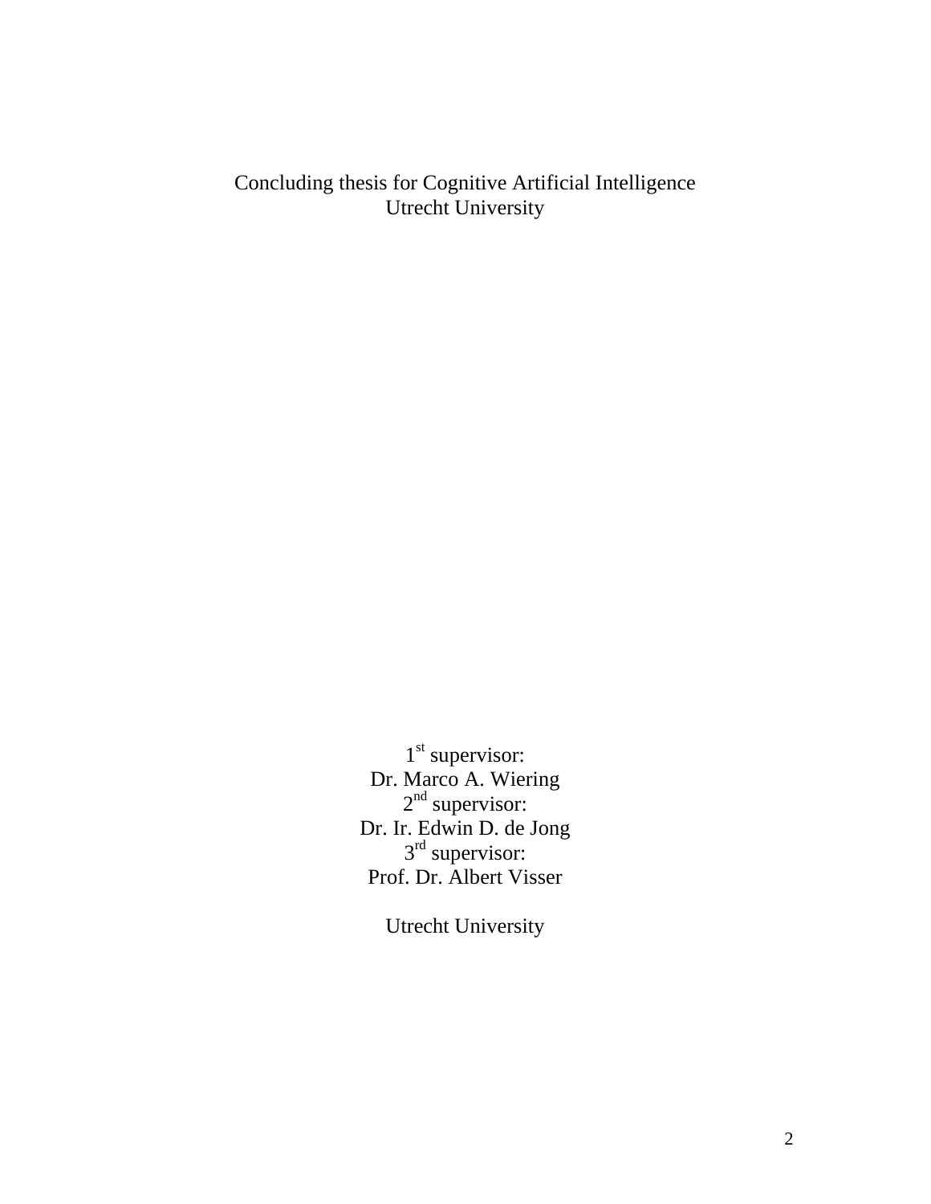Concluding thesis for Cognitive Artificial Intelligence
Utrecht University

1st supervisor:
Dr. Marco A. Wiering
2nd supervisor:
Dr. Ir. Edwin D. de Jong
3rd supervisor:
Prof. Dr. Albert Visser

Utrecht University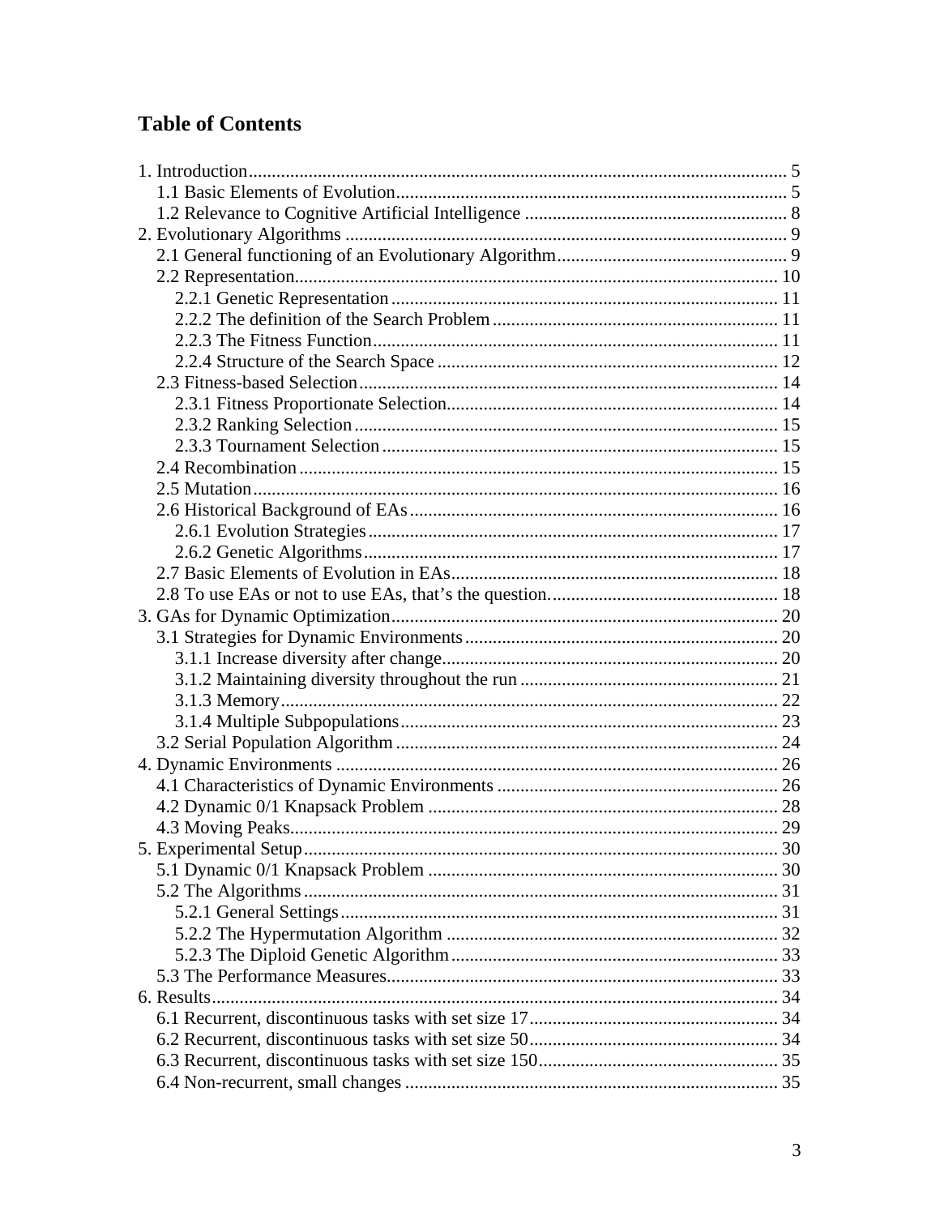# Table of Contents

1. Introduction ..... 5
   1.1 Basic Elements of Evolution ..... 5
   1.2 Relevance to Cognitive Artificial Intelligence ..... 8
2. Evolutionary Algorithms ..... 9
   2.1 General functioning of an Evolutionary Algorithm ..... 9
   2.2 Representation ..... 10
      2.2.1 Genetic Representation ..... 11
      2.2.2 The definition of the Search Problem ..... 11
      2.2.3 The Fitness Function ..... 11
      2.2.4 Structure of the Search Space ..... 12
   2.3 Fitness-based Selection ..... 14
      2.3.1 Fitness Proportionate Selection ..... 14
      2.3.2 Ranking Selection ..... 15
      2.3.3 Tournament Selection ..... 15
   2.4 Recombination ..... 15
   2.5 Mutation ..... 16
   2.6 Historical Background of EAs ..... 16
      2.6.1 Evolution Strategies ..... 17
      2.6.2 Genetic Algorithms ..... 17
   2.7 Basic Elements of Evolution in EAs ..... 18
   2.8 To use EAs or not to use EAs, that's the question. ..... 18
3. GAs for Dynamic Optimization ..... 20
   3.1 Strategies for Dynamic Environments ..... 20
      3.1.1 Increase diversity after change ..... 20
      3.1.2 Maintaining diversity throughout the run ..... 21
      3.1.3 Memory ..... 22
      3.1.4 Multiple Subpopulations ..... 23
   3.2 Serial Population Algorithm ..... 24
4. Dynamic Environments ..... 26
   4.1 Characteristics of Dynamic Environments ..... 26
   4.2 Dynamic 0/1 Knapsack Problem ..... 28
   4.3 Moving Peaks ..... 29
5. Experimental Setup ..... 30
   5.1 Dynamic 0/1 Knapsack Problem ..... 30
   5.2 The Algorithms ..... 31
      5.2.1 General Settings ..... 31
      5.2.2 The Hypermutation Algorithm ..... 32
      5.2.3 The Diploid Genetic Algorithm ..... 33
   5.3 The Performance Measures ..... 33
6. Results ..... 34
   6.1 Recurrent, discontinuous tasks with set size 17 ..... 34
   6.2 Recurrent, discontinuous tasks with set size 50 ..... 34
   6.3 Recurrent, discontinuous tasks with set size 150 ..... 35
   6.4 Non-recurrent, small changes ..... 35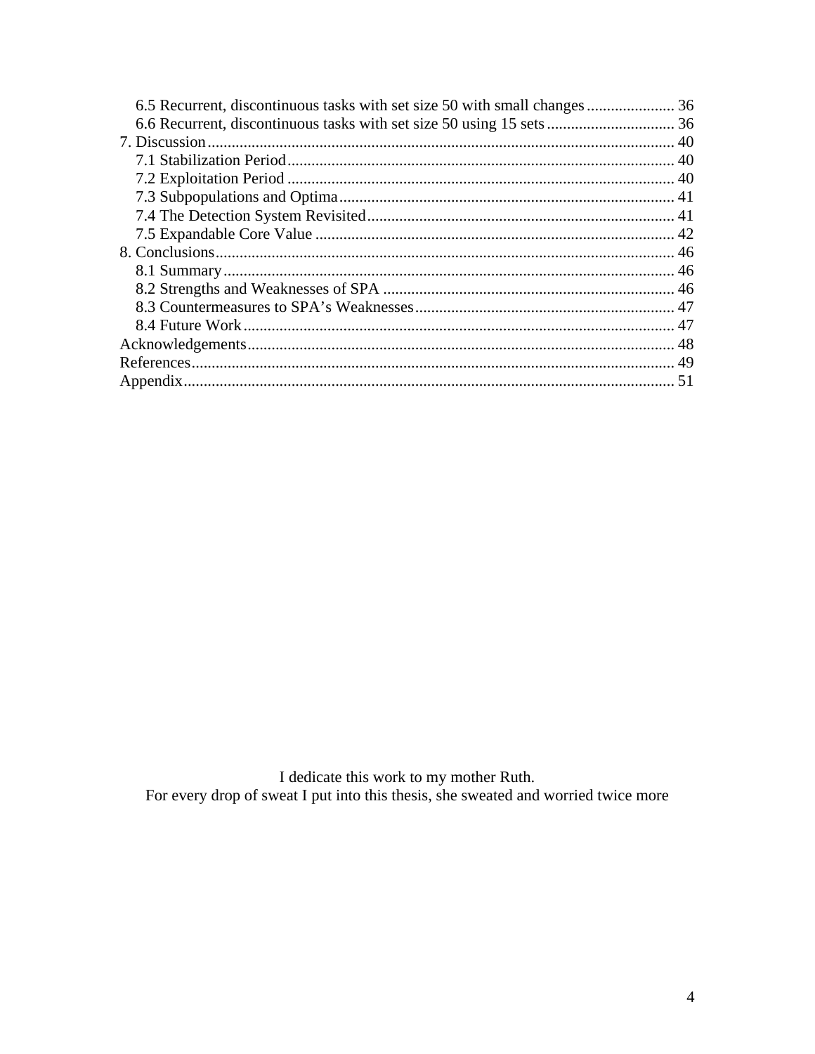6.5 Recurrent, discontinuous tasks with set size 50 with small changes ...................... 36
6.6 Recurrent, discontinuous tasks with set size 50 using 15 sets ................................ 36
7. Discussion ..................................................................................................................... 40
7.1 Stabilization Period ................................................................................................. 40
7.2 Exploitation Period ................................................................................................. 40
7.3 Subpopulations and Optima .................................................................................... 41
7.4 The Detection System Revisited ............................................................................. 41
7.5 Expandable Core Value .......................................................................................... 42
8. Conclusions ................................................................................................................... 46
8.1 Summary ................................................................................................................. 46
8.2 Strengths and Weaknesses of SPA ......................................................................... 46
8.3 Countermeasures to SPA's Weaknesses ................................................................. 47
8.4 Future Work ............................................................................................................ 47
Acknowledgements ........................................................................................................... 48
References ......................................................................................................................... 49
Appendix ........................................................................................................................... 51

I dedicate this work to my mother Ruth.
For every drop of sweat I put into this thesis, she sweated and worried twice more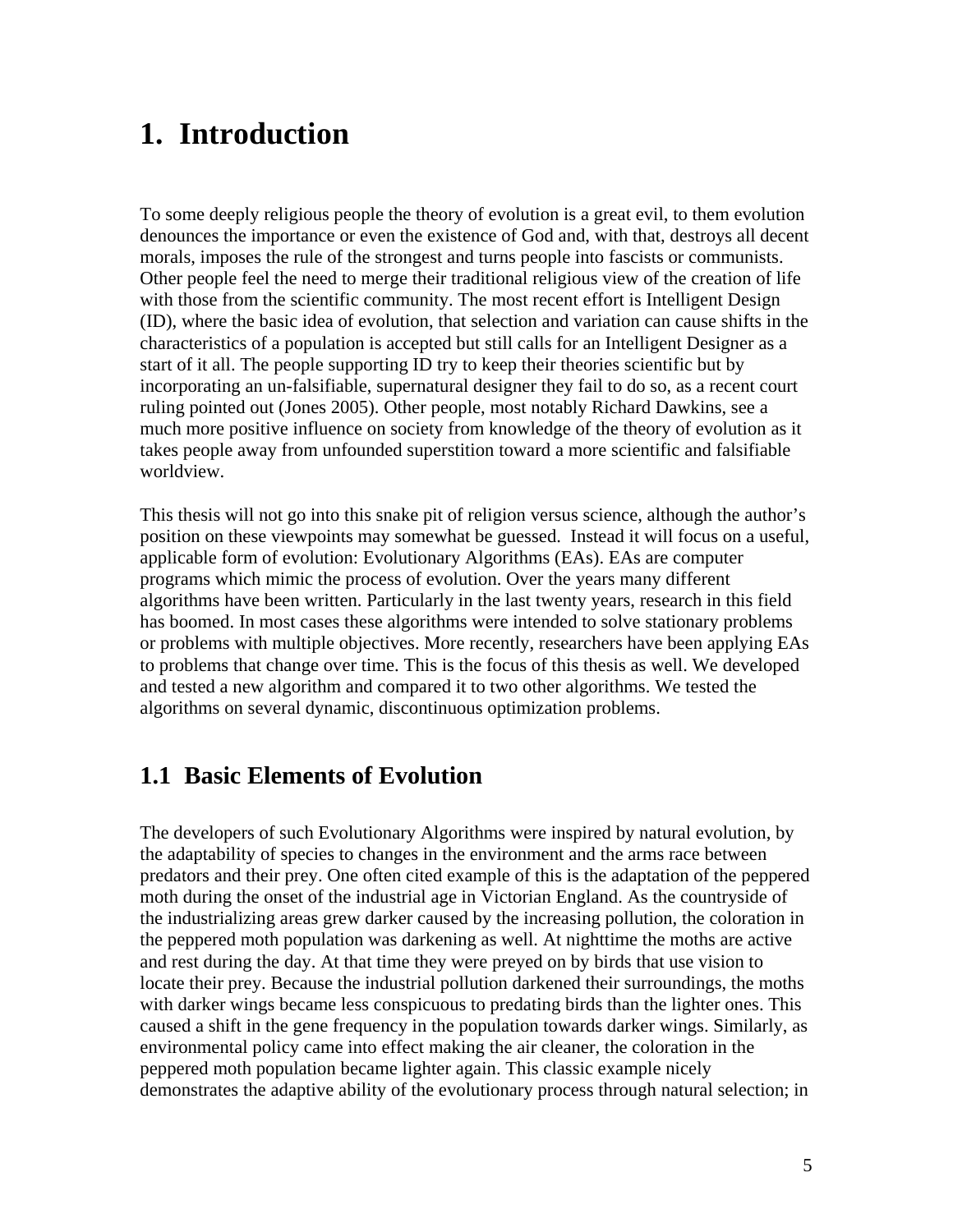# 1. Introduction

To some deeply religious people the theory of evolution is a great evil, to them evolution denounces the importance or even the existence of God and, with that, destroys all decent morals, imposes the rule of the strongest and turns people into fascists or communists. Other people feel the need to merge their traditional religious view of the creation of life with those from the scientific community. The most recent effort is Intelligent Design (ID), where the basic idea of evolution, that selection and variation can cause shifts in the characteristics of a population is accepted but still calls for an Intelligent Designer as a start of it all. The people supporting ID try to keep their theories scientific but by incorporating an un-falsifiable, supernatural designer they fail to do so, as a recent court ruling pointed out (Jones 2005). Other people, most notably Richard Dawkins, see a much more positive influence on society from knowledge of the theory of evolution as it takes people away from unfounded superstition toward a more scientific and falsifiable worldview.

This thesis will not go into this snake pit of religion versus science, although the author's position on these viewpoints may somewhat be guessed. Instead it will focus on a useful, applicable form of evolution: Evolutionary Algorithms (EAs). EAs are computer programs which mimic the process of evolution. Over the years many different algorithms have been written. Particularly in the last twenty years, research in this field has boomed. In most cases these algorithms were intended to solve stationary problems or problems with multiple objectives. More recently, researchers have been applying EAs to problems that change over time. This is the focus of this thesis as well. We developed and tested a new algorithm and compared it to two other algorithms. We tested the algorithms on several dynamic, discontinuous optimization problems.

## 1.1 Basic Elements of Evolution

The developers of such Evolutionary Algorithms were inspired by natural evolution, by the adaptability of species to changes in the environment and the arms race between predators and their prey. One often cited example of this is the adaptation of the peppered moth during the onset of the industrial age in Victorian England. As the countryside of the industrializing areas grew darker caused by the increasing pollution, the coloration in the peppered moth population was darkening as well. At nighttime the moths are active and rest during the day. At that time they were preyed on by birds that use vision to locate their prey. Because the industrial pollution darkened their surroundings, the moths with darker wings became less conspicuous to predating birds than the lighter ones. This caused a shift in the gene frequency in the population towards darker wings. Similarly, as environmental policy came into effect making the air cleaner, the coloration in the peppered moth population became lighter again. This classic example nicely demonstrates the adaptive ability of the evolutionary process through natural selection; in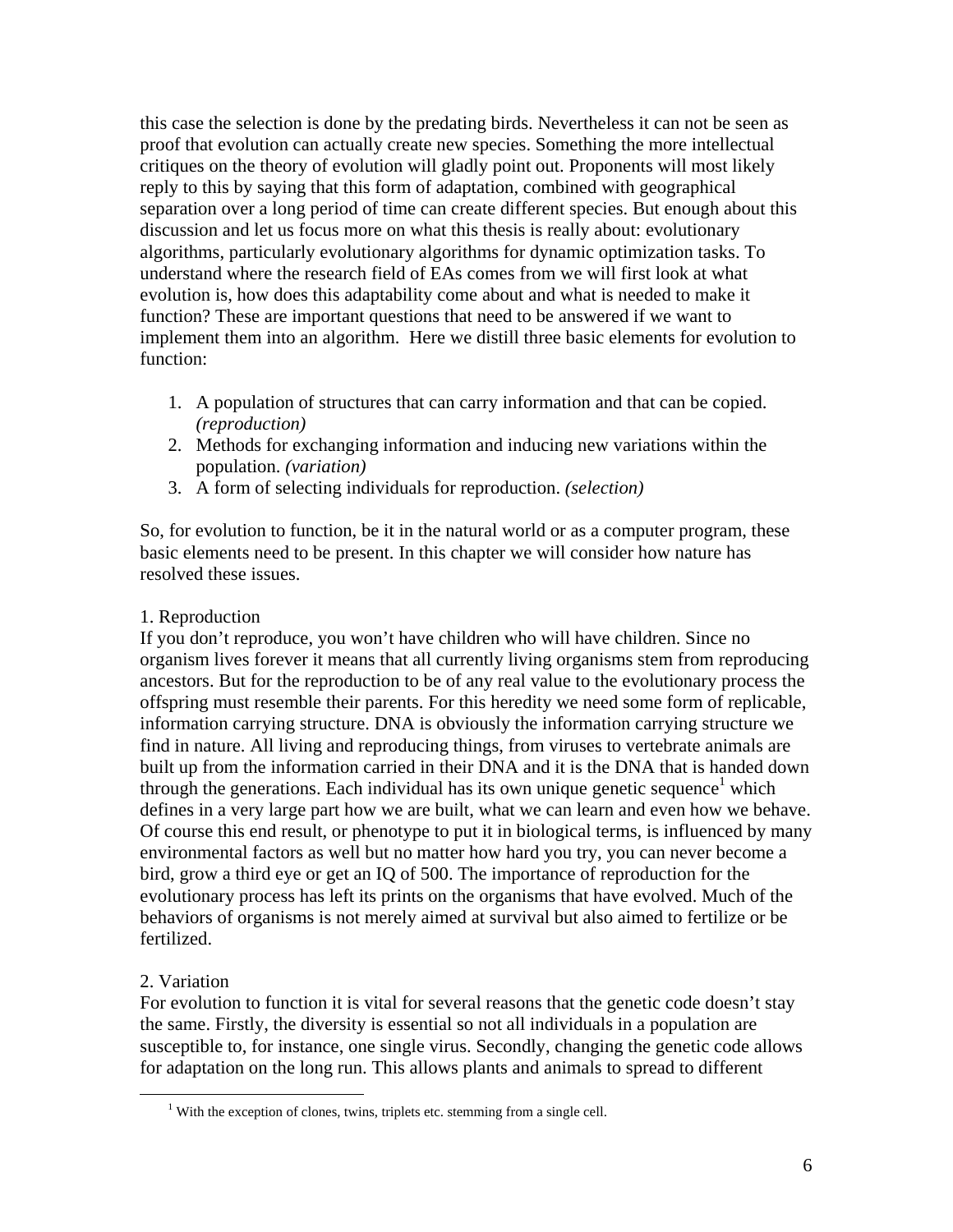this case the selection is done by the predating birds. Nevertheless it can not be seen as proof that evolution can actually create new species. Something the more intellectual critiques on the theory of evolution will gladly point out. Proponents will most likely reply to this by saying that this form of adaptation, combined with geographical separation over a long period of time can create different species. But enough about this discussion and let us focus more on what this thesis is really about: evolutionary algorithms, particularly evolutionary algorithms for dynamic optimization tasks. To understand where the research field of EAs comes from we will first look at what evolution is, how does this adaptability come about and what is needed to make it function? These are important questions that need to be answered if we want to implement them into an algorithm. Here we distill three basic elements for evolution to function:

1. A population of structures that can carry information and that can be copied. *(reproduction)*
2. Methods for exchanging information and inducing new variations within the population. *(variation)*
3. A form of selecting individuals for reproduction. *(selection)*

So, for evolution to function, be it in the natural world or as a computer program, these basic elements need to be present. In this chapter we will consider how nature has resolved these issues.

1. Reproduction

If you don't reproduce, you won't have children who will have children. Since no organism lives forever it means that all currently living organisms stem from reproducing ancestors. But for the reproduction to be of any real value to the evolutionary process the offspring must resemble their parents. For this heredity we need some form of replicable, information carrying structure. DNA is obviously the information carrying structure we find in nature. All living and reproducing things, from viruses to vertebrate animals are built up from the information carried in their DNA and it is the DNA that is handed down through the generations. Each individual has its own unique genetic sequence[1] which defines in a very large part how we are built, what we can learn and even how we behave. Of course this end result, or phenotype to put it in biological terms, is influenced by many environmental factors as well but no matter how hard you try, you can never become a bird, grow a third eye or get an IQ of 500. The importance of reproduction for the evolutionary process has left its prints on the organisms that have evolved. Much of the behaviors of organisms is not merely aimed at survival but also aimed to fertilize or be fertilized.

2. Variation

For evolution to function it is vital for several reasons that the genetic code doesn't stay the same. Firstly, the diversity is essential so not all individuals in a population are susceptible to, for instance, one single virus. Secondly, changing the genetic code allows for adaptation on the long run. This allows plants and animals to spread to different

[1] With the exception of clones, twins, triplets etc. stemming from a single cell.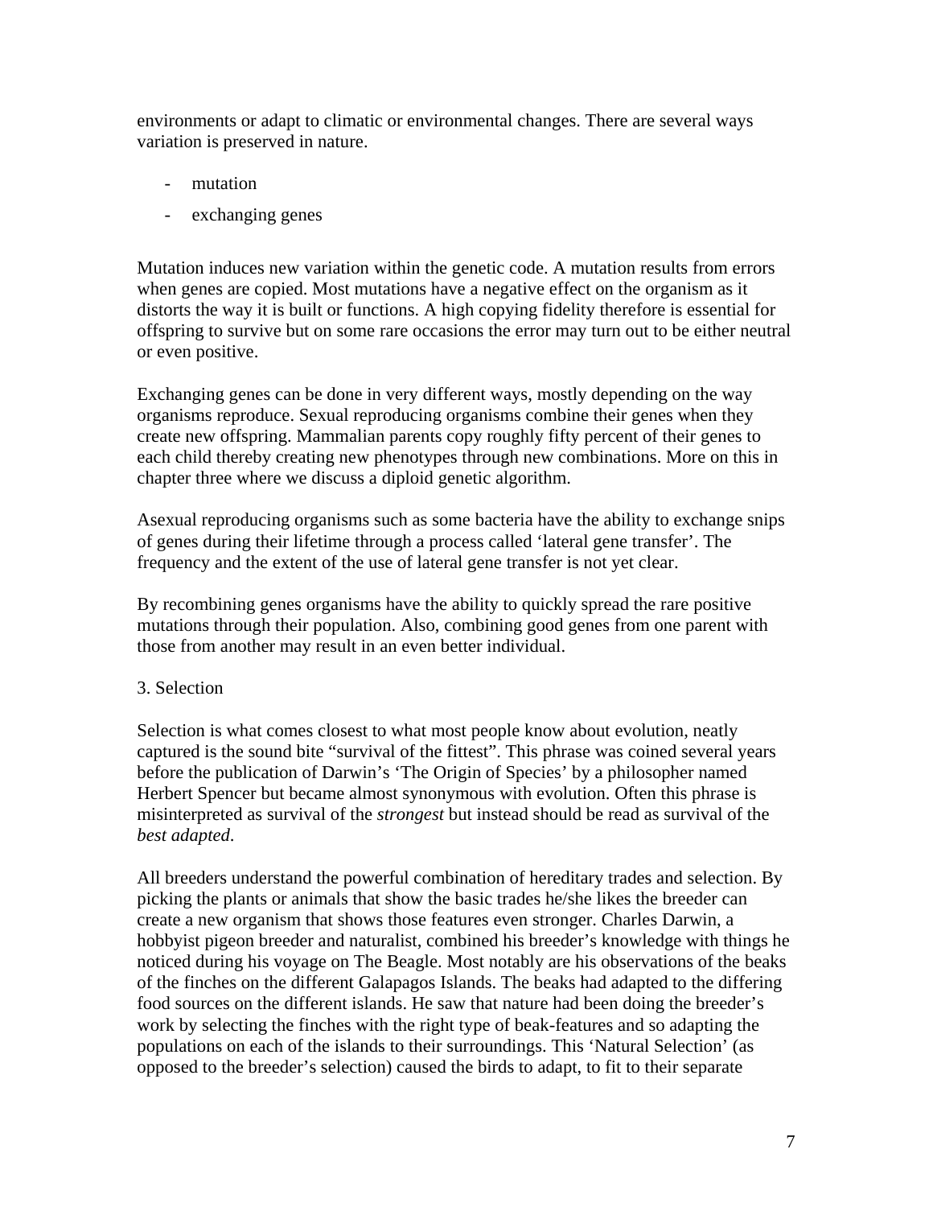environments or adapt to climatic or environmental changes. There are several ways variation is preserved in nature.

- mutation
- exchanging genes

Mutation induces new variation within the genetic code. A mutation results from errors when genes are copied. Most mutations have a negative effect on the organism as it distorts the way it is built or functions. A high copying fidelity therefore is essential for offspring to survive but on some rare occasions the error may turn out to be either neutral or even positive.

Exchanging genes can be done in very different ways, mostly depending on the way organisms reproduce. Sexual reproducing organisms combine their genes when they create new offspring. Mammalian parents copy roughly fifty percent of their genes to each child thereby creating new phenotypes through new combinations. More on this in chapter three where we discuss a diploid genetic algorithm.

Asexual reproducing organisms such as some bacteria have the ability to exchange snips of genes during their lifetime through a process called 'lateral gene transfer'. The frequency and the extent of the use of lateral gene transfer is not yet clear.

By recombining genes organisms have the ability to quickly spread the rare positive mutations through their population. Also, combining good genes from one parent with those from another may result in an even better individual.

3. Selection

Selection is what comes closest to what most people know about evolution, neatly captured is the sound bite "survival of the fittest". This phrase was coined several years before the publication of Darwin's 'The Origin of Species' by a philosopher named Herbert Spencer but became almost synonymous with evolution. Often this phrase is misinterpreted as survival of the *strongest* but instead should be read as survival of the *best adapted*.

All breeders understand the powerful combination of hereditary trades and selection. By picking the plants or animals that show the basic trades he/she likes the breeder can create a new organism that shows those features even stronger. Charles Darwin, a hobbyist pigeon breeder and naturalist, combined his breeder's knowledge with things he noticed during his voyage on The Beagle. Most notably are his observations of the beaks of the finches on the different Galapagos Islands. The beaks had adapted to the differing food sources on the different islands. He saw that nature had been doing the breeder's work by selecting the finches with the right type of beak-features and so adapting the populations on each of the islands to their surroundings. This 'Natural Selection' (as opposed to the breeder's selection) caused the birds to adapt, to fit to their separate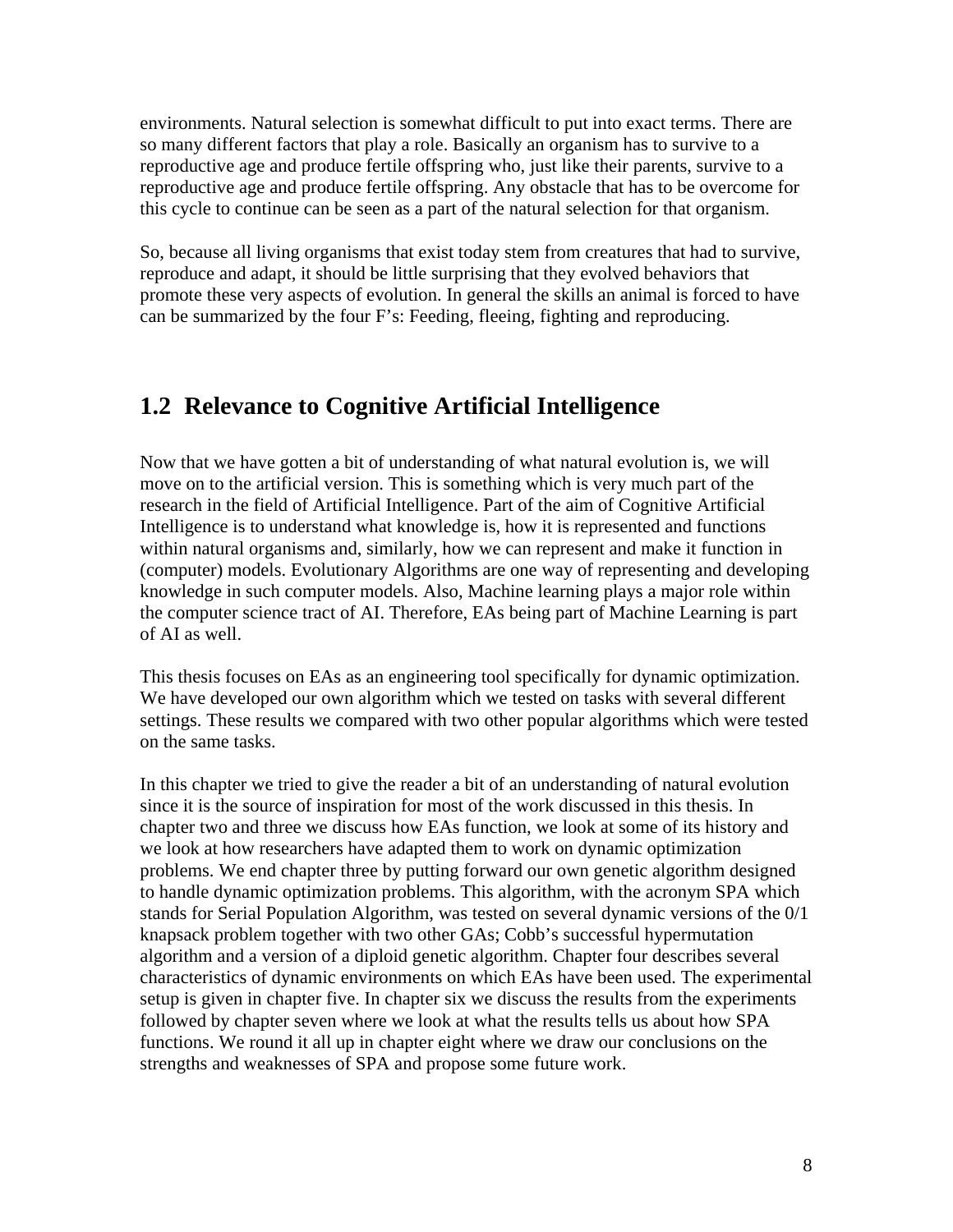environments. Natural selection is somewhat difficult to put into exact terms. There are so many different factors that play a role. Basically an organism has to survive to a reproductive age and produce fertile offspring who, just like their parents, survive to a reproductive age and produce fertile offspring. Any obstacle that has to be overcome for this cycle to continue can be seen as a part of the natural selection for that organism.

So, because all living organisms that exist today stem from creatures that had to survive, reproduce and adapt, it should be little surprising that they evolved behaviors that promote these very aspects of evolution. In general the skills an animal is forced to have can be summarized by the four F's: Feeding, fleeing, fighting and reproducing.

## 1.2 Relevance to Cognitive Artificial Intelligence

Now that we have gotten a bit of understanding of what natural evolution is, we will move on to the artificial version. This is something which is very much part of the research in the field of Artificial Intelligence. Part of the aim of Cognitive Artificial Intelligence is to understand what knowledge is, how it is represented and functions within natural organisms and, similarly, how we can represent and make it function in (computer) models. Evolutionary Algorithms are one way of representing and developing knowledge in such computer models. Also, Machine learning plays a major role within the computer science tract of AI. Therefore, EAs being part of Machine Learning is part of AI as well.

This thesis focuses on EAs as an engineering tool specifically for dynamic optimization. We have developed our own algorithm which we tested on tasks with several different settings. These results we compared with two other popular algorithms which were tested on the same tasks.

In this chapter we tried to give the reader a bit of an understanding of natural evolution since it is the source of inspiration for most of the work discussed in this thesis. In chapter two and three we discuss how EAs function, we look at some of its history and we look at how researchers have adapted them to work on dynamic optimization problems. We end chapter three by putting forward our own genetic algorithm designed to handle dynamic optimization problems. This algorithm, with the acronym SPA which stands for Serial Population Algorithm, was tested on several dynamic versions of the 0/1 knapsack problem together with two other GAs; Cobb's successful hypermutation algorithm and a version of a diploid genetic algorithm. Chapter four describes several characteristics of dynamic environments on which EAs have been used. The experimental setup is given in chapter five. In chapter six we discuss the results from the experiments followed by chapter seven where we look at what the results tells us about how SPA functions. We round it all up in chapter eight where we draw our conclusions on the strengths and weaknesses of SPA and propose some future work.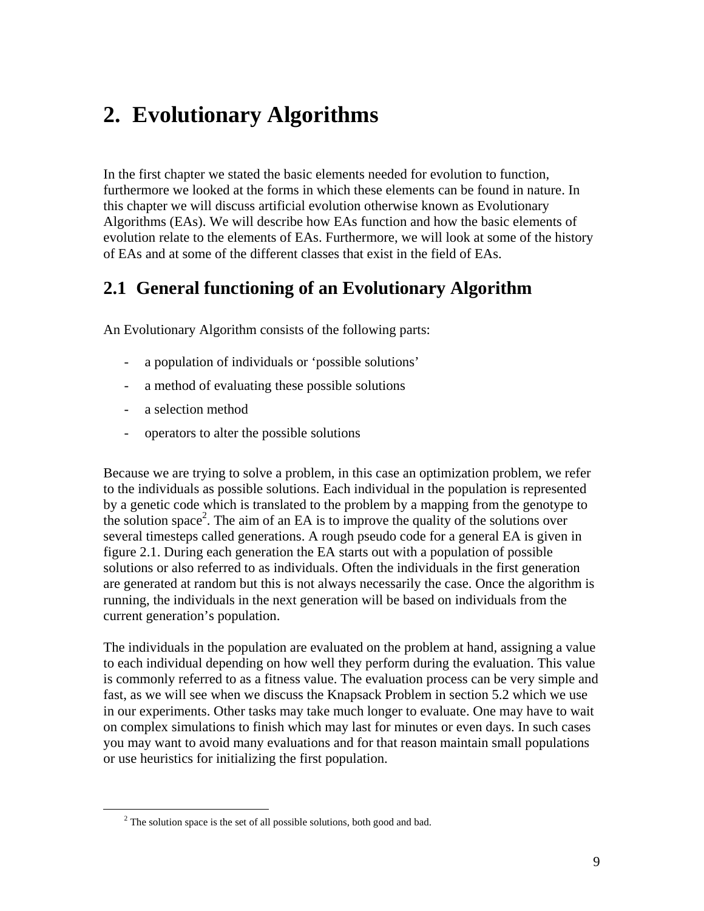# 2. Evolutionary Algorithms

In the first chapter we stated the basic elements needed for evolution to function, furthermore we looked at the forms in which these elements can be found in nature. In this chapter we will discuss artificial evolution otherwise known as Evolutionary Algorithms (EAs). We will describe how EAs function and how the basic elements of evolution relate to the elements of EAs. Furthermore, we will look at some of the history of EAs and at some of the different classes that exist in the field of EAs.

## 2.1 General functioning of an Evolutionary Algorithm

An Evolutionary Algorithm consists of the following parts:

- a population of individuals or 'possible solutions'
- a method of evaluating these possible solutions
- a selection method
- operators to alter the possible solutions

Because we are trying to solve a problem, in this case an optimization problem, we refer to the individuals as possible solutions. Each individual in the population is represented by a genetic code which is translated to the problem by a mapping from the genotype to the solution space[2]. The aim of an EA is to improve the quality of the solutions over several timesteps called generations. A rough pseudo code for a general EA is given in figure 2.1. During each generation the EA starts out with a population of possible solutions or also referred to as individuals. Often the individuals in the first generation are generated at random but this is not always necessarily the case. Once the algorithm is running, the individuals in the next generation will be based on individuals from the current generation's population.

The individuals in the population are evaluated on the problem at hand, assigning a value to each individual depending on how well they perform during the evaluation. This value is commonly referred to as a fitness value. The evaluation process can be very simple and fast, as we will see when we discuss the Knapsack Problem in section 5.2 which we use in our experiments. Other tasks may take much longer to evaluate. One may have to wait on complex simulations to finish which may last for minutes or even days. In such cases you may want to avoid many evaluations and for that reason maintain small populations or use heuristics for initializing the first population.

[2] The solution space is the set of all possible solutions, both good and bad.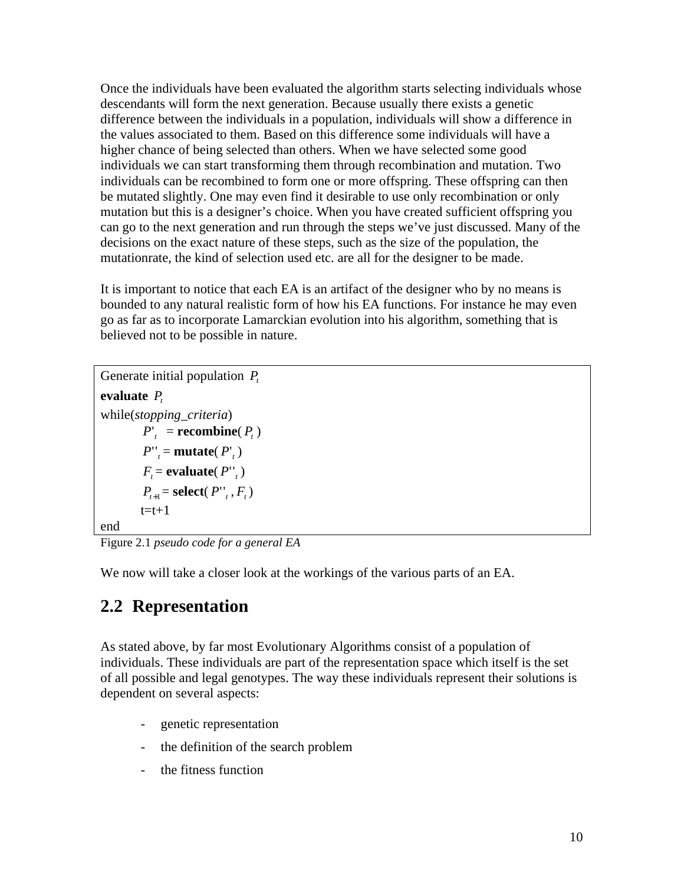Once the individuals have been evaluated the algorithm starts selecting individuals whose descendants will form the next generation. Because usually there exists a genetic difference between the individuals in a population, individuals will show a difference in the values associated to them. Based on this difference some individuals will have a higher chance of being selected than others. When we have selected some good individuals we can start transforming them through recombination and mutation. Two individuals can be recombined to form one or more offspring. These offspring can then be mutated slightly. One may even find it desirable to use only recombination or only mutation but this is a designer's choice. When you have created sufficient offspring you can go to the next generation and run through the steps we've just discussed. Many of the decisions on the exact nature of these steps, such as the size of the population, the mutationrate, the kind of selection used etc. are all for the designer to be made.

It is important to notice that each EA is an artifact of the designer who by no means is bounded to any natural realistic form of how his EA functions. For instance he may even go as far as to incorporate Lamarckian evolution into his algorithm, something that is believed not to be possible in nature.

Generate initial population $P_t$

**evaluate** $P_t$

while(*stopping_criteria*)

  $P'_t$ = **recombine**( $P_t$ )

  $P''_t$ = **mutate**( $P'_t$ )

  $F_t$ = **evaluate**( $P''_t$ )

  $P_{t+1}$ = **select**( $P''_t$ , $F_t$ )

  t=t+1

end

Figure 2.1 *pseudo code for a general EA*

We now will take a closer look at the workings of the various parts of an EA.

## 2.2 Representation

As stated above, by far most Evolutionary Algorithms consist of a population of individuals. These individuals are part of the representation space which itself is the set of all possible and legal genotypes. The way these individuals represent their solutions is dependent on several aspects:

- genetic representation
- the definition of the search problem
- the fitness function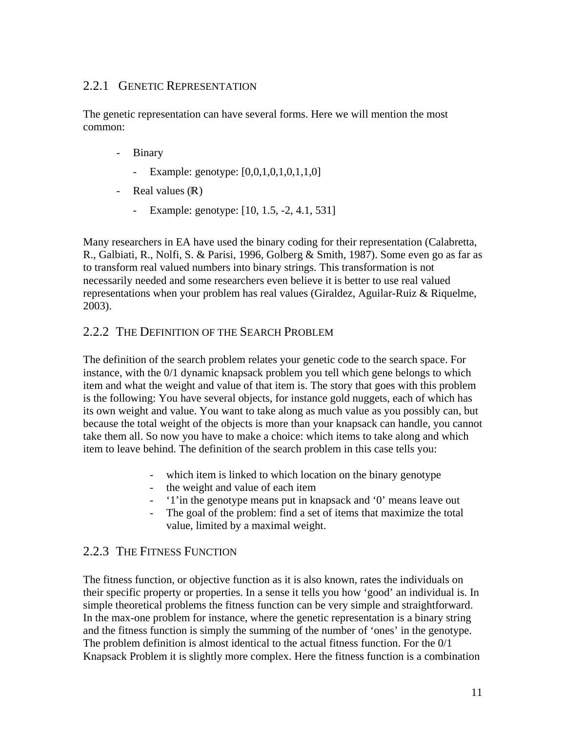### 2.2.1 Genetic Representation

The genetic representation can have several forms. Here we will mention the most common:

- Binary
  - Example: genotype: [0,0,1,0,1,0,1,1,0]
- Real values ($\mathbb{R}$)
  - Example: genotype: [10, 1.5, -2, 4.1, 531]

Many researchers in EA have used the binary coding for their representation (Calabretta, R., Galbiati, R., Nolfi, S. & Parisi, 1996, Golberg & Smith, 1987). Some even go as far as to transform real valued numbers into binary strings. This transformation is not necessarily needed and some researchers even believe it is better to use real valued representations when your problem has real values (Giraldez, Aguilar-Ruiz & Riquelme, 2003).

### 2.2.2 The Definition of the Search Problem

The definition of the search problem relates your genetic code to the search space. For instance, with the 0/1 dynamic knapsack problem you tell which gene belongs to which item and what the weight and value of that item is. The story that goes with this problem is the following: You have several objects, for instance gold nuggets, each of which has its own weight and value. You want to take along as much value as you possibly can, but because the total weight of the objects is more than your knapsack can handle, you cannot take them all. So now you have to make a choice: which items to take along and which item to leave behind. The definition of the search problem in this case tells you:

- which item is linked to which location on the binary genotype
- the weight and value of each item
- '1'in the genotype means put in knapsack and '0' means leave out
- The goal of the problem: find a set of items that maximize the total value, limited by a maximal weight.

### 2.2.3 The Fitness Function

The fitness function, or objective function as it is also known, rates the individuals on their specific property or properties. In a sense it tells you how 'good' an individual is. In simple theoretical problems the fitness function can be very simple and straightforward. In the max-one problem for instance, where the genetic representation is a binary string and the fitness function is simply the summing of the number of 'ones' in the genotype. The problem definition is almost identical to the actual fitness function. For the 0/1 Knapsack Problem it is slightly more complex. Here the fitness function is a combination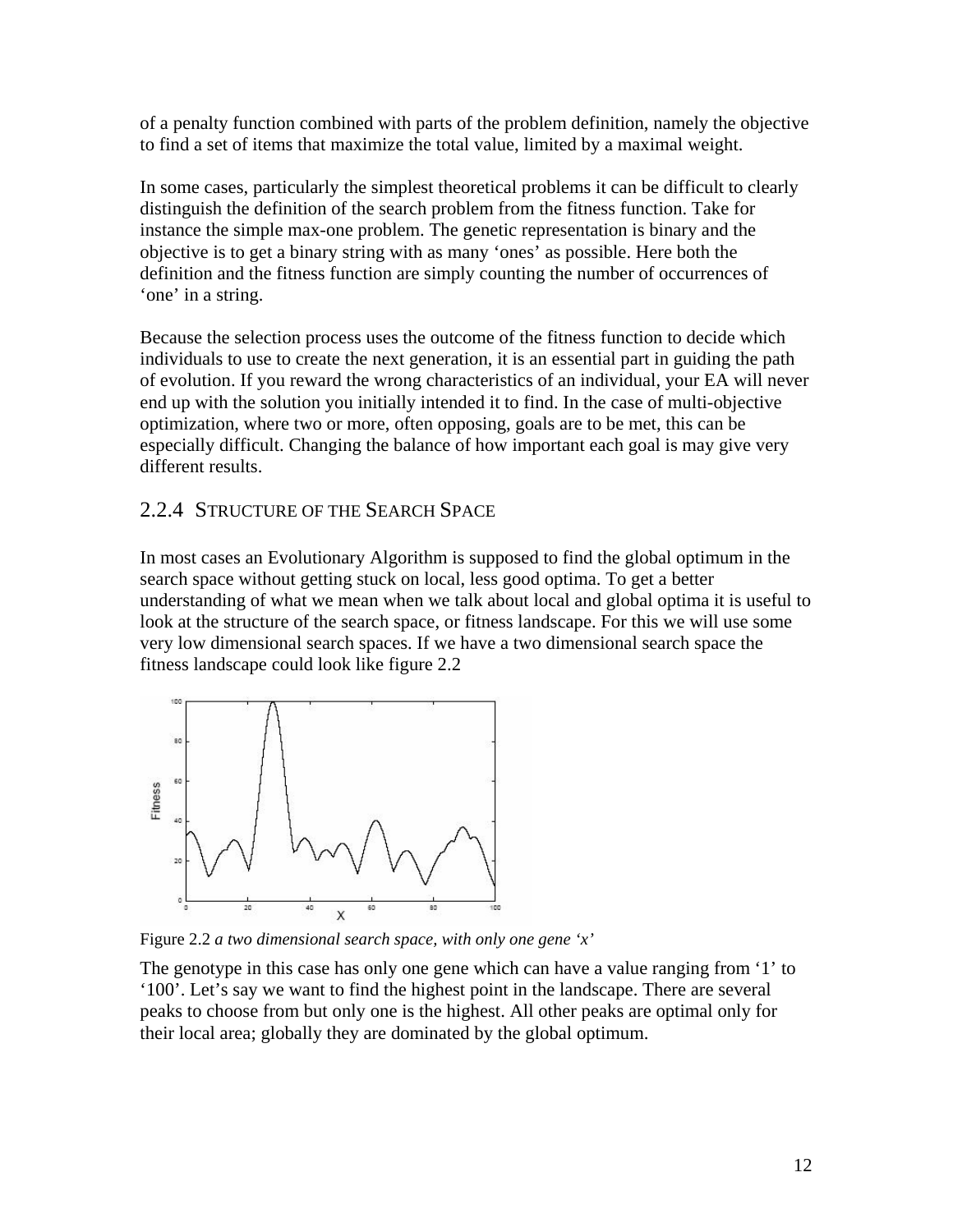of a penalty function combined with parts of the problem definition, namely the objective to find a set of items that maximize the total value, limited by a maximal weight.

In some cases, particularly the simplest theoretical problems it can be difficult to clearly distinguish the definition of the search problem from the fitness function. Take for instance the simple max-one problem. The genetic representation is binary and the objective is to get a binary string with as many 'ones' as possible. Here both the definition and the fitness function are simply counting the number of occurrences of 'one' in a string.

Because the selection process uses the outcome of the fitness function to decide which individuals to use to create the next generation, it is an essential part in guiding the path of evolution. If you reward the wrong characteristics of an individual, your EA will never end up with the solution you initially intended it to find. In the case of multi-objective optimization, where two or more, often opposing, goals are to be met, this can be especially difficult. Changing the balance of how important each goal is may give very different results.

### 2.2.4 Structure of the Search Space

In most cases an Evolutionary Algorithm is supposed to find the global optimum in the search space without getting stuck on local, less good optima. To get a better understanding of what we mean when we talk about local and global optima it is useful to look at the structure of the search space, or fitness landscape. For this we will use some very low dimensional search spaces. If we have a two dimensional search space the fitness landscape could look like figure 2.2

Figure 2.2 *a two dimensional search space, with only one gene 'x'*

The genotype in this case has only one gene which can have a value ranging from '1' to '100'. Let's say we want to find the highest point in the landscape. There are several peaks to choose from but only one is the highest. All other peaks are optimal only for their local area; globally they are dominated by the global optimum.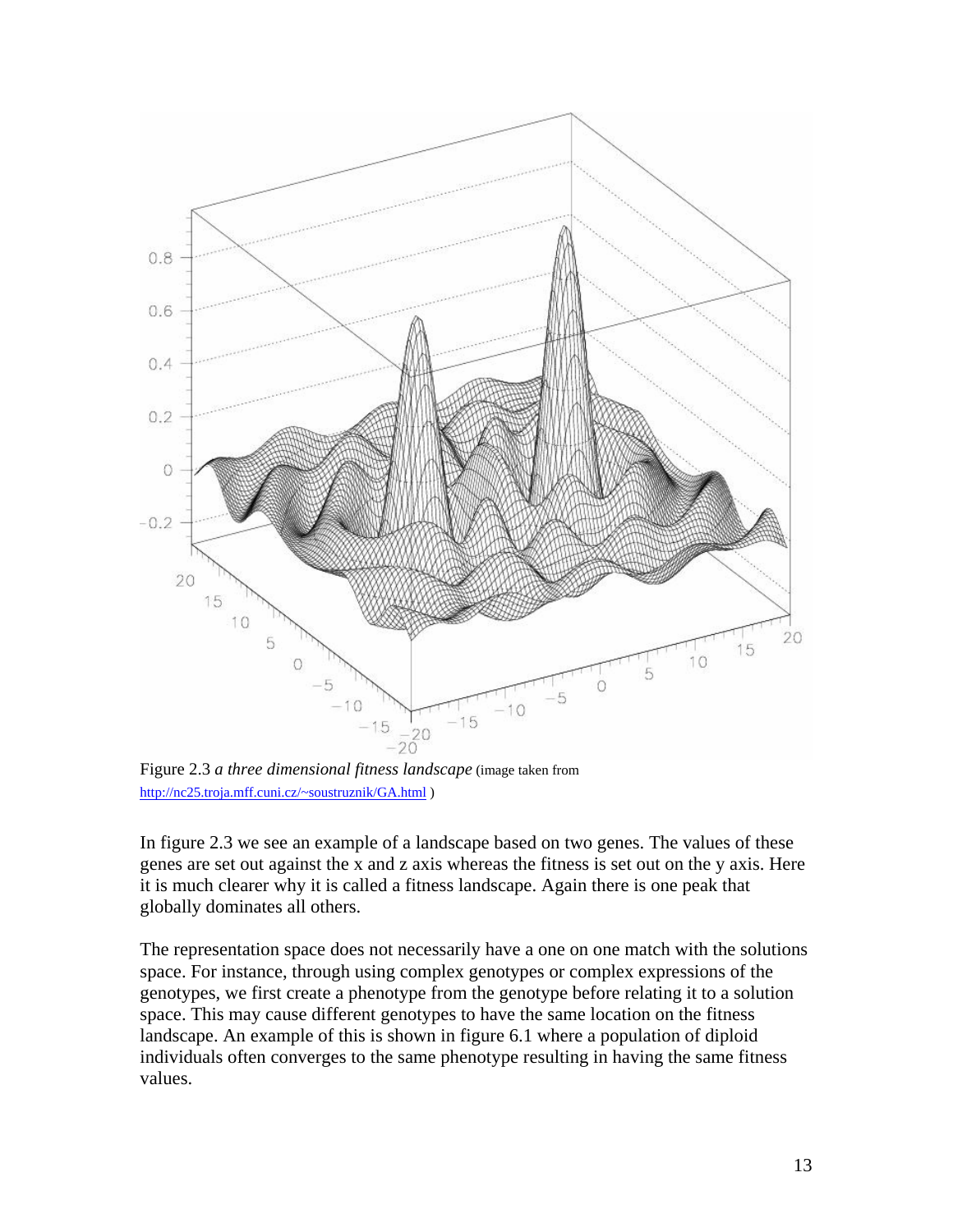Figure 2.3 *a three dimensional fitness landscape* (image taken from http://nc25.troja.mff.cuni.cz/~soustruznik/GA.html )

In figure 2.3 we see an example of a landscape based on two genes. The values of these genes are set out against the x and z axis whereas the fitness is set out on the y axis. Here it is much clearer why it is called a fitness landscape. Again there is one peak that globally dominates all others.

The representation space does not necessarily have a one on one match with the solutions space. For instance, through using complex genotypes or complex expressions of the genotypes, we first create a phenotype from the genotype before relating it to a solution space. This may cause different genotypes to have the same location on the fitness landscape. An example of this is shown in figure 6.1 where a population of diploid individuals often converges to the same phenotype resulting in having the same fitness values.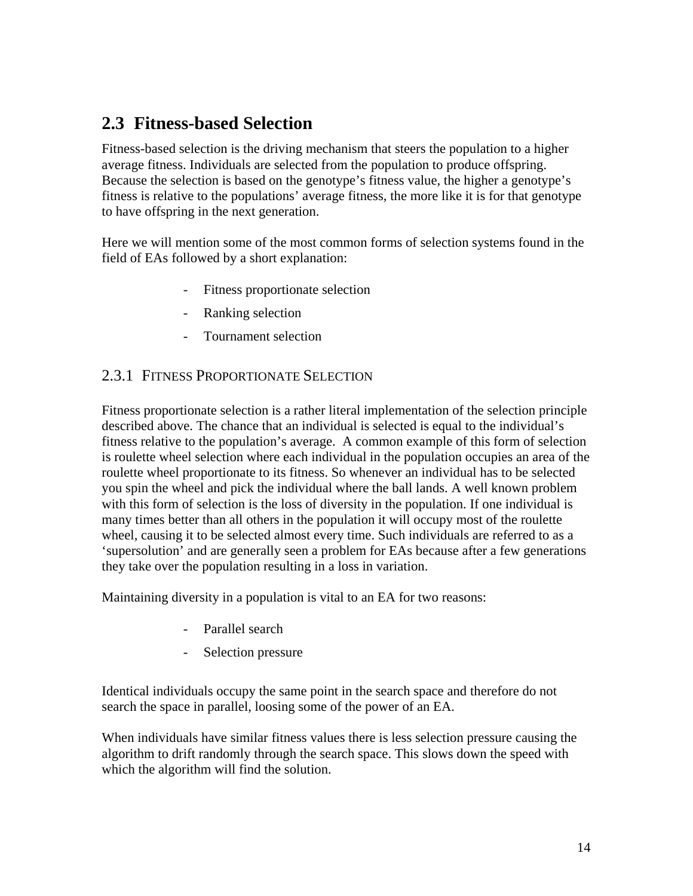## 2.3 Fitness-based Selection

Fitness-based selection is the driving mechanism that steers the population to a higher average fitness. Individuals are selected from the population to produce offspring. Because the selection is based on the genotype's fitness value, the higher a genotype's fitness is relative to the populations' average fitness, the more like it is for that genotype to have offspring in the next generation.

Here we will mention some of the most common forms of selection systems found in the field of EAs followed by a short explanation:

- Fitness proportionate selection
- Ranking selection
- Tournament selection

### 2.3.1 Fitness Proportionate Selection

Fitness proportionate selection is a rather literal implementation of the selection principle described above. The chance that an individual is selected is equal to the individual's fitness relative to the population's average. A common example of this form of selection is roulette wheel selection where each individual in the population occupies an area of the roulette wheel proportionate to its fitness. So whenever an individual has to be selected you spin the wheel and pick the individual where the ball lands. A well known problem with this form of selection is the loss of diversity in the population. If one individual is many times better than all others in the population it will occupy most of the roulette wheel, causing it to be selected almost every time. Such individuals are referred to as a 'supersolution' and are generally seen a problem for EAs because after a few generations they take over the population resulting in a loss in variation.

Maintaining diversity in a population is vital to an EA for two reasons:

- Parallel search
- Selection pressure

Identical individuals occupy the same point in the search space and therefore do not search the space in parallel, loosing some of the power of an EA.

When individuals have similar fitness values there is less selection pressure causing the algorithm to drift randomly through the search space. This slows down the speed with which the algorithm will find the solution.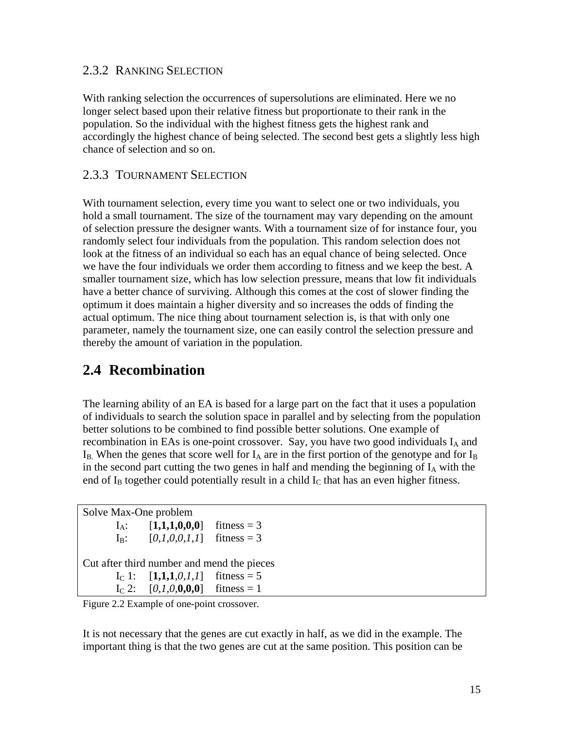### 2.3.2 Ranking Selection

With ranking selection the occurrences of supersolutions are eliminated. Here we no longer select based upon their relative fitness but proportionate to their rank in the population. So the individual with the highest fitness gets the highest rank and accordingly the highest chance of being selected. The second best gets a slightly less high chance of selection and so on.

### 2.3.3 Tournament Selection

With tournament selection, every time you want to select one or two individuals, you hold a small tournament. The size of the tournament may vary depending on the amount of selection pressure the designer wants. With a tournament size of for instance four, you randomly select four individuals from the population. This random selection does not look at the fitness of an individual so each has an equal chance of being selected. Once we have the four individuals we order them according to fitness and we keep the best. A smaller tournament size, which has low selection pressure, means that low fit individuals have a better chance of surviving. Although this comes at the cost of slower finding the optimum it does maintain a higher diversity and so increases the odds of finding the actual optimum. The nice thing about tournament selection is, is that with only one parameter, namely the tournament size, one can easily control the selection pressure and thereby the amount of variation in the population.

## 2.4 Recombination

The learning ability of an EA is based for a large part on the fact that it uses a population of individuals to search the solution space in parallel and by selecting from the population better solutions to be combined to find possible better solutions. One example of recombination in EAs is one-point crossover. Say, you have two good individuals $I_A$ and $I_B$. When the genes that score well for $I_A$ are in the first portion of the genotype and for $I_B$ in the second part cutting the two genes in half and mending the beginning of $I_A$ with the end of $I_B$ together could potentially result in a child $I_C$ that has an even higher fitness.

Solve Max-One problem

- $I_A$: [**1,1,1,0,0,0**] fitness = 3
- $I_B$: [*0,1,0,0,1,1*] fitness = 3

Cut after third number and mend the pieces

- $I_C$ 1: [**1,1,1**,*0,1,1*] fitness = 5
- $I_C$ 2: [*0,1,0*,**0,0,0**] fitness = 1

Figure 2.2 Example of one-point crossover.

It is not necessary that the genes are cut exactly in half, as we did in the example. The important thing is that the two genes are cut at the same position. This position can be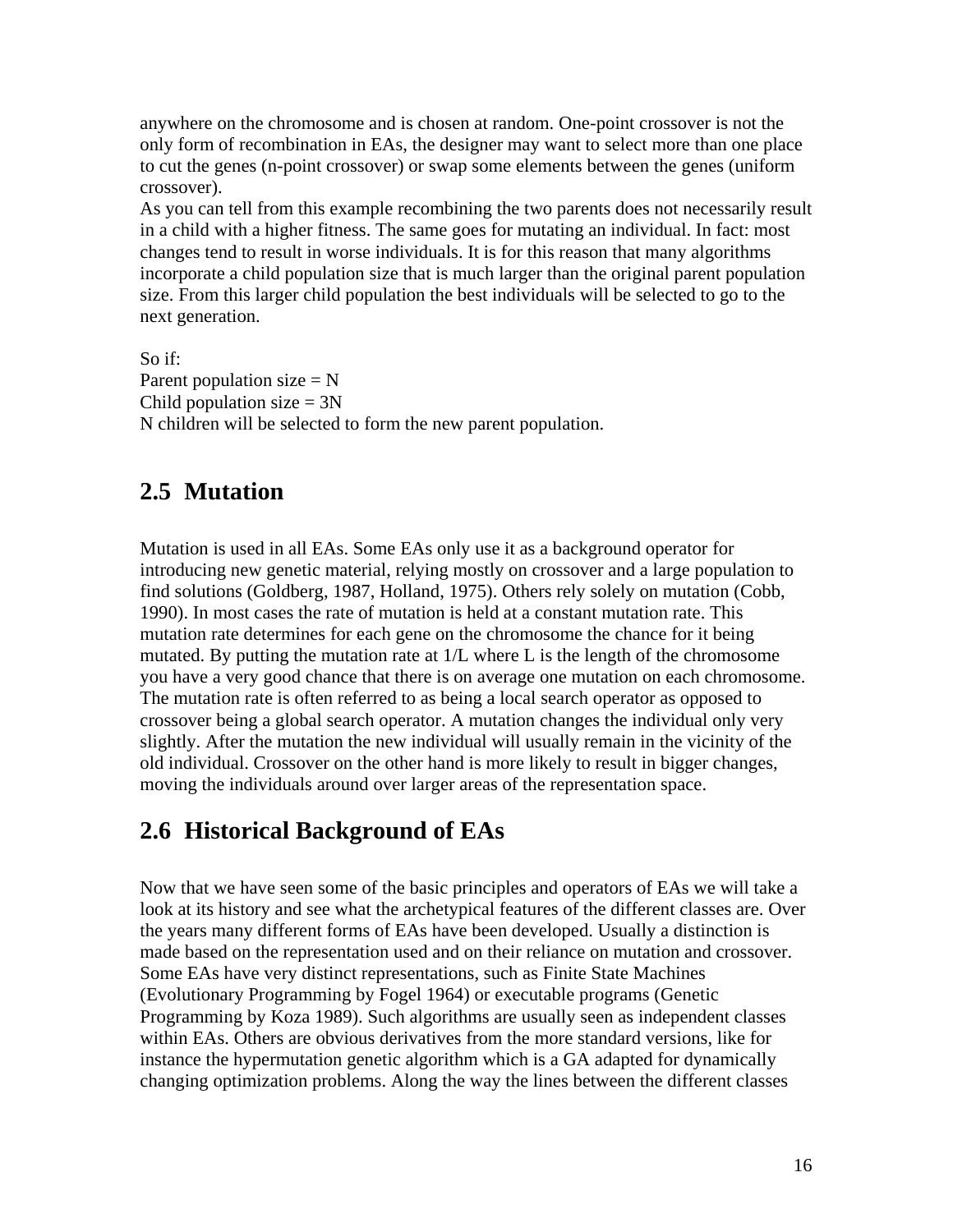anywhere on the chromosome and is chosen at random. One-point crossover is not the only form of recombination in EAs, the designer may want to select more than one place to cut the genes (n-point crossover) or swap some elements between the genes (uniform crossover).
As you can tell from this example recombining the two parents does not necessarily result in a child with a higher fitness. The same goes for mutating an individual. In fact: most changes tend to result in worse individuals. It is for this reason that many algorithms incorporate a child population size that is much larger than the original parent population size. From this larger child population the best individuals will be selected to go to the next generation.

So if:
Parent population size = N
Child population size = 3N
N children will be selected to form the new parent population.

## 2.5 Mutation

Mutation is used in all EAs. Some EAs only use it as a background operator for introducing new genetic material, relying mostly on crossover and a large population to find solutions (Goldberg, 1987, Holland, 1975). Others rely solely on mutation (Cobb, 1990). In most cases the rate of mutation is held at a constant mutation rate. This mutation rate determines for each gene on the chromosome the chance for it being mutated. By putting the mutation rate at 1/L where L is the length of the chromosome you have a very good chance that there is on average one mutation on each chromosome. The mutation rate is often referred to as being a local search operator as opposed to crossover being a global search operator. A mutation changes the individual only very slightly. After the mutation the new individual will usually remain in the vicinity of the old individual. Crossover on the other hand is more likely to result in bigger changes, moving the individuals around over larger areas of the representation space.

## 2.6 Historical Background of EAs

Now that we have seen some of the basic principles and operators of EAs we will take a look at its history and see what the archetypical features of the different classes are. Over the years many different forms of EAs have been developed. Usually a distinction is made based on the representation used and on their reliance on mutation and crossover. Some EAs have very distinct representations, such as Finite State Machines (Evolutionary Programming by Fogel 1964) or executable programs (Genetic Programming by Koza 1989). Such algorithms are usually seen as independent classes within EAs. Others are obvious derivatives from the more standard versions, like for instance the hypermutation genetic algorithm which is a GA adapted for dynamically changing optimization problems. Along the way the lines between the different classes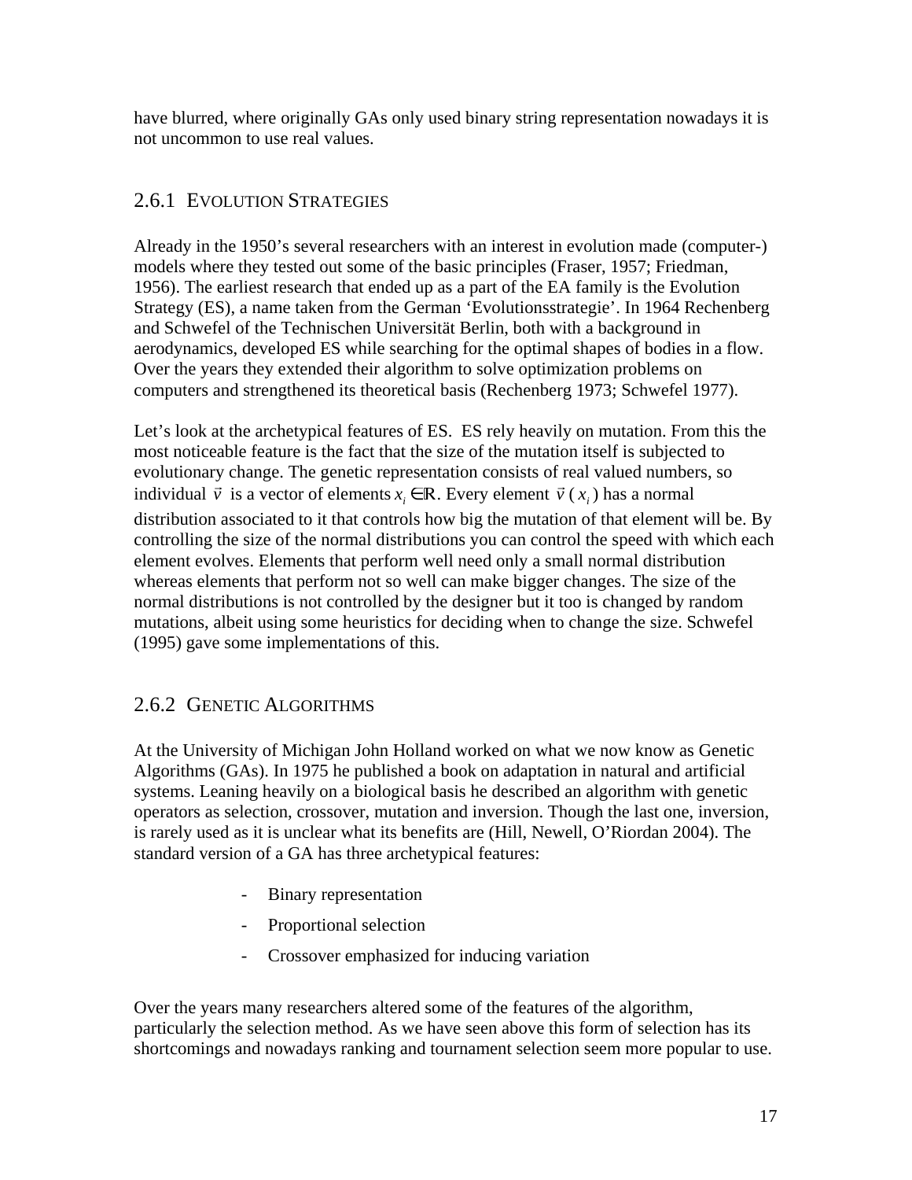have blurred, where originally GAs only used binary string representation nowadays it is not uncommon to use real values.

### 2.6.1 Evolution Strategies

Already in the 1950's several researchers with an interest in evolution made (computer-) models where they tested out some of the basic principles (Fraser, 1957; Friedman, 1956). The earliest research that ended up as a part of the EA family is the Evolution Strategy (ES), a name taken from the German 'Evolutionsstrategie'. In 1964 Rechenberg and Schwefel of the Technischen Universität Berlin, both with a background in aerodynamics, developed ES while searching for the optimal shapes of bodies in a flow. Over the years they extended their algorithm to solve optimization problems on computers and strengthened its theoretical basis (Rechenberg 1973; Schwefel 1977).

Let's look at the archetypical features of ES. ES rely heavily on mutation. From this the most noticeable feature is the fact that the size of the mutation itself is subjected to evolutionary change. The genetic representation consists of real valued numbers, so individual $\vec{v}$ is a vector of elements $x_i \in \mathbb{R}$. Every element $\vec{v}(x_i)$ has a normal distribution associated to it that controls how big the mutation of that element will be. By controlling the size of the normal distributions you can control the speed with which each element evolves. Elements that perform well need only a small normal distribution whereas elements that perform not so well can make bigger changes. The size of the normal distributions is not controlled by the designer but it too is changed by random mutations, albeit using some heuristics for deciding when to change the size. Schwefel (1995) gave some implementations of this.

### 2.6.2 Genetic Algorithms

At the University of Michigan John Holland worked on what we now know as Genetic Algorithms (GAs). In 1975 he published a book on adaptation in natural and artificial systems. Leaning heavily on a biological basis he described an algorithm with genetic operators as selection, crossover, mutation and inversion. Though the last one, inversion, is rarely used as it is unclear what its benefits are (Hill, Newell, O'Riordan 2004). The standard version of a GA has three archetypical features:

- Binary representation
- Proportional selection
- Crossover emphasized for inducing variation

Over the years many researchers altered some of the features of the algorithm, particularly the selection method. As we have seen above this form of selection has its shortcomings and nowadays ranking and tournament selection seem more popular to use.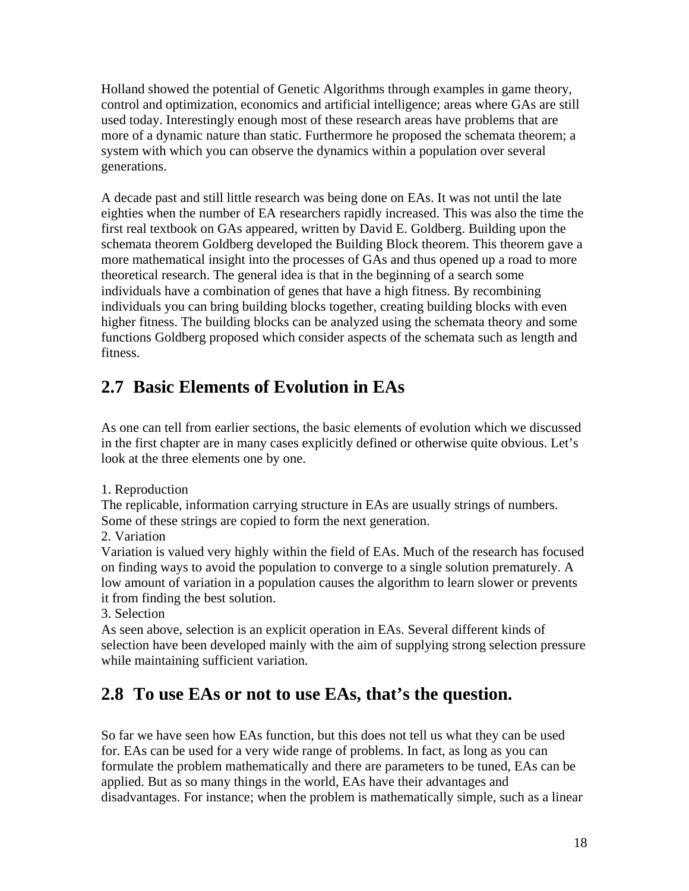Holland showed the potential of Genetic Algorithms through examples in game theory, control and optimization, economics and artificial intelligence; areas where GAs are still used today. Interestingly enough most of these research areas have problems that are more of a dynamic nature than static. Furthermore he proposed the schemata theorem; a system with which you can observe the dynamics within a population over several generations.

A decade past and still little research was being done on EAs. It was not until the late eighties when the number of EA researchers rapidly increased. This was also the time the first real textbook on GAs appeared, written by David E. Goldberg. Building upon the schemata theorem Goldberg developed the Building Block theorem. This theorem gave a more mathematical insight into the processes of GAs and thus opened up a road to more theoretical research. The general idea is that in the beginning of a search some individuals have a combination of genes that have a high fitness. By recombining individuals you can bring building blocks together, creating building blocks with even higher fitness. The building blocks can be analyzed using the schemata theory and some functions Goldberg proposed which consider aspects of the schemata such as length and fitness.

## 2.7 Basic Elements of Evolution in EAs

As one can tell from earlier sections, the basic elements of evolution which we discussed in the first chapter are in many cases explicitly defined or otherwise quite obvious. Let's look at the three elements one by one.

1. Reproduction
The replicable, information carrying structure in EAs are usually strings of numbers. Some of these strings are copied to form the next generation.
2. Variation
Variation is valued very highly within the field of EAs. Much of the research has focused on finding ways to avoid the population to converge to a single solution prematurely. A low amount of variation in a population causes the algorithm to learn slower or prevents it from finding the best solution.
3. Selection
As seen above, selection is an explicit operation in EAs. Several different kinds of selection have been developed mainly with the aim of supplying strong selection pressure while maintaining sufficient variation.

## 2.8 To use EAs or not to use EAs, that's the question.

So far we have seen how EAs function, but this does not tell us what they can be used for. EAs can be used for a very wide range of problems. In fact, as long as you can formulate the problem mathematically and there are parameters to be tuned, EAs can be applied. But as so many things in the world, EAs have their advantages and disadvantages. For instance; when the problem is mathematically simple, such as a linear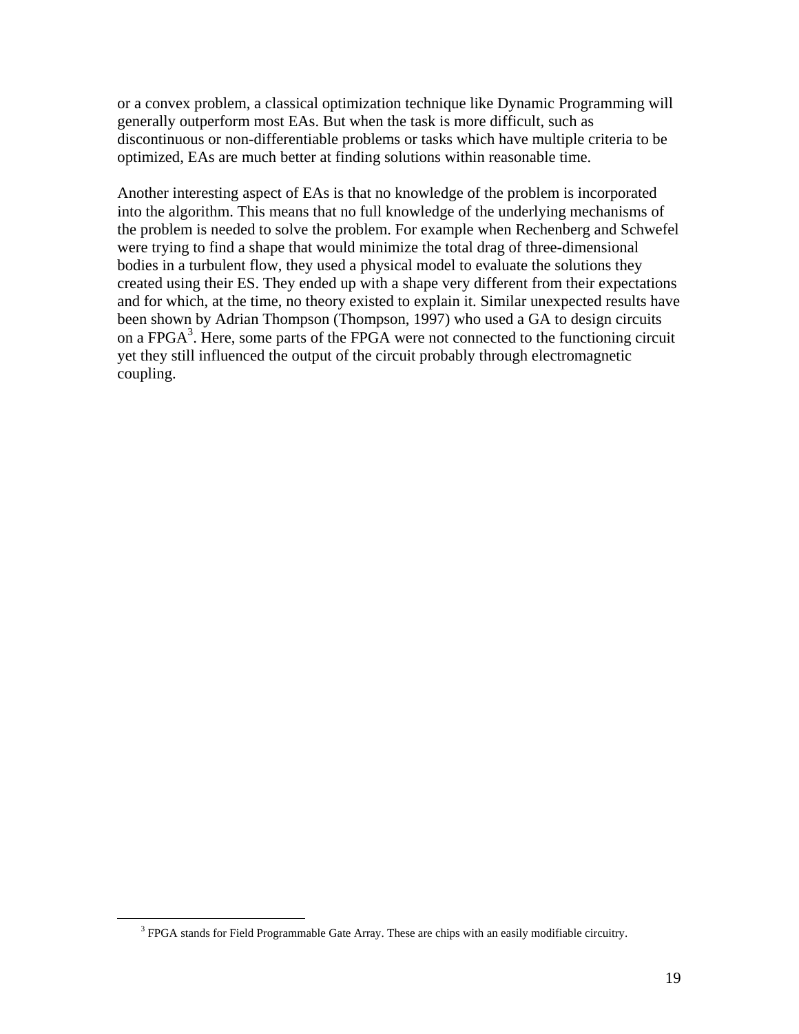or a convex problem, a classical optimization technique like Dynamic Programming will generally outperform most EAs. But when the task is more difficult, such as discontinuous or non-differentiable problems or tasks which have multiple criteria to be optimized, EAs are much better at finding solutions within reasonable time.

Another interesting aspect of EAs is that no knowledge of the problem is incorporated into the algorithm. This means that no full knowledge of the underlying mechanisms of the problem is needed to solve the problem. For example when Rechenberg and Schwefel were trying to find a shape that would minimize the total drag of three-dimensional bodies in a turbulent flow, they used a physical model to evaluate the solutions they created using their ES. They ended up with a shape very different from their expectations and for which, at the time, no theory existed to explain it. Similar unexpected results have been shown by Adrian Thompson (Thompson, 1997) who used a GA to design circuits on a FPGA[3]. Here, some parts of the FPGA were not connected to the functioning circuit yet they still influenced the output of the circuit probably through electromagnetic coupling.

[3] FPGA stands for Field Programmable Gate Array. These are chips with an easily modifiable circuitry.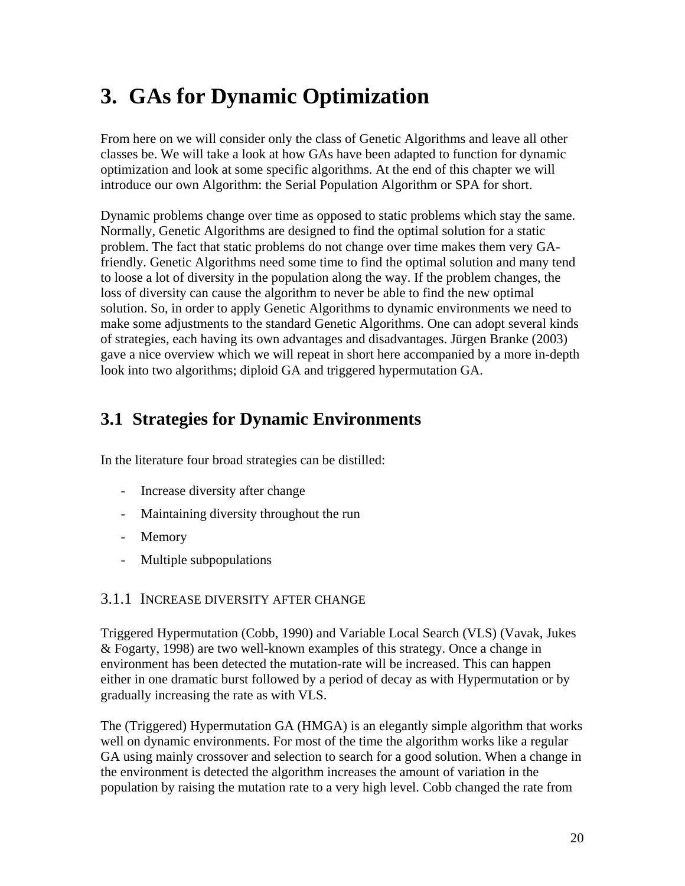# 3. GAs for Dynamic Optimization

From here on we will consider only the class of Genetic Algorithms and leave all other classes be. We will take a look at how GAs have been adapted to function for dynamic optimization and look at some specific algorithms. At the end of this chapter we will introduce our own Algorithm: the Serial Population Algorithm or SPA for short.

Dynamic problems change over time as opposed to static problems which stay the same. Normally, Genetic Algorithms are designed to find the optimal solution for a static problem. The fact that static problems do not change over time makes them very GA-friendly. Genetic Algorithms need some time to find the optimal solution and many tend to loose a lot of diversity in the population along the way. If the problem changes, the loss of diversity can cause the algorithm to never be able to find the new optimal solution. So, in order to apply Genetic Algorithms to dynamic environments we need to make some adjustments to the standard Genetic Algorithms. One can adopt several kinds of strategies, each having its own advantages and disadvantages. Jürgen Branke (2003) gave a nice overview which we will repeat in short here accompanied by a more in-depth look into two algorithms; diploid GA and triggered hypermutation GA.

## 3.1 Strategies for Dynamic Environments

In the literature four broad strategies can be distilled:

- Increase diversity after change
- Maintaining diversity throughout the run
- Memory
- Multiple subpopulations

### 3.1.1 Increase diversity after change

Triggered Hypermutation (Cobb, 1990) and Variable Local Search (VLS) (Vavak, Jukes & Fogarty, 1998) are two well-known examples of this strategy. Once a change in environment has been detected the mutation-rate will be increased. This can happen either in one dramatic burst followed by a period of decay as with Hypermutation or by gradually increasing the rate as with VLS.

The (Triggered) Hypermutation GA (HMGA) is an elegantly simple algorithm that works well on dynamic environments. For most of the time the algorithm works like a regular GA using mainly crossover and selection to search for a good solution. When a change in the environment is detected the algorithm increases the amount of variation in the population by raising the mutation rate to a very high level. Cobb changed the rate from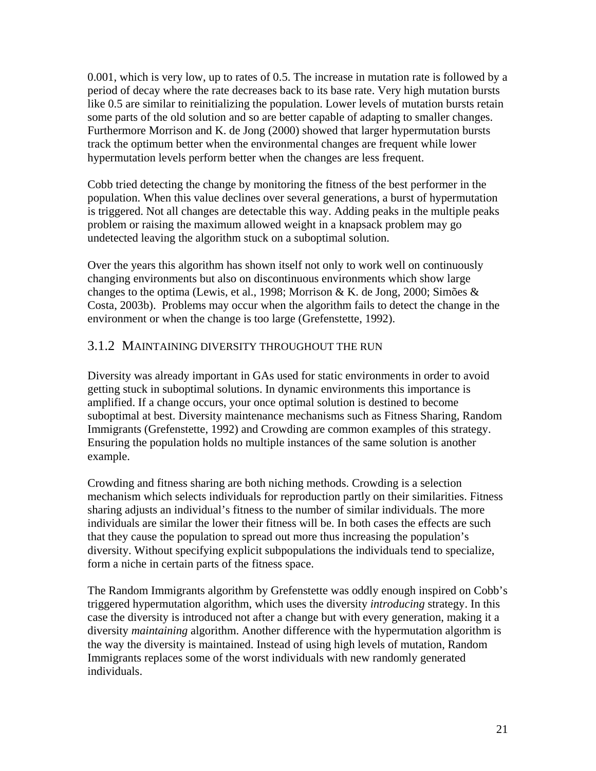0.001, which is very low, up to rates of 0.5. The increase in mutation rate is followed by a period of decay where the rate decreases back to its base rate. Very high mutation bursts like 0.5 are similar to reinitializing the population. Lower levels of mutation bursts retain some parts of the old solution and so are better capable of adapting to smaller changes. Furthermore Morrison and K. de Jong (2000) showed that larger hypermutation bursts track the optimum better when the environmental changes are frequent while lower hypermutation levels perform better when the changes are less frequent.

Cobb tried detecting the change by monitoring the fitness of the best performer in the population. When this value declines over several generations, a burst of hypermutation is triggered. Not all changes are detectable this way. Adding peaks in the multiple peaks problem or raising the maximum allowed weight in a knapsack problem may go undetected leaving the algorithm stuck on a suboptimal solution.

Over the years this algorithm has shown itself not only to work well on continuously changing environments but also on discontinuous environments which show large changes to the optima (Lewis, et al., 1998; Morrison & K. de Jong, 2000; Simões & Costa, 2003b). Problems may occur when the algorithm fails to detect the change in the environment or when the change is too large (Grefenstette, 1992).

### 3.1.2 Maintaining diversity throughout the run

Diversity was already important in GAs used for static environments in order to avoid getting stuck in suboptimal solutions. In dynamic environments this importance is amplified. If a change occurs, your once optimal solution is destined to become suboptimal at best. Diversity maintenance mechanisms such as Fitness Sharing, Random Immigrants (Grefenstette, 1992) and Crowding are common examples of this strategy. Ensuring the population holds no multiple instances of the same solution is another example.

Crowding and fitness sharing are both niching methods. Crowding is a selection mechanism which selects individuals for reproduction partly on their similarities. Fitness sharing adjusts an individual's fitness to the number of similar individuals. The more individuals are similar the lower their fitness will be. In both cases the effects are such that they cause the population to spread out more thus increasing the population's diversity. Without specifying explicit subpopulations the individuals tend to specialize, form a niche in certain parts of the fitness space.

The Random Immigrants algorithm by Grefenstette was oddly enough inspired on Cobb's triggered hypermutation algorithm, which uses the diversity *introducing* strategy. In this case the diversity is introduced not after a change but with every generation, making it a diversity *maintaining* algorithm. Another difference with the hypermutation algorithm is the way the diversity is maintained. Instead of using high levels of mutation, Random Immigrants replaces some of the worst individuals with new randomly generated individuals.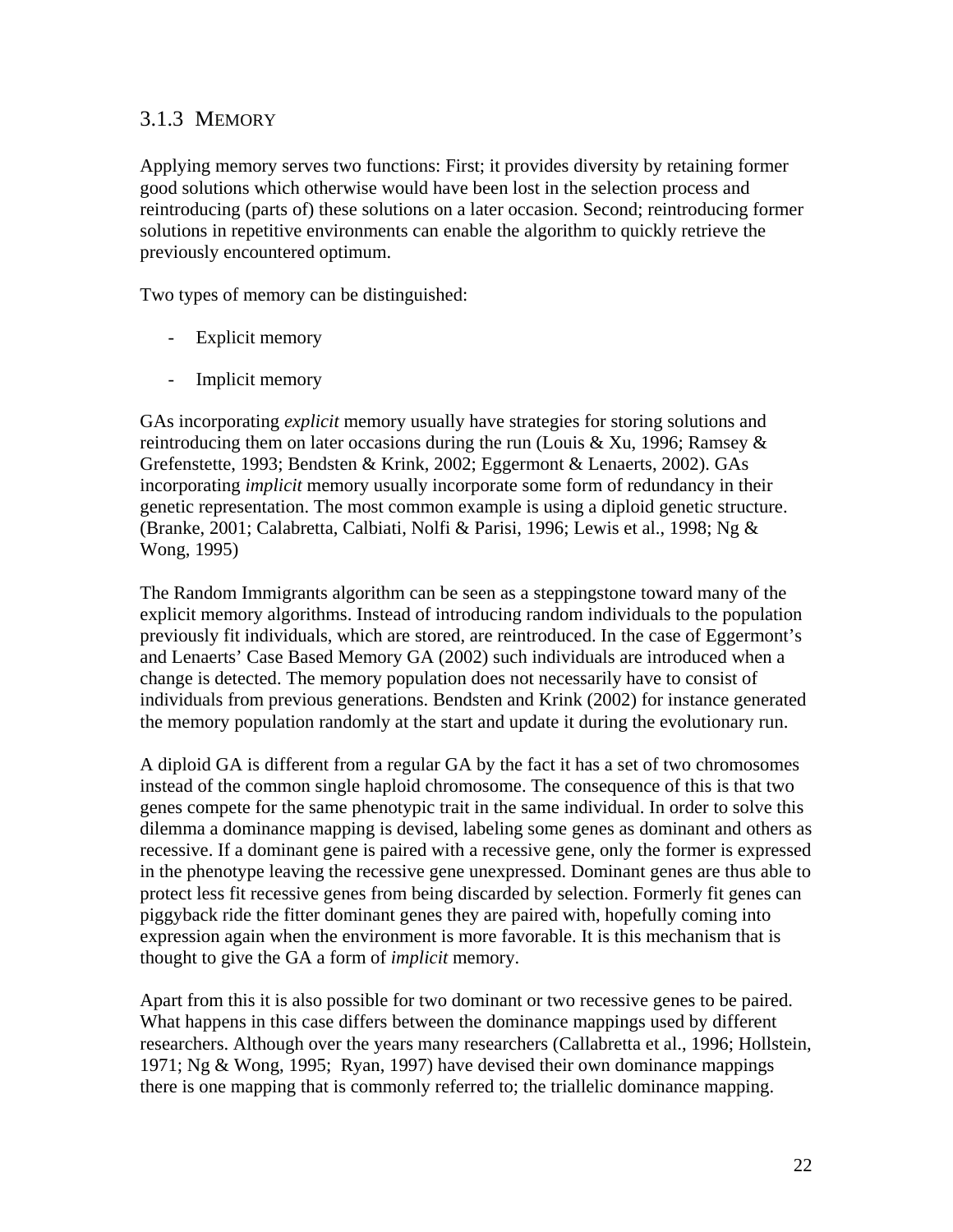### 3.1.3 MEMORY

Applying memory serves two functions: First; it provides diversity by retaining former good solutions which otherwise would have been lost in the selection process and reintroducing (parts of) these solutions on a later occasion. Second; reintroducing former solutions in repetitive environments can enable the algorithm to quickly retrieve the previously encountered optimum.

Two types of memory can be distinguished:

- Explicit memory
- Implicit memory

GAs incorporating *explicit* memory usually have strategies for storing solutions and reintroducing them on later occasions during the run (Louis & Xu, 1996; Ramsey & Grefenstette, 1993; Bendsten & Krink, 2002; Eggermont & Lenaerts, 2002). GAs incorporating *implicit* memory usually incorporate some form of redundancy in their genetic representation. The most common example is using a diploid genetic structure. (Branke, 2001; Calabretta, Calbiati, Nolfi & Parisi, 1996; Lewis et al., 1998; Ng & Wong, 1995)

The Random Immigrants algorithm can be seen as a steppingstone toward many of the explicit memory algorithms. Instead of introducing random individuals to the population previously fit individuals, which are stored, are reintroduced. In the case of Eggermont's and Lenaerts' Case Based Memory GA (2002) such individuals are introduced when a change is detected. The memory population does not necessarily have to consist of individuals from previous generations. Bendsten and Krink (2002) for instance generated the memory population randomly at the start and update it during the evolutionary run.

A diploid GA is different from a regular GA by the fact it has a set of two chromosomes instead of the common single haploid chromosome. The consequence of this is that two genes compete for the same phenotypic trait in the same individual. In order to solve this dilemma a dominance mapping is devised, labeling some genes as dominant and others as recessive. If a dominant gene is paired with a recessive gene, only the former is expressed in the phenotype leaving the recessive gene unexpressed. Dominant genes are thus able to protect less fit recessive genes from being discarded by selection. Formerly fit genes can piggyback ride the fitter dominant genes they are paired with, hopefully coming into expression again when the environment is more favorable. It is this mechanism that is thought to give the GA a form of *implicit* memory.

Apart from this it is also possible for two dominant or two recessive genes to be paired. What happens in this case differs between the dominance mappings used by different researchers. Although over the years many researchers (Callabretta et al., 1996; Hollstein, 1971; Ng & Wong, 1995; Ryan, 1997) have devised their own dominance mappings there is one mapping that is commonly referred to; the triallelic dominance mapping.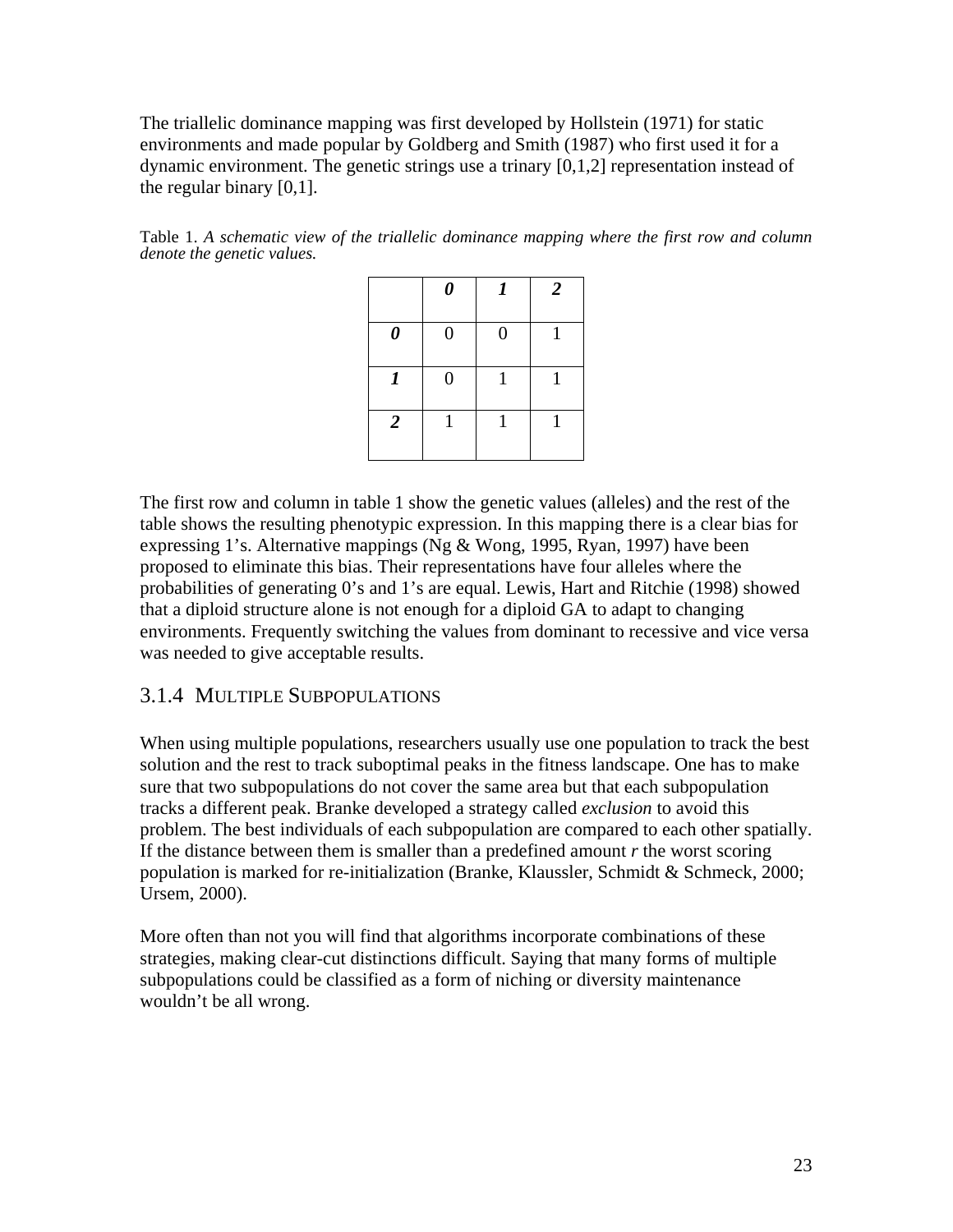The triallelic dominance mapping was first developed by Hollstein (1971) for static environments and made popular by Goldberg and Smith (1987) who first used it for a dynamic environment. The genetic strings use a trinary [0,1,2] representation instead of the regular binary [0,1].

Table 1. *A schematic view of the triallelic dominance mapping where the first row and column denote the genetic values.*

| | ***0*** | ***1*** | ***2*** |
|---|---|---|---|
| ***0*** | 0 | 0 | 1 |
| ***1*** | 0 | 1 | 1 |
| ***2*** | 1 | 1 | 1 |

The first row and column in table 1 show the genetic values (alleles) and the rest of the table shows the resulting phenotypic expression. In this mapping there is a clear bias for expressing 1's. Alternative mappings (Ng & Wong, 1995, Ryan, 1997) have been proposed to eliminate this bias. Their representations have four alleles where the probabilities of generating 0's and 1's are equal. Lewis, Hart and Ritchie (1998) showed that a diploid structure alone is not enough for a diploid GA to adapt to changing environments. Frequently switching the values from dominant to recessive and vice versa was needed to give acceptable results.

### 3.1.4 Multiple Subpopulations

When using multiple populations, researchers usually use one population to track the best solution and the rest to track suboptimal peaks in the fitness landscape. One has to make sure that two subpopulations do not cover the same area but that each subpopulation tracks a different peak. Branke developed a strategy called *exclusion* to avoid this problem. The best individuals of each subpopulation are compared to each other spatially. If the distance between them is smaller than a predefined amount $r$ the worst scoring population is marked for re-initialization (Branke, Klaussler, Schmidt & Schmeck, 2000; Ursem, 2000).

More often than not you will find that algorithms incorporate combinations of these strategies, making clear-cut distinctions difficult. Saying that many forms of multiple subpopulations could be classified as a form of niching or diversity maintenance wouldn't be all wrong.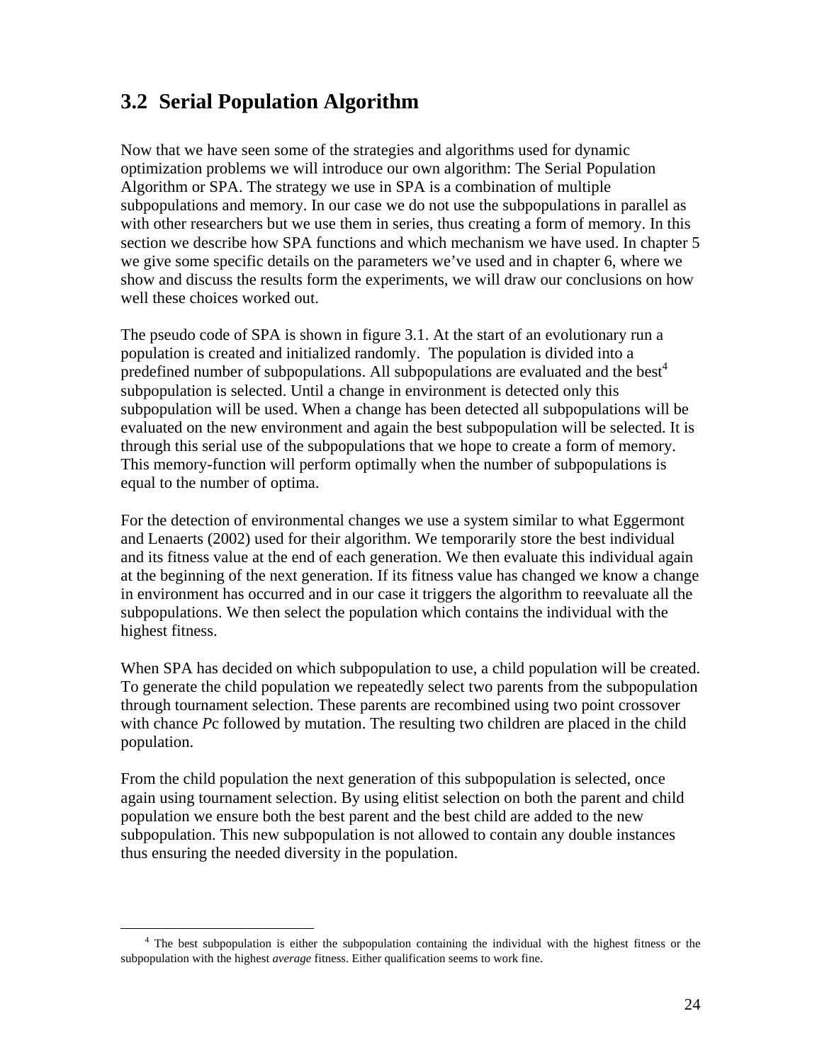## 3.2 Serial Population Algorithm

Now that we have seen some of the strategies and algorithms used for dynamic optimization problems we will introduce our own algorithm: The Serial Population Algorithm or SPA. The strategy we use in SPA is a combination of multiple subpopulations and memory. In our case we do not use the subpopulations in parallel as with other researchers but we use them in series, thus creating a form of memory. In this section we describe how SPA functions and which mechanism we have used. In chapter 5 we give some specific details on the parameters we've used and in chapter 6, where we show and discuss the results form the experiments, we will draw our conclusions on how well these choices worked out.

The pseudo code of SPA is shown in figure 3.1. At the start of an evolutionary run a population is created and initialized randomly. The population is divided into a predefined number of subpopulations. All subpopulations are evaluated and the best[4] subpopulation is selected. Until a change in environment is detected only this subpopulation will be used. When a change has been detected all subpopulations will be evaluated on the new environment and again the best subpopulation will be selected. It is through this serial use of the subpopulations that we hope to create a form of memory. This memory-function will perform optimally when the number of subpopulations is equal to the number of optima.

For the detection of environmental changes we use a system similar to what Eggermont and Lenaerts (2002) used for their algorithm. We temporarily store the best individual and its fitness value at the end of each generation. We then evaluate this individual again at the beginning of the next generation. If its fitness value has changed we know a change in environment has occurred and in our case it triggers the algorithm to reevaluate all the subpopulations. We then select the population which contains the individual with the highest fitness.

When SPA has decided on which subpopulation to use, a child population will be created. To generate the child population we repeatedly select two parents from the subpopulation through tournament selection. These parents are recombined using two point crossover with chance *P*c followed by mutation. The resulting two children are placed in the child population.

From the child population the next generation of this subpopulation is selected, once again using tournament selection. By using elitist selection on both the parent and child population we ensure both the best parent and the best child are added to the new subpopulation. This new subpopulation is not allowed to contain any double instances thus ensuring the needed diversity in the population.

---

[4] The best subpopulation is either the subpopulation containing the individual with the highest fitness or the subpopulation with the highest *average* fitness. Either qualification seems to work fine.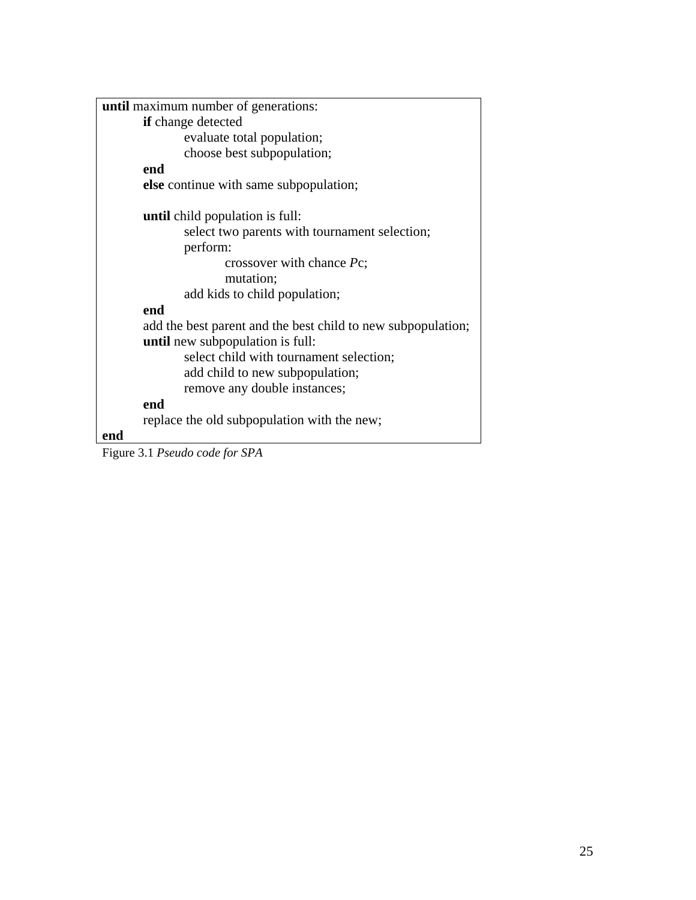```
until maximum number of generations:
    if change detected
        evaluate total population;
        choose best subpopulation;
    end
    else continue with same subpopulation;

    until child population is full:
        select two parents with tournament selection;
        perform:
            crossover with chance Pc;
            mutation;
        add kids to child population;
    end
    add the best parent and the best child to new subpopulation;
    until new subpopulation is full:
        select child with tournament selection;
        add child to new subpopulation;
        remove any double instances;
    end
    replace the old subpopulation with the new;
end
```

Figure 3.1 *Pseudo code for SPA*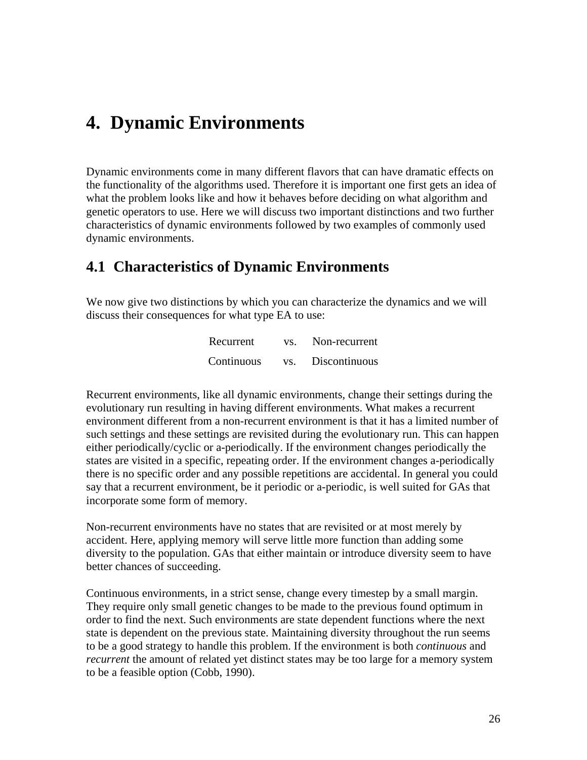# 4. Dynamic Environments

Dynamic environments come in many different flavors that can have dramatic effects on the functionality of the algorithms used. Therefore it is important one first gets an idea of what the problem looks like and how it behaves before deciding on what algorithm and genetic operators to use. Here we will discuss two important distinctions and two further characteristics of dynamic environments followed by two examples of commonly used dynamic environments.

## 4.1 Characteristics of Dynamic Environments

We now give two distinctions by which you can characterize the dynamics and we will discuss their consequences for what type EA to use:

| | | |
|---|---|---|
| Recurrent | vs. | Non-recurrent |
| Continuous | vs. | Discontinuous |

Recurrent environments, like all dynamic environments, change their settings during the evolutionary run resulting in having different environments. What makes a recurrent environment different from a non-recurrent environment is that it has a limited number of such settings and these settings are revisited during the evolutionary run. This can happen either periodically/cyclic or a-periodically. If the environment changes periodically the states are visited in a specific, repeating order. If the environment changes a-periodically there is no specific order and any possible repetitions are accidental. In general you could say that a recurrent environment, be it periodic or a-periodic, is well suited for GAs that incorporate some form of memory.

Non-recurrent environments have no states that are revisited or at most merely by accident. Here, applying memory will serve little more function than adding some diversity to the population. GAs that either maintain or introduce diversity seem to have better chances of succeeding.

Continuous environments, in a strict sense, change every timestep by a small margin. They require only small genetic changes to be made to the previous found optimum in order to find the next. Such environments are state dependent functions where the next state is dependent on the previous state. Maintaining diversity throughout the run seems to be a good strategy to handle this problem. If the environment is both *continuous* and *recurrent* the amount of related yet distinct states may be too large for a memory system to be a feasible option (Cobb, 1990).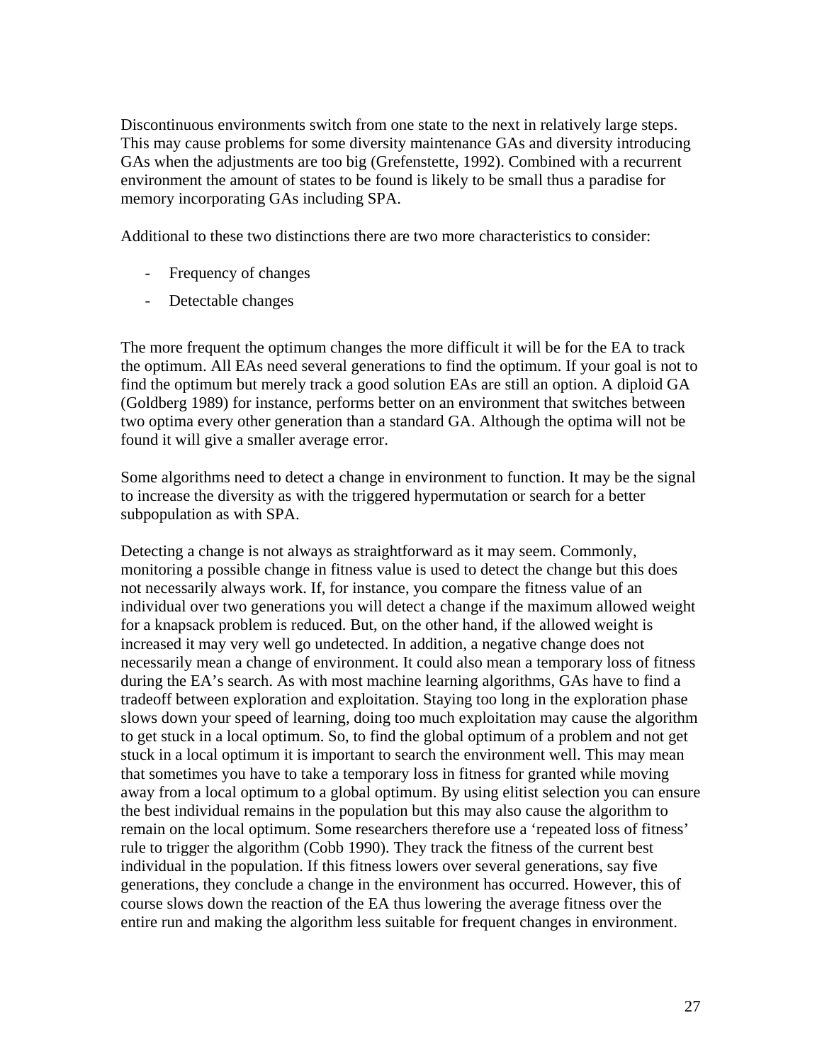Discontinuous environments switch from one state to the next in relatively large steps. This may cause problems for some diversity maintenance GAs and diversity introducing GAs when the adjustments are too big (Grefenstette, 1992). Combined with a recurrent environment the amount of states to be found is likely to be small thus a paradise for memory incorporating GAs including SPA.

Additional to these two distinctions there are two more characteristics to consider:

- Frequency of changes
- Detectable changes

The more frequent the optimum changes the more difficult it will be for the EA to track the optimum. All EAs need several generations to find the optimum. If your goal is not to find the optimum but merely track a good solution EAs are still an option. A diploid GA (Goldberg 1989) for instance, performs better on an environment that switches between two optima every other generation than a standard GA. Although the optima will not be found it will give a smaller average error.

Some algorithms need to detect a change in environment to function. It may be the signal to increase the diversity as with the triggered hypermutation or search for a better subpopulation as with SPA.

Detecting a change is not always as straightforward as it may seem. Commonly, monitoring a possible change in fitness value is used to detect the change but this does not necessarily always work. If, for instance, you compare the fitness value of an individual over two generations you will detect a change if the maximum allowed weight for a knapsack problem is reduced. But, on the other hand, if the allowed weight is increased it may very well go undetected. In addition, a negative change does not necessarily mean a change of environment. It could also mean a temporary loss of fitness during the EA's search. As with most machine learning algorithms, GAs have to find a tradeoff between exploration and exploitation. Staying too long in the exploration phase slows down your speed of learning, doing too much exploitation may cause the algorithm to get stuck in a local optimum. So, to find the global optimum of a problem and not get stuck in a local optimum it is important to search the environment well. This may mean that sometimes you have to take a temporary loss in fitness for granted while moving away from a local optimum to a global optimum. By using elitist selection you can ensure the best individual remains in the population but this may also cause the algorithm to remain on the local optimum. Some researchers therefore use a 'repeated loss of fitness' rule to trigger the algorithm (Cobb 1990). They track the fitness of the current best individual in the population. If this fitness lowers over several generations, say five generations, they conclude a change in the environment has occurred. However, this of course slows down the reaction of the EA thus lowering the average fitness over the entire run and making the algorithm less suitable for frequent changes in environment.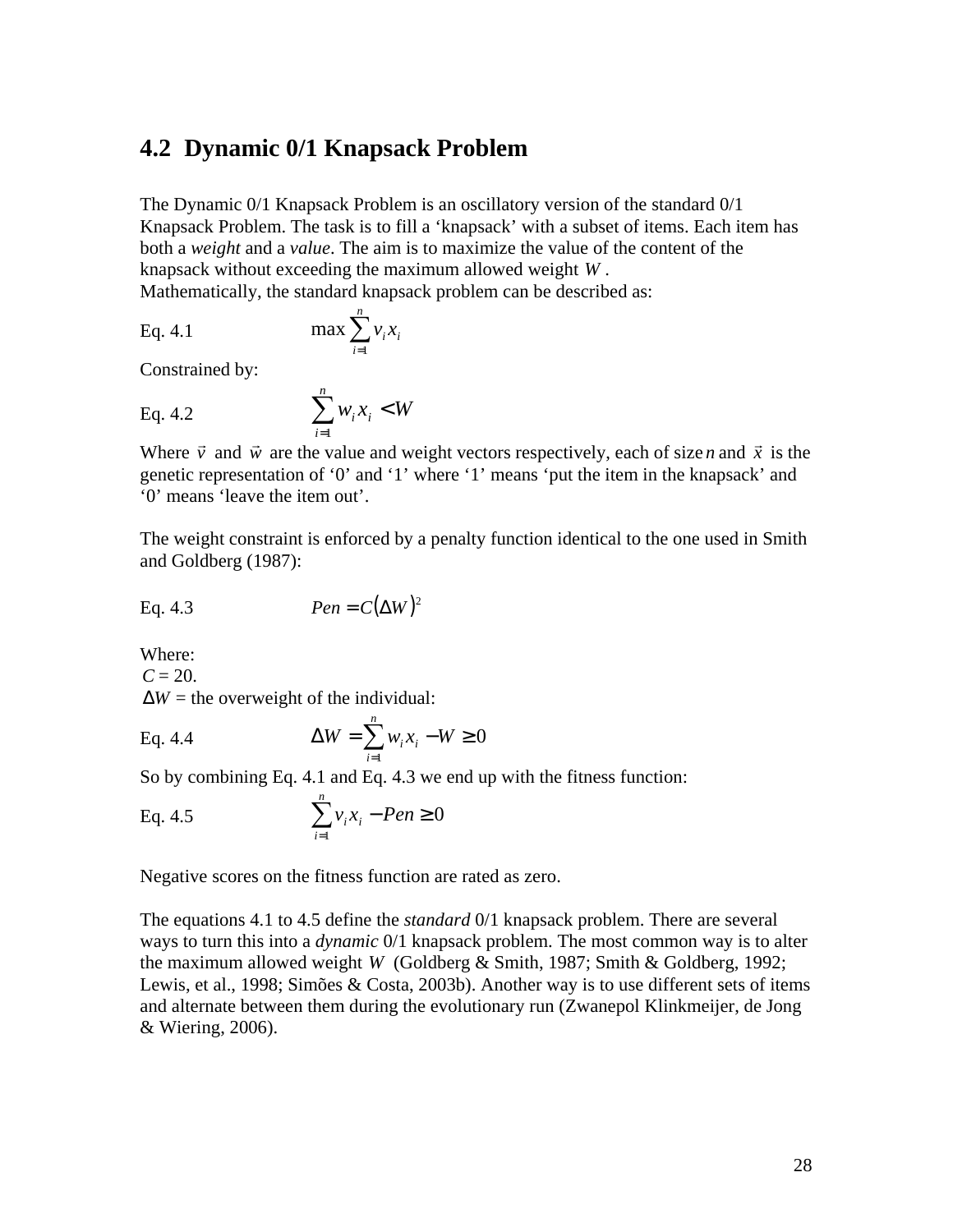## 4.2 Dynamic 0/1 Knapsack Problem

The Dynamic 0/1 Knapsack Problem is an oscillatory version of the standard 0/1 Knapsack Problem. The task is to fill a 'knapsack' with a subset of items. Each item has both a *weight* and a *value*. The aim is to maximize the value of the content of the knapsack without exceeding the maximum allowed weight $W$.
Mathematically, the standard knapsack problem can be described as:

Eq. 4.1 $$\max \sum_{i=1}^{n} v_i x_i$$

Constrained by:

Eq. 4.2 $$\sum_{i=1}^{n} w_i x_i < W$$

Where $\vec{v}$ and $\vec{w}$ are the value and weight vectors respectively, each of size $n$ and $\vec{x}$ is the genetic representation of '0' and '1' where '1' means 'put the item in the knapsack' and '0' means 'leave the item out'.

The weight constraint is enforced by a penalty function identical to the one used in Smith and Goldberg (1987):

Eq. 4.3 $$Pen = C(\Delta W)^2$$

Where:
$C = 20$.
$\Delta W$ = the overweight of the individual:

Eq. 4.4 $$\Delta W = \sum_{i=1}^{n} w_i x_i - W \geq 0$$

So by combining Eq. 4.1 and Eq. 4.3 we end up with the fitness function:

Eq. 4.5 $$\sum_{i=1}^{n} v_i x_i - Pen \geq 0$$

Negative scores on the fitness function are rated as zero.

The equations 4.1 to 4.5 define the *standard* 0/1 knapsack problem. There are several ways to turn this into a *dynamic* 0/1 knapsack problem. The most common way is to alter the maximum allowed weight $W$ (Goldberg & Smith, 1987; Smith & Goldberg, 1992; Lewis, et al., 1998; Simões & Costa, 2003b). Another way is to use different sets of items and alternate between them during the evolutionary run (Zwanepol Klinkmeijer, de Jong & Wiering, 2006).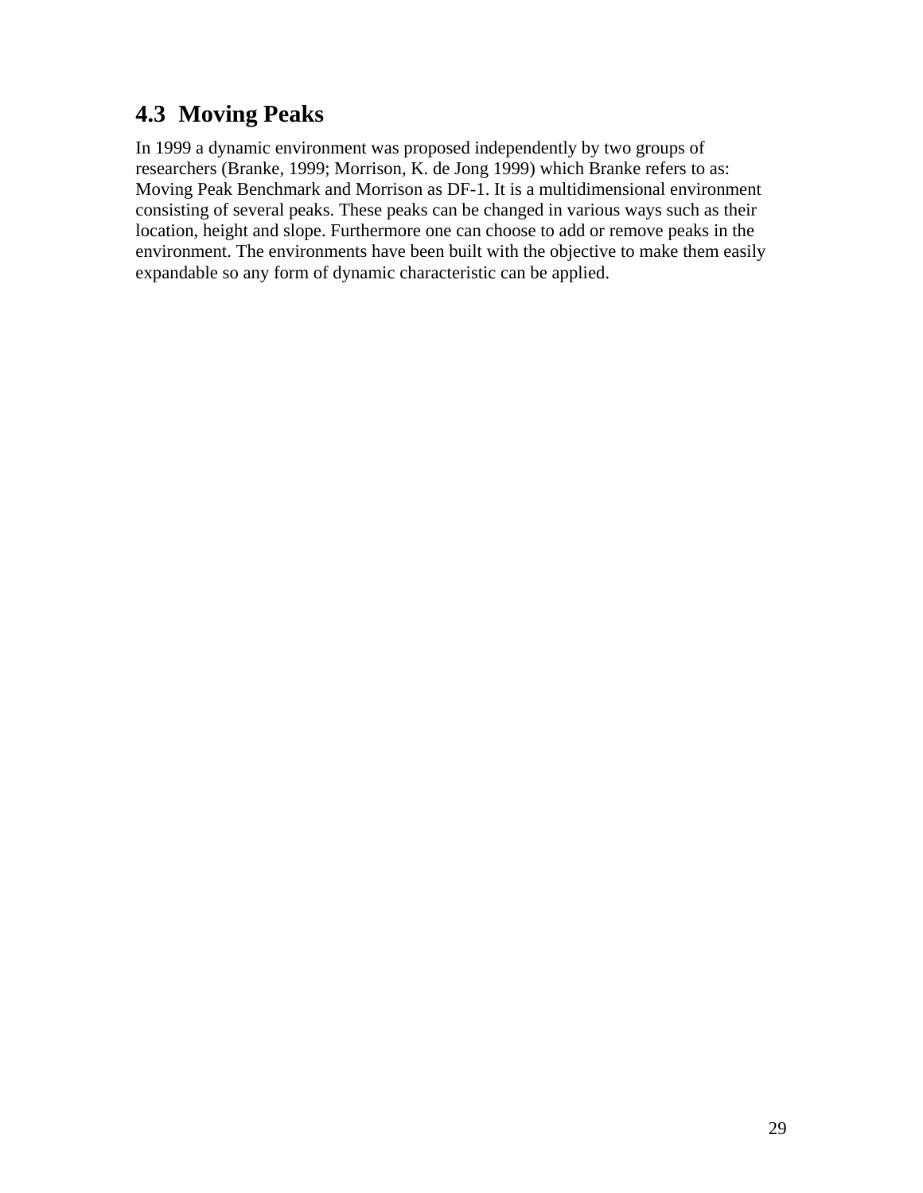## 4.3 Moving Peaks

In 1999 a dynamic environment was proposed independently by two groups of researchers (Branke, 1999; Morrison, K. de Jong 1999) which Branke refers to as: Moving Peak Benchmark and Morrison as DF-1. It is a multidimensional environment consisting of several peaks. These peaks can be changed in various ways such as their location, height and slope. Furthermore one can choose to add or remove peaks in the environment. The environments have been built with the objective to make them easily expandable so any form of dynamic characteristic can be applied.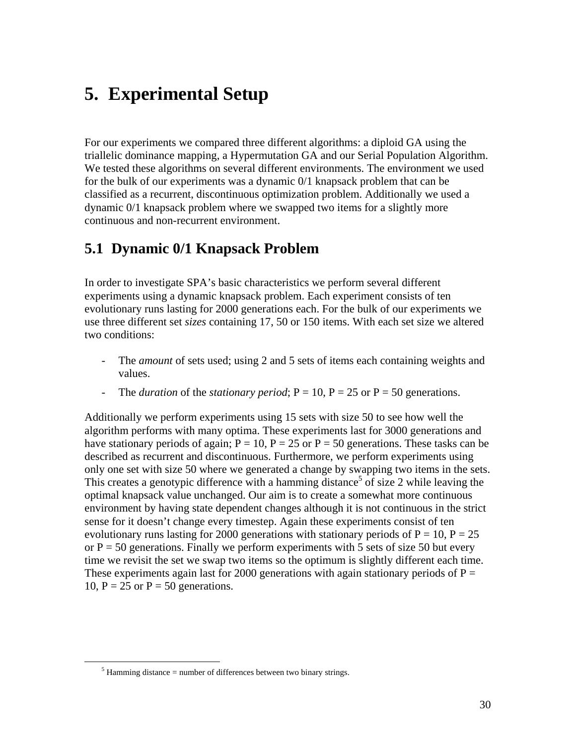# 5. Experimental Setup

For our experiments we compared three different algorithms: a diploid GA using the triallelic dominance mapping, a Hypermutation GA and our Serial Population Algorithm. We tested these algorithms on several different environments. The environment we used for the bulk of our experiments was a dynamic 0/1 knapsack problem that can be classified as a recurrent, discontinuous optimization problem. Additionally we used a dynamic 0/1 knapsack problem where we swapped two items for a slightly more continuous and non-recurrent environment.

## 5.1 Dynamic 0/1 Knapsack Problem

In order to investigate SPA's basic characteristics we perform several different experiments using a dynamic knapsack problem. Each experiment consists of ten evolutionary runs lasting for 2000 generations each. For the bulk of our experiments we use three different set *sizes* containing 17, 50 or 150 items. With each set size we altered two conditions:

- The *amount* of sets used; using 2 and 5 sets of items each containing weights and values.
- The *duration* of the *stationary period*; P = 10, P = 25 or P = 50 generations.

Additionally we perform experiments using 15 sets with size 50 to see how well the algorithm performs with many optima. These experiments last for 3000 generations and have stationary periods of again; P = 10, P = 25 or P = 50 generations. These tasks can be described as recurrent and discontinuous. Furthermore, we perform experiments using only one set with size 50 where we generated a change by swapping two items in the sets. This creates a genotypic difference with a hamming distance[5] of size 2 while leaving the optimal knapsack value unchanged. Our aim is to create a somewhat more continuous environment by having state dependent changes although it is not continuous in the strict sense for it doesn't change every timestep. Again these experiments consist of ten evolutionary runs lasting for 2000 generations with stationary periods of P = 10, P = 25 or P = 50 generations. Finally we perform experiments with 5 sets of size 50 but every time we revisit the set we swap two items so the optimum is slightly different each time. These experiments again last for 2000 generations with again stationary periods of P = 10, P = 25 or P = 50 generations.

[5] Hamming distance = number of differences between two binary strings.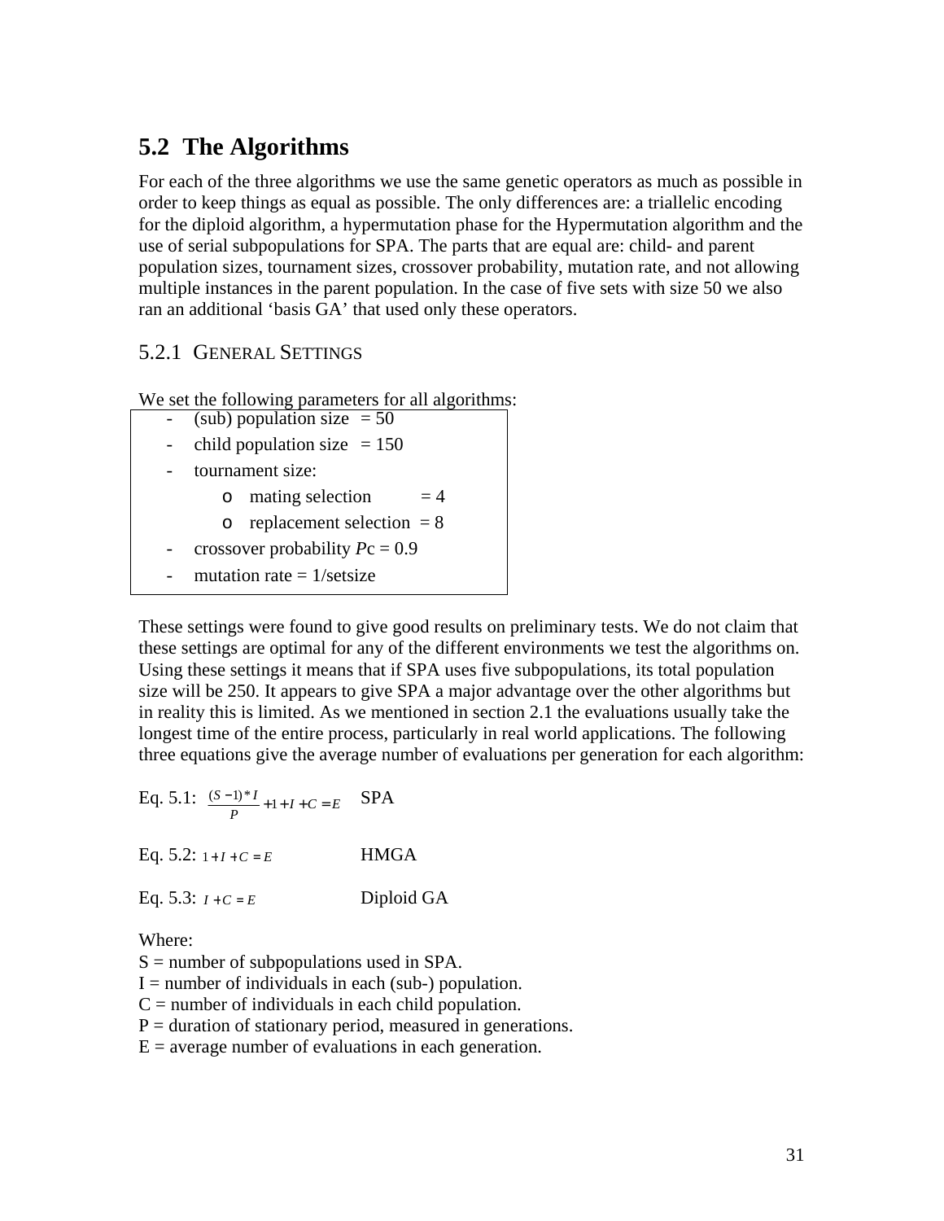## 5.2 The Algorithms

For each of the three algorithms we use the same genetic operators as much as possible in order to keep things as equal as possible. The only differences are: a triallelic encoding for the diploid algorithm, a hypermutation phase for the Hypermutation algorithm and the use of serial subpopulations for SPA. The parts that are equal are: child- and parent population sizes, tournament sizes, crossover probability, mutation rate, and not allowing multiple instances in the parent population. In the case of five sets with size 50 we also ran an additional 'basis GA' that used only these operators.

### 5.2.1 General Settings

We set the following parameters for all algorithms:

- (sub) population size = 50
- child population size = 150
- tournament size:
  - mating selection = 4
  - replacement selection = 8
- crossover probability $P$c = 0.9
- mutation rate = 1/setsize

These settings were found to give good results on preliminary tests. We do not claim that these settings are optimal for any of the different environments we test the algorithms on. Using these settings it means that if SPA uses five subpopulations, its total population size will be 250. It appears to give SPA a major advantage over the other algorithms but in reality this is limited. As we mentioned in section 2.1 the evaluations usually take the longest time of the entire process, particularly in real world applications. The following three equations give the average number of evaluations per generation for each algorithm:

Eq. 5.1: $\frac{(S-1)*I}{P} + 1 + I + C = E$ SPA

Eq. 5.2: $1 + I + C = E$ HMGA

Eq. 5.3: $I + C = E$ Diploid GA

Where:
S = number of subpopulations used in SPA.
I = number of individuals in each (sub-) population.
C = number of individuals in each child population.
P = duration of stationary period, measured in generations.
E = average number of evaluations in each generation.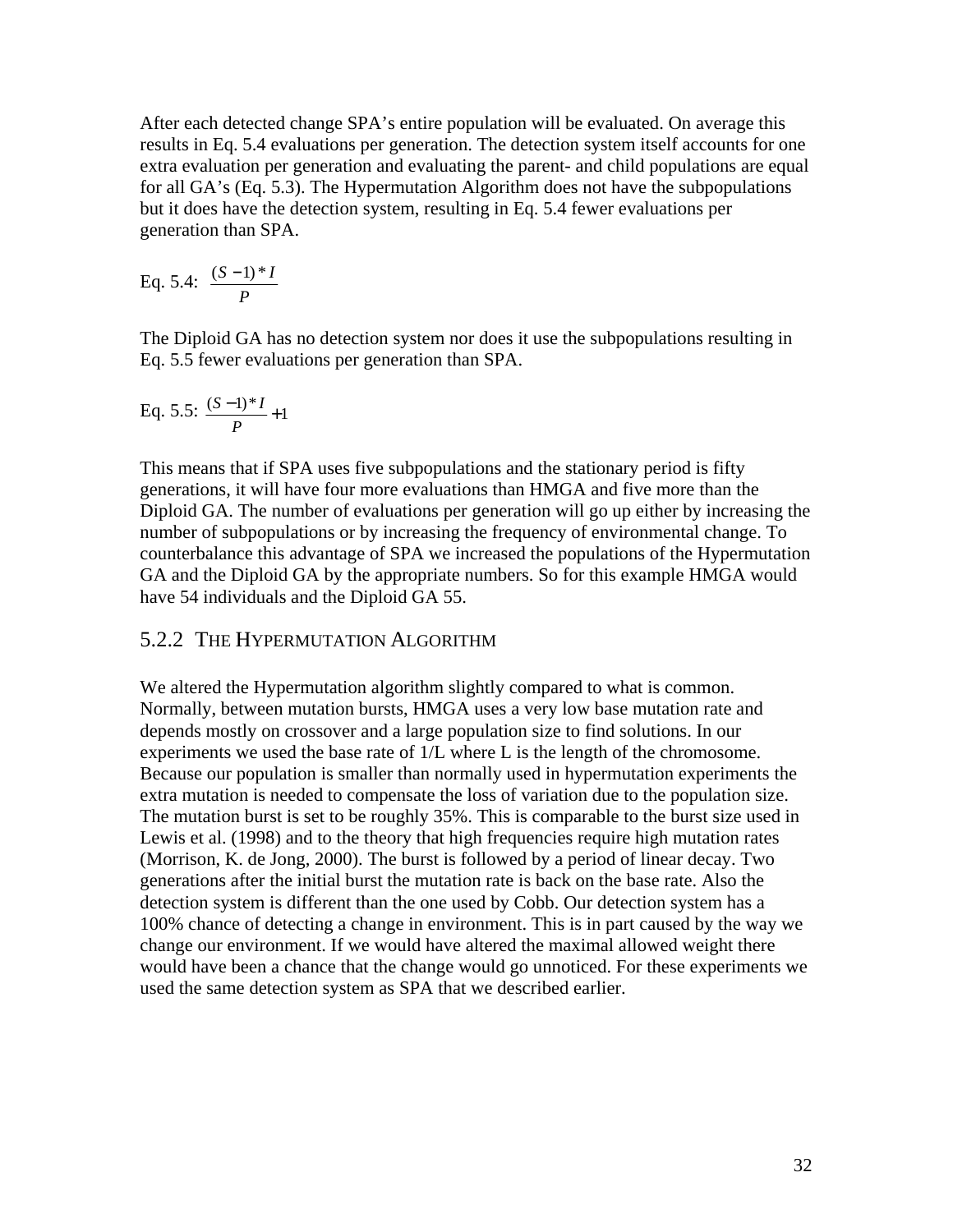After each detected change SPA's entire population will be evaluated. On average this results in Eq. 5.4 evaluations per generation. The detection system itself accounts for one extra evaluation per generation and evaluating the parent- and child populations are equal for all GA's (Eq. 5.3). The Hypermutation Algorithm does not have the subpopulations but it does have the detection system, resulting in Eq. 5.4 fewer evaluations per generation than SPA.

Eq. 5.4: $\frac{(S-1)*I}{P}$

The Diploid GA has no detection system nor does it use the subpopulations resulting in Eq. 5.5 fewer evaluations per generation than SPA.

Eq. 5.5: $\frac{(S-1)*I}{P}+1$

This means that if SPA uses five subpopulations and the stationary period is fifty generations, it will have four more evaluations than HMGA and five more than the Diploid GA. The number of evaluations per generation will go up either by increasing the number of subpopulations or by increasing the frequency of environmental change. To counterbalance this advantage of SPA we increased the populations of the Hypermutation GA and the Diploid GA by the appropriate numbers. So for this example HMGA would have 54 individuals and the Diploid GA 55.

### 5.2.2 The Hypermutation Algorithm

We altered the Hypermutation algorithm slightly compared to what is common. Normally, between mutation bursts, HMGA uses a very low base mutation rate and depends mostly on crossover and a large population size to find solutions. In our experiments we used the base rate of 1/L where L is the length of the chromosome. Because our population is smaller than normally used in hypermutation experiments the extra mutation is needed to compensate the loss of variation due to the population size. The mutation burst is set to be roughly 35%. This is comparable to the burst size used in Lewis et al. (1998) and to the theory that high frequencies require high mutation rates (Morrison, K. de Jong, 2000). The burst is followed by a period of linear decay. Two generations after the initial burst the mutation rate is back on the base rate. Also the detection system is different than the one used by Cobb. Our detection system has a 100% chance of detecting a change in environment. This is in part caused by the way we change our environment. If we would have altered the maximal allowed weight there would have been a chance that the change would go unnoticed. For these experiments we used the same detection system as SPA that we described earlier.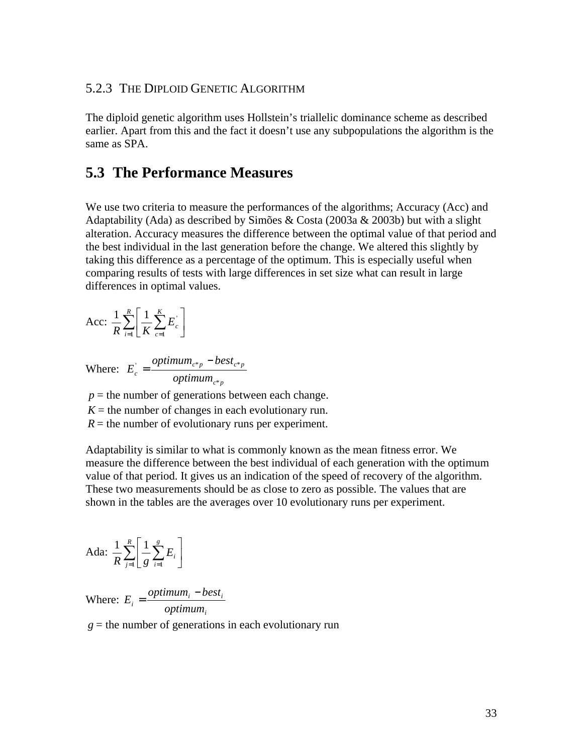### 5.2.3 The Diploid Genetic Algorithm

The diploid genetic algorithm uses Hollstein's triallelic dominance scheme as described earlier. Apart from this and the fact it doesn't use any subpopulations the algorithm is the same as SPA.

## 5.3 The Performance Measures

We use two criteria to measure the performances of the algorithms; Accuracy (Acc) and Adaptability (Ada) as described by Simões & Costa (2003a & 2003b) but with a slight alteration. Accuracy measures the difference between the optimal value of that period and the best individual in the last generation before the change. We altered this slightly by taking this difference as a percentage of the optimum. This is especially useful when comparing results of tests with large differences in set size what can result in large differences in optimal values.

Acc: $$\frac{1}{R}\sum_{i=1}^{R}\left[\frac{1}{K}\sum_{c=1}^{K}E_c^{'}\right]$$

Where: $$E_c^{'} = \frac{optimum_{c*p} - best_{c*p}}{optimum_{c*p}}$$

$p$ = the number of generations between each change.
$K$ = the number of changes in each evolutionary run.
$R$ = the number of evolutionary runs per experiment.

Adaptability is similar to what is commonly known as the mean fitness error. We measure the difference between the best individual of each generation with the optimum value of that period. It gives us an indication of the speed of recovery of the algorithm. These two measurements should be as close to zero as possible. The values that are shown in the tables are the averages over 10 evolutionary runs per experiment.

Ada: $$\frac{1}{R}\sum_{j=1}^{R}\left[\frac{1}{g}\sum_{i=1}^{g}E_i\right]$$

Where: $$E_i = \frac{optimum_i - best_i}{optimum_i}$$

$g$ = the number of generations in each evolutionary run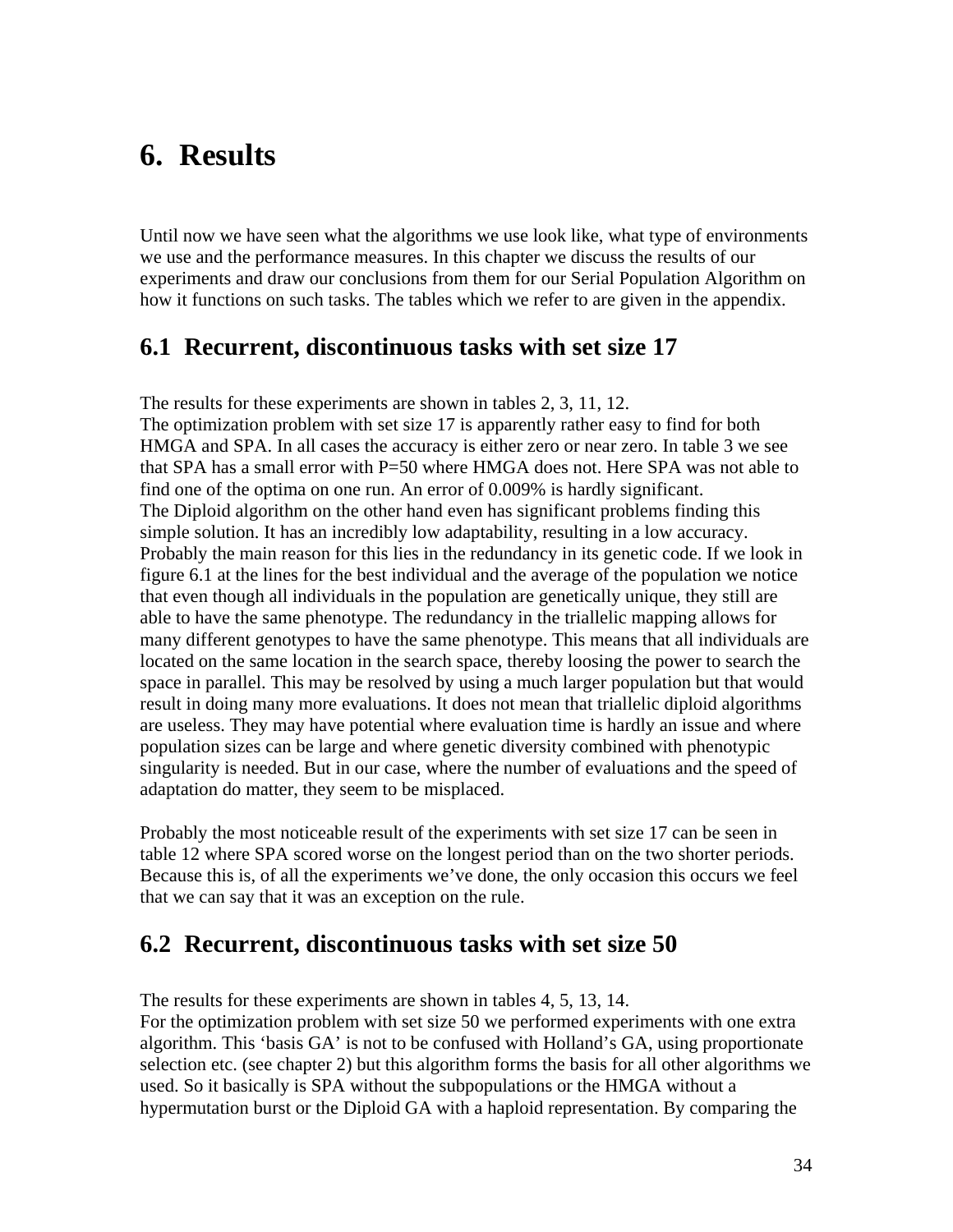# 6. Results

Until now we have seen what the algorithms we use look like, what type of environments we use and the performance measures. In this chapter we discuss the results of our experiments and draw our conclusions from them for our Serial Population Algorithm on how it functions on such tasks. The tables which we refer to are given in the appendix.

## 6.1 Recurrent, discontinuous tasks with set size 17

The results for these experiments are shown in tables 2, 3, 11, 12.
The optimization problem with set size 17 is apparently rather easy to find for both HMGA and SPA. In all cases the accuracy is either zero or near zero. In table 3 we see that SPA has a small error with P=50 where HMGA does not. Here SPA was not able to find one of the optima on one run. An error of 0.009% is hardly significant.
The Diploid algorithm on the other hand even has significant problems finding this simple solution. It has an incredibly low adaptability, resulting in a low accuracy. Probably the main reason for this lies in the redundancy in its genetic code. If we look in figure 6.1 at the lines for the best individual and the average of the population we notice that even though all individuals in the population are genetically unique, they still are able to have the same phenotype. The redundancy in the triallelic mapping allows for many different genotypes to have the same phenotype. This means that all individuals are located on the same location in the search space, thereby loosing the power to search the space in parallel. This may be resolved by using a much larger population but that would result in doing many more evaluations. It does not mean that triallelic diploid algorithms are useless. They may have potential where evaluation time is hardly an issue and where population sizes can be large and where genetic diversity combined with phenotypic singularity is needed. But in our case, where the number of evaluations and the speed of adaptation do matter, they seem to be misplaced.

Probably the most noticeable result of the experiments with set size 17 can be seen in table 12 where SPA scored worse on the longest period than on the two shorter periods. Because this is, of all the experiments we've done, the only occasion this occurs we feel that we can say that it was an exception on the rule.

## 6.2 Recurrent, discontinuous tasks with set size 50

The results for these experiments are shown in tables 4, 5, 13, 14.
For the optimization problem with set size 50 we performed experiments with one extra algorithm. This 'basis GA' is not to be confused with Holland's GA, using proportionate selection etc. (see chapter 2) but this algorithm forms the basis for all other algorithms we used. So it basically is SPA without the subpopulations or the HMGA without a hypermutation burst or the Diploid GA with a haploid representation. By comparing the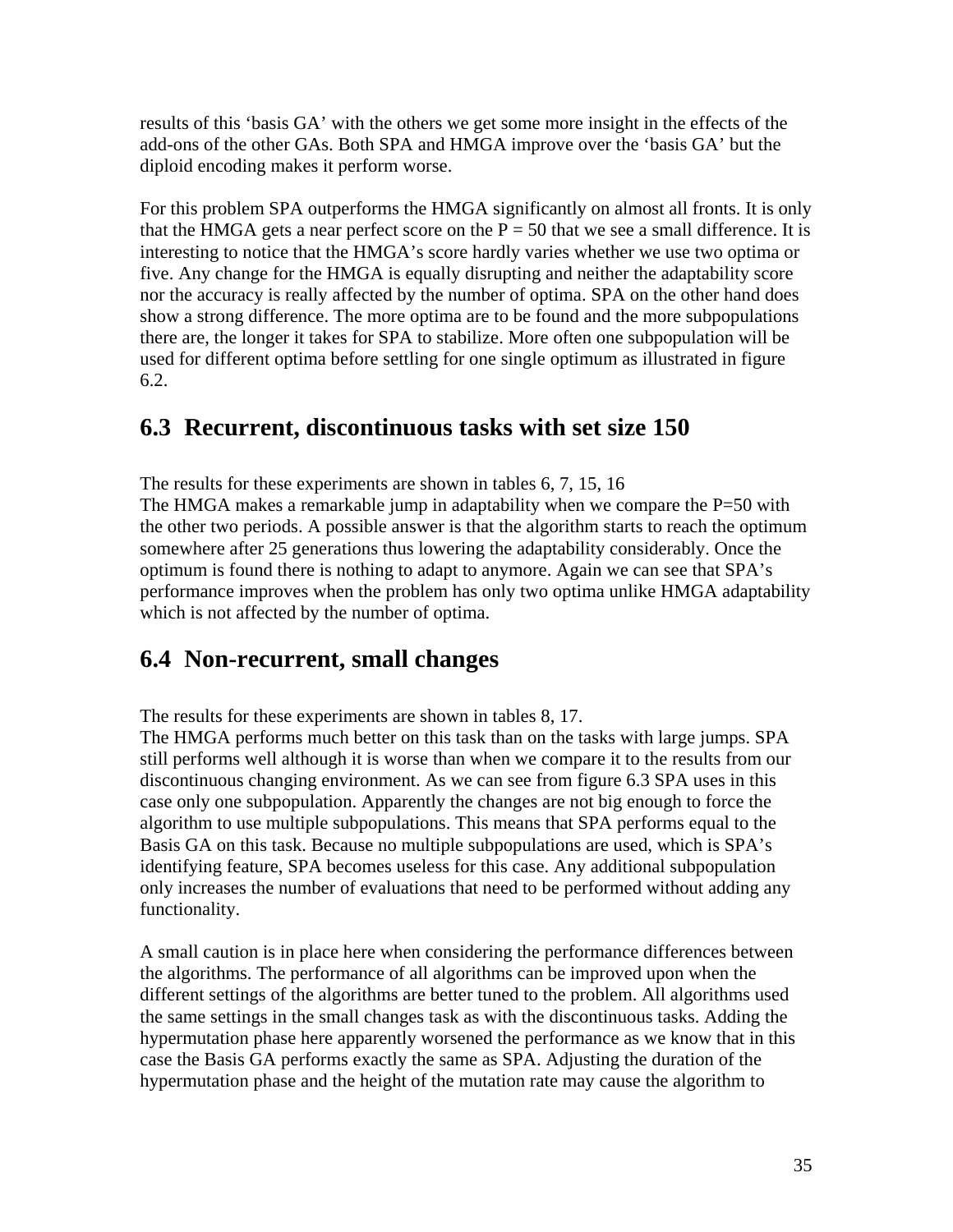results of this 'basis GA' with the others we get some more insight in the effects of the add-ons of the other GAs. Both SPA and HMGA improve over the 'basis GA' but the diploid encoding makes it perform worse.

For this problem SPA outperforms the HMGA significantly on almost all fronts. It is only that the HMGA gets a near perfect score on the P = 50 that we see a small difference. It is interesting to notice that the HMGA's score hardly varies whether we use two optima or five. Any change for the HMGA is equally disrupting and neither the adaptability score nor the accuracy is really affected by the number of optima. SPA on the other hand does show a strong difference. The more optima are to be found and the more subpopulations there are, the longer it takes for SPA to stabilize. More often one subpopulation will be used for different optima before settling for one single optimum as illustrated in figure 6.2.

## 6.3 Recurrent, discontinuous tasks with set size 150

The results for these experiments are shown in tables 6, 7, 15, 16
The HMGA makes a remarkable jump in adaptability when we compare the P=50 with the other two periods. A possible answer is that the algorithm starts to reach the optimum somewhere after 25 generations thus lowering the adaptability considerably. Once the optimum is found there is nothing to adapt to anymore. Again we can see that SPA's performance improves when the problem has only two optima unlike HMGA adaptability which is not affected by the number of optima.

## 6.4 Non-recurrent, small changes

The results for these experiments are shown in tables 8, 17.
The HMGA performs much better on this task than on the tasks with large jumps. SPA still performs well although it is worse than when we compare it to the results from our discontinuous changing environment. As we can see from figure 6.3 SPA uses in this case only one subpopulation. Apparently the changes are not big enough to force the algorithm to use multiple subpopulations. This means that SPA performs equal to the Basis GA on this task. Because no multiple subpopulations are used, which is SPA's identifying feature, SPA becomes useless for this case. Any additional subpopulation only increases the number of evaluations that need to be performed without adding any functionality.

A small caution is in place here when considering the performance differences between the algorithms. The performance of all algorithms can be improved upon when the different settings of the algorithms are better tuned to the problem. All algorithms used the same settings in the small changes task as with the discontinuous tasks. Adding the hypermutation phase here apparently worsened the performance as we know that in this case the Basis GA performs exactly the same as SPA. Adjusting the duration of the hypermutation phase and the height of the mutation rate may cause the algorithm to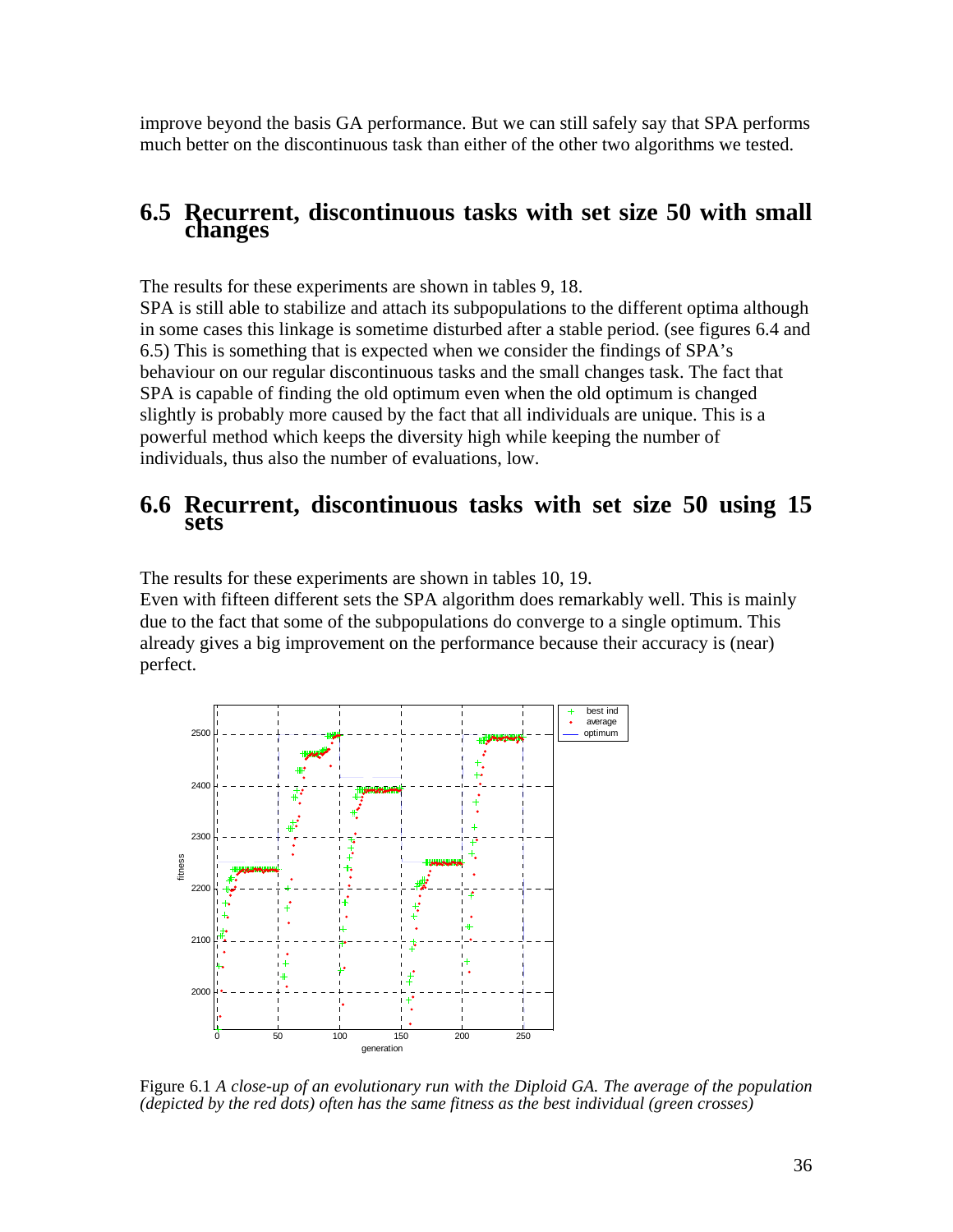improve beyond the basis GA performance. But we can still safely say that SPA performs much better on the discontinuous task than either of the other two algorithms we tested.

## 6.5 Recurrent, discontinuous tasks with set size 50 with small changes

The results for these experiments are shown in tables 9, 18.

SPA is still able to stabilize and attach its subpopulations to the different optima although in some cases this linkage is sometime disturbed after a stable period. (see figures 6.4 and 6.5) This is something that is expected when we consider the findings of SPA's behaviour on our regular discontinuous tasks and the small changes task. The fact that SPA is capable of finding the old optimum even when the old optimum is changed slightly is probably more caused by the fact that all individuals are unique. This is a powerful method which keeps the diversity high while keeping the number of individuals, thus also the number of evaluations, low.

## 6.6 Recurrent, discontinuous tasks with set size 50 using 15 sets

The results for these experiments are shown in tables 10, 19.

Even with fifteen different sets the SPA algorithm does remarkably well. This is mainly due to the fact that some of the subpopulations do converge to a single optimum. This already gives a big improvement on the performance because their accuracy is (near) perfect.

Figure 6.1 *A close-up of an evolutionary run with the Diploid GA. The average of the population (depicted by the red dots) often has the same fitness as the best individual (green crosses)*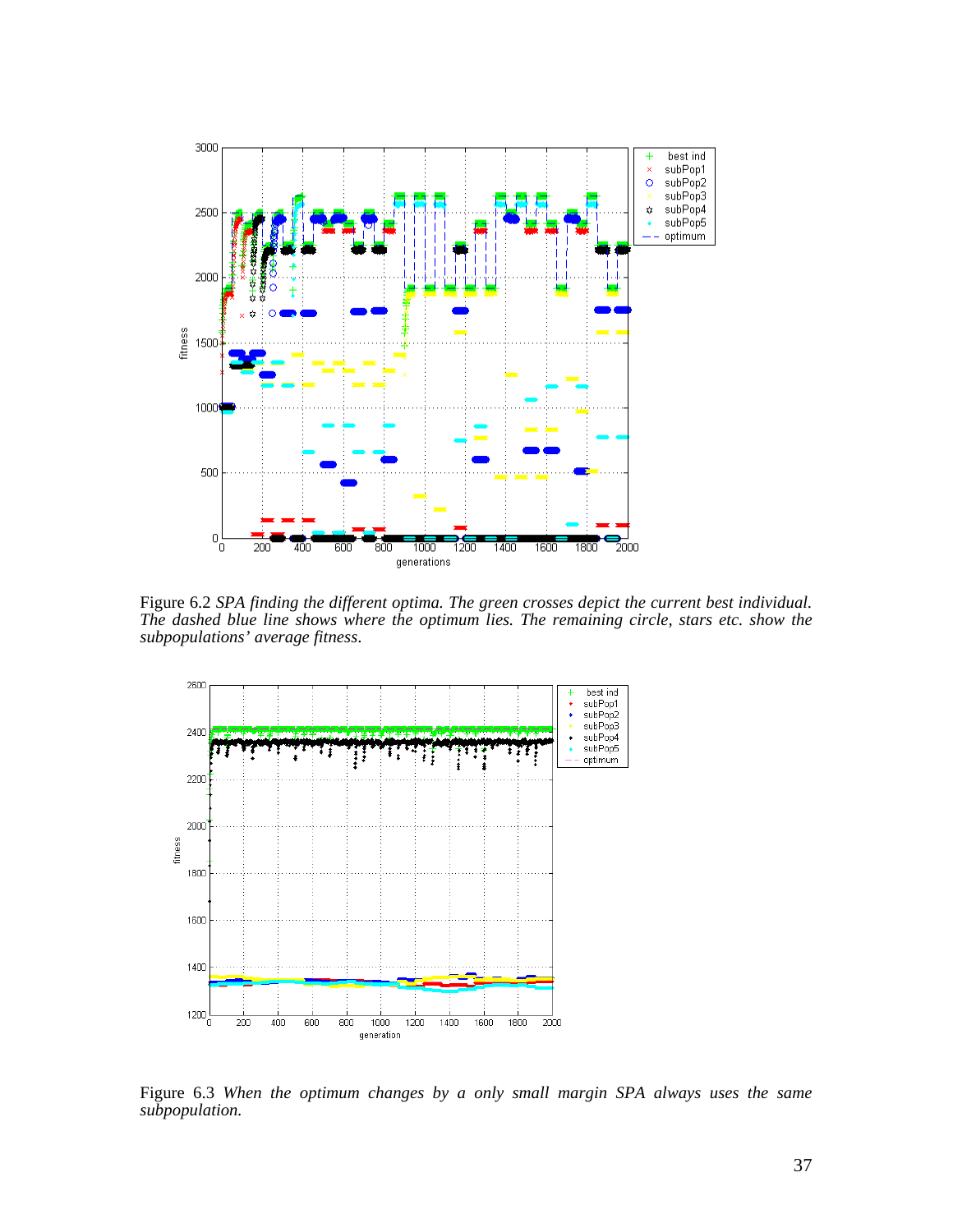Figure 6.2 *SPA finding the different optima. The green crosses depict the current best individual. The dashed blue line shows where the optimum lies. The remaining circle, stars etc. show the subpopulations' average fitness.*

Figure 6.3 *When the optimum changes by a only small margin SPA always uses the same subpopulation.*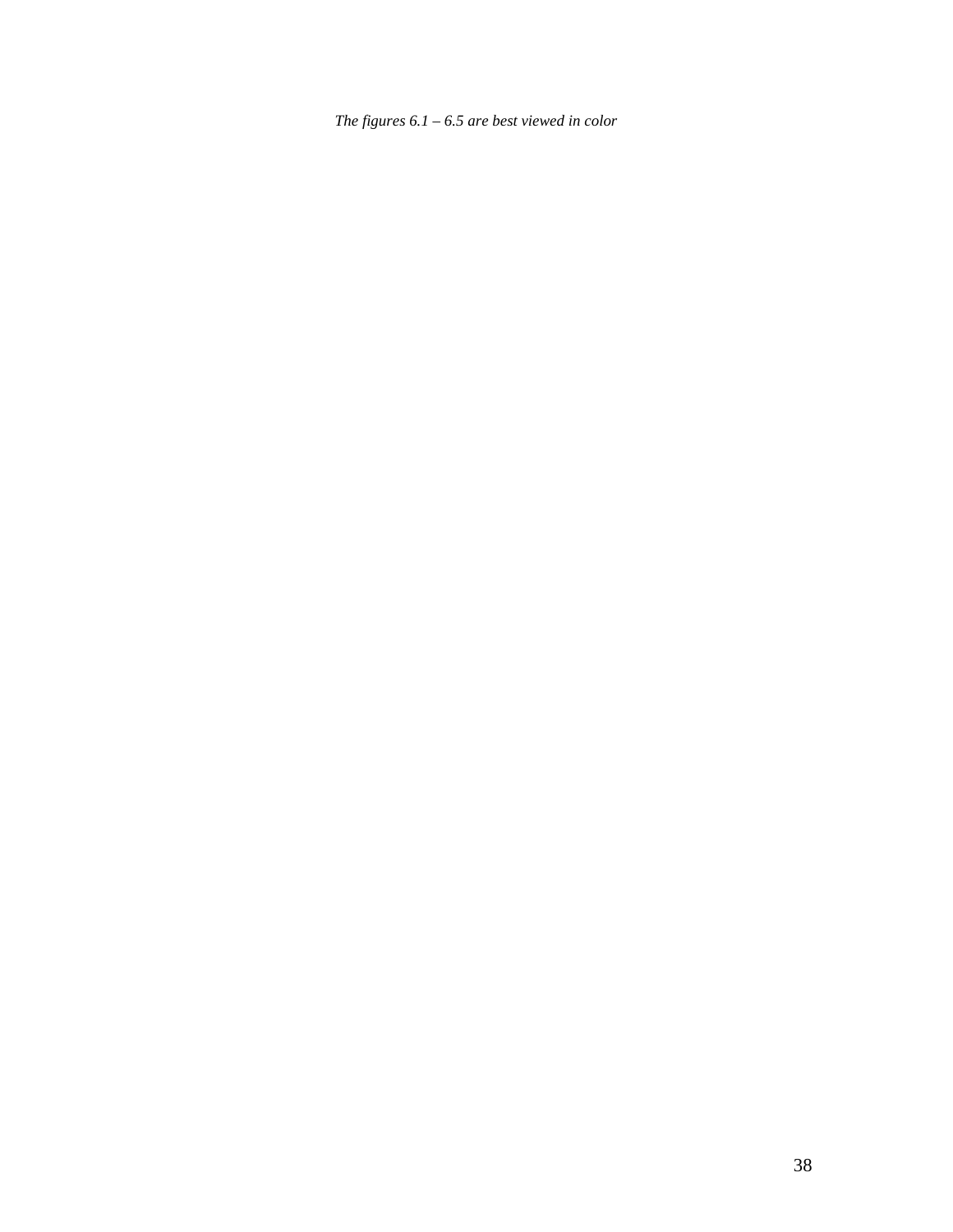*The figures 6.1 – 6.5 are best viewed in color*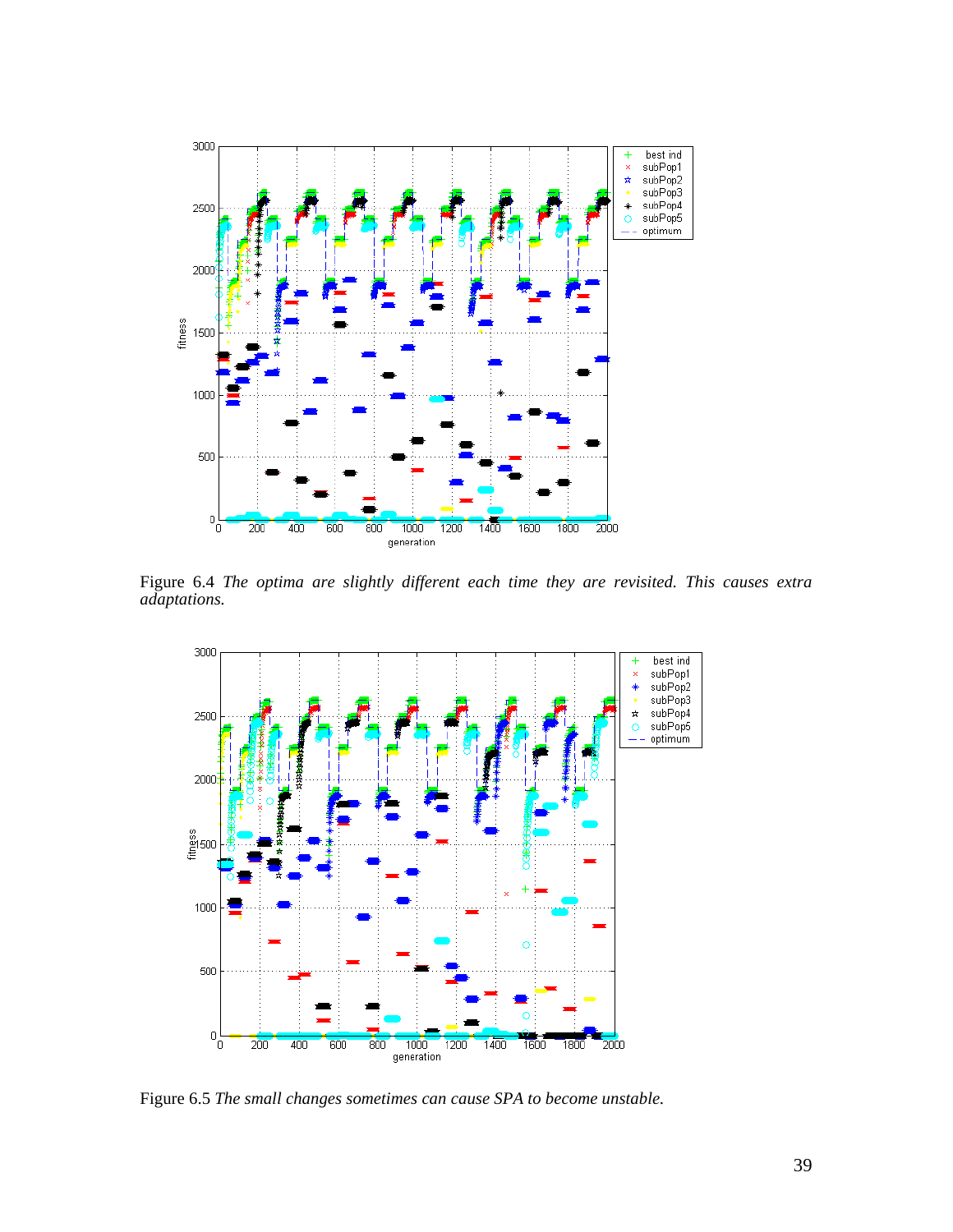Figure 6.4 *The optima are slightly different each time they are revisited. This causes extra adaptations.*

Figure 6.5 *The small changes sometimes can cause SPA to become unstable.*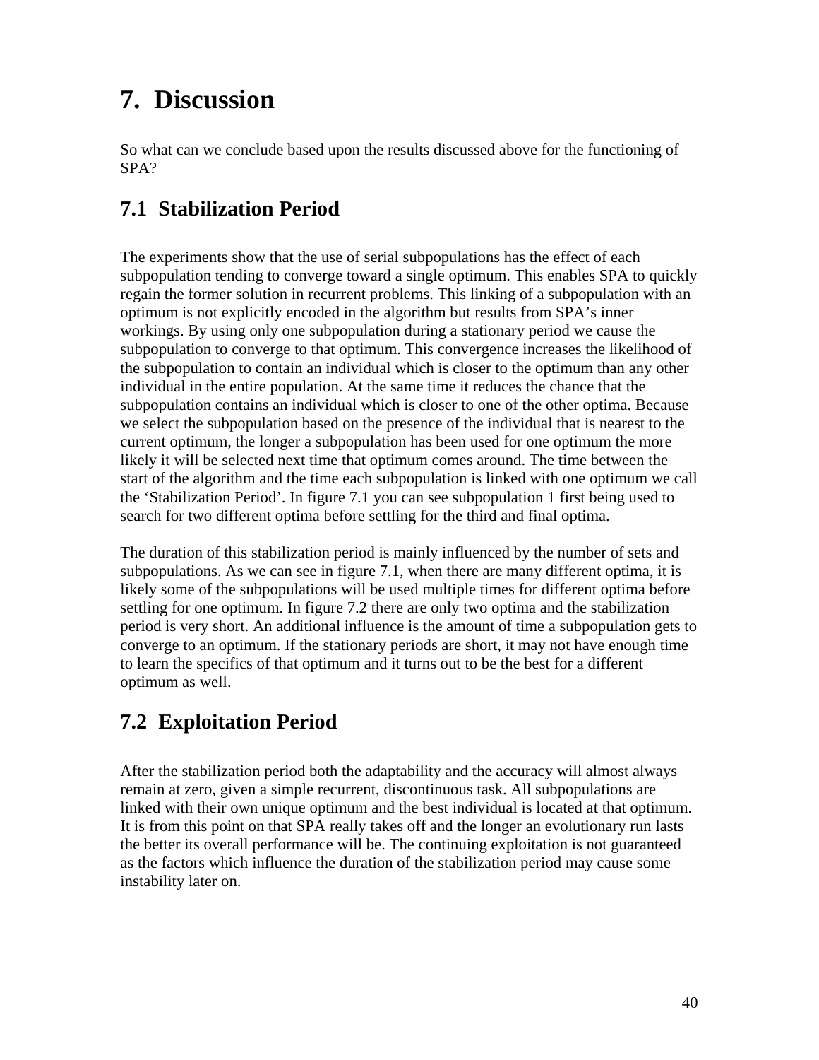# 7. Discussion

So what can we conclude based upon the results discussed above for the functioning of SPA?

## 7.1 Stabilization Period

The experiments show that the use of serial subpopulations has the effect of each subpopulation tending to converge toward a single optimum. This enables SPA to quickly regain the former solution in recurrent problems. This linking of a subpopulation with an optimum is not explicitly encoded in the algorithm but results from SPA's inner workings. By using only one subpopulation during a stationary period we cause the subpopulation to converge to that optimum. This convergence increases the likelihood of the subpopulation to contain an individual which is closer to the optimum than any other individual in the entire population. At the same time it reduces the chance that the subpopulation contains an individual which is closer to one of the other optima. Because we select the subpopulation based on the presence of the individual that is nearest to the current optimum, the longer a subpopulation has been used for one optimum the more likely it will be selected next time that optimum comes around. The time between the start of the algorithm and the time each subpopulation is linked with one optimum we call the 'Stabilization Period'. In figure 7.1 you can see subpopulation 1 first being used to search for two different optima before settling for the third and final optima.

The duration of this stabilization period is mainly influenced by the number of sets and subpopulations. As we can see in figure 7.1, when there are many different optima, it is likely some of the subpopulations will be used multiple times for different optima before settling for one optimum. In figure 7.2 there are only two optima and the stabilization period is very short. An additional influence is the amount of time a subpopulation gets to converge to an optimum. If the stationary periods are short, it may not have enough time to learn the specifics of that optimum and it turns out to be the best for a different optimum as well.

## 7.2 Exploitation Period

After the stabilization period both the adaptability and the accuracy will almost always remain at zero, given a simple recurrent, discontinuous task. All subpopulations are linked with their own unique optimum and the best individual is located at that optimum. It is from this point on that SPA really takes off and the longer an evolutionary run lasts the better its overall performance will be. The continuing exploitation is not guaranteed as the factors which influence the duration of the stabilization period may cause some instability later on.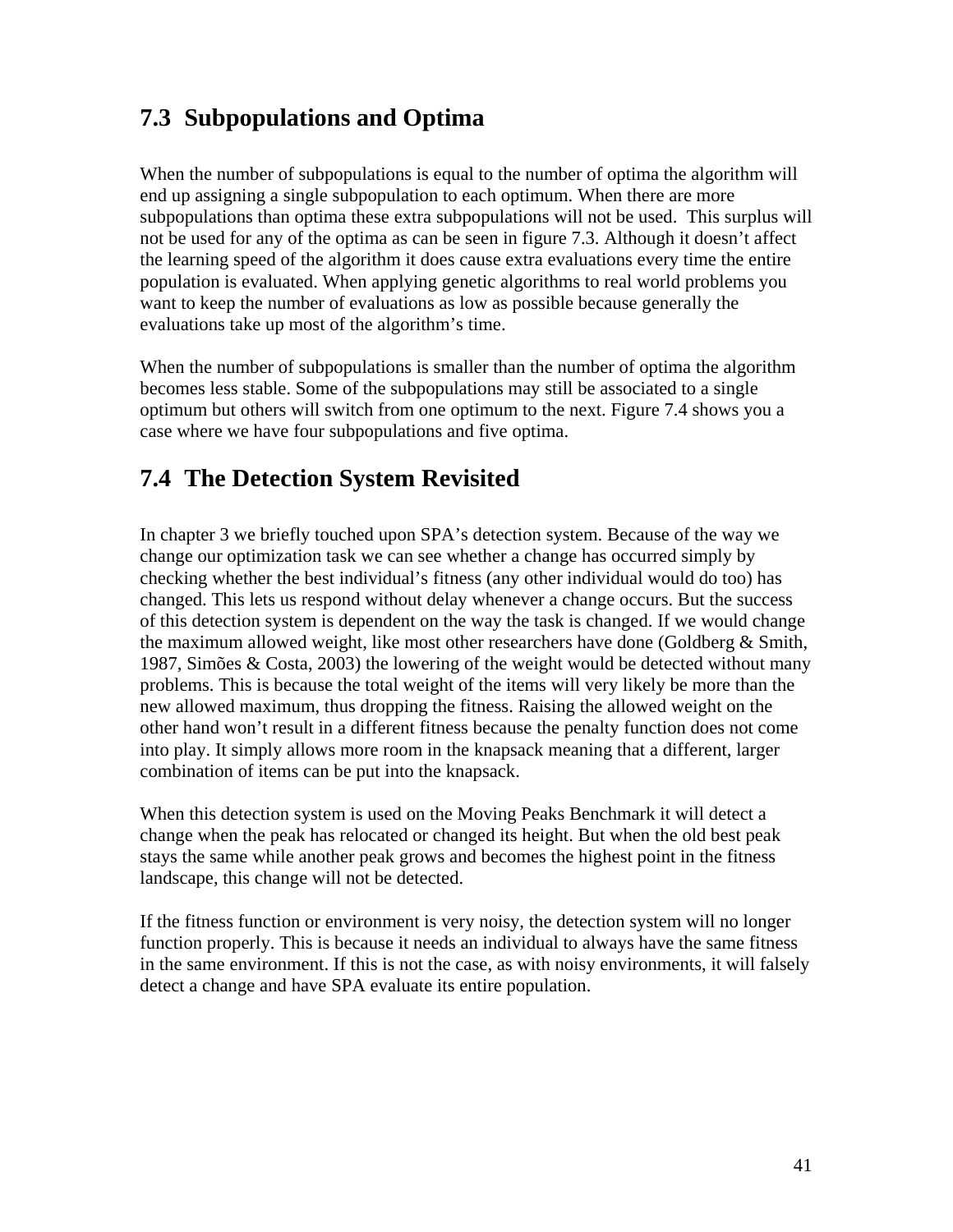## 7.3 Subpopulations and Optima

When the number of subpopulations is equal to the number of optima the algorithm will end up assigning a single subpopulation to each optimum. When there are more subpopulations than optima these extra subpopulations will not be used. This surplus will not be used for any of the optima as can be seen in figure 7.3. Although it doesn't affect the learning speed of the algorithm it does cause extra evaluations every time the entire population is evaluated. When applying genetic algorithms to real world problems you want to keep the number of evaluations as low as possible because generally the evaluations take up most of the algorithm's time.

When the number of subpopulations is smaller than the number of optima the algorithm becomes less stable. Some of the subpopulations may still be associated to a single optimum but others will switch from one optimum to the next. Figure 7.4 shows you a case where we have four subpopulations and five optima.

## 7.4 The Detection System Revisited

In chapter 3 we briefly touched upon SPA's detection system. Because of the way we change our optimization task we can see whether a change has occurred simply by checking whether the best individual's fitness (any other individual would do too) has changed. This lets us respond without delay whenever a change occurs. But the success of this detection system is dependent on the way the task is changed. If we would change the maximum allowed weight, like most other researchers have done (Goldberg & Smith, 1987, Simões & Costa, 2003) the lowering of the weight would be detected without many problems. This is because the total weight of the items will very likely be more than the new allowed maximum, thus dropping the fitness. Raising the allowed weight on the other hand won't result in a different fitness because the penalty function does not come into play. It simply allows more room in the knapsack meaning that a different, larger combination of items can be put into the knapsack.

When this detection system is used on the Moving Peaks Benchmark it will detect a change when the peak has relocated or changed its height. But when the old best peak stays the same while another peak grows and becomes the highest point in the fitness landscape, this change will not be detected.

If the fitness function or environment is very noisy, the detection system will no longer function properly. This is because it needs an individual to always have the same fitness in the same environment. If this is not the case, as with noisy environments, it will falsely detect a change and have SPA evaluate its entire population.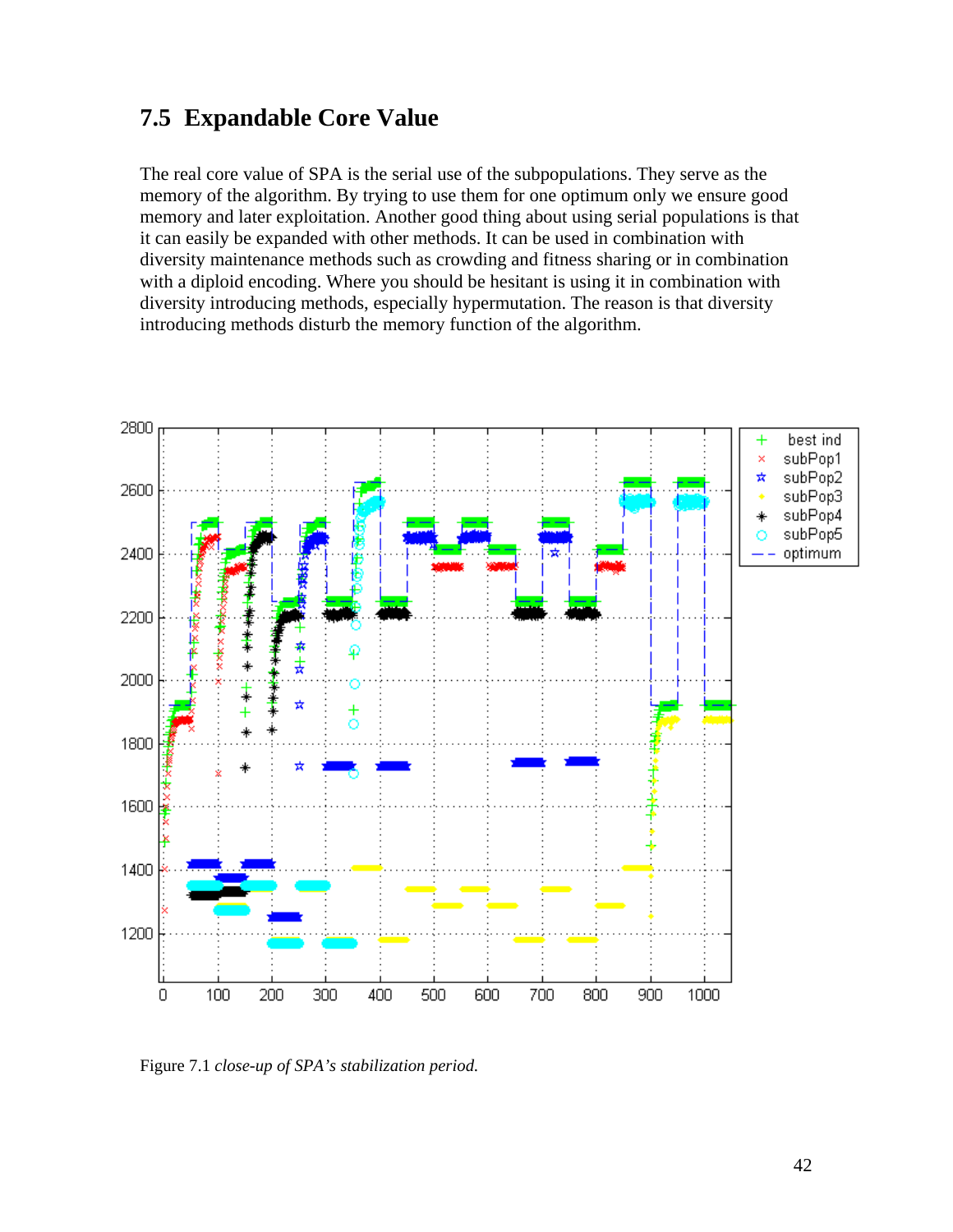## 7.5 Expandable Core Value

The real core value of SPA is the serial use of the subpopulations. They serve as the memory of the algorithm. By trying to use them for one optimum only we ensure good memory and later exploitation. Another good thing about using serial populations is that it can easily be expanded with other methods. It can be used in combination with diversity maintenance methods such as crowding and fitness sharing or in combination with a diploid encoding. Where you should be hesitant is using it in combination with diversity introducing methods, especially hypermutation. The reason is that diversity introducing methods disturb the memory function of the algorithm.

Figure 7.1 *close-up of SPA's stabilization period.*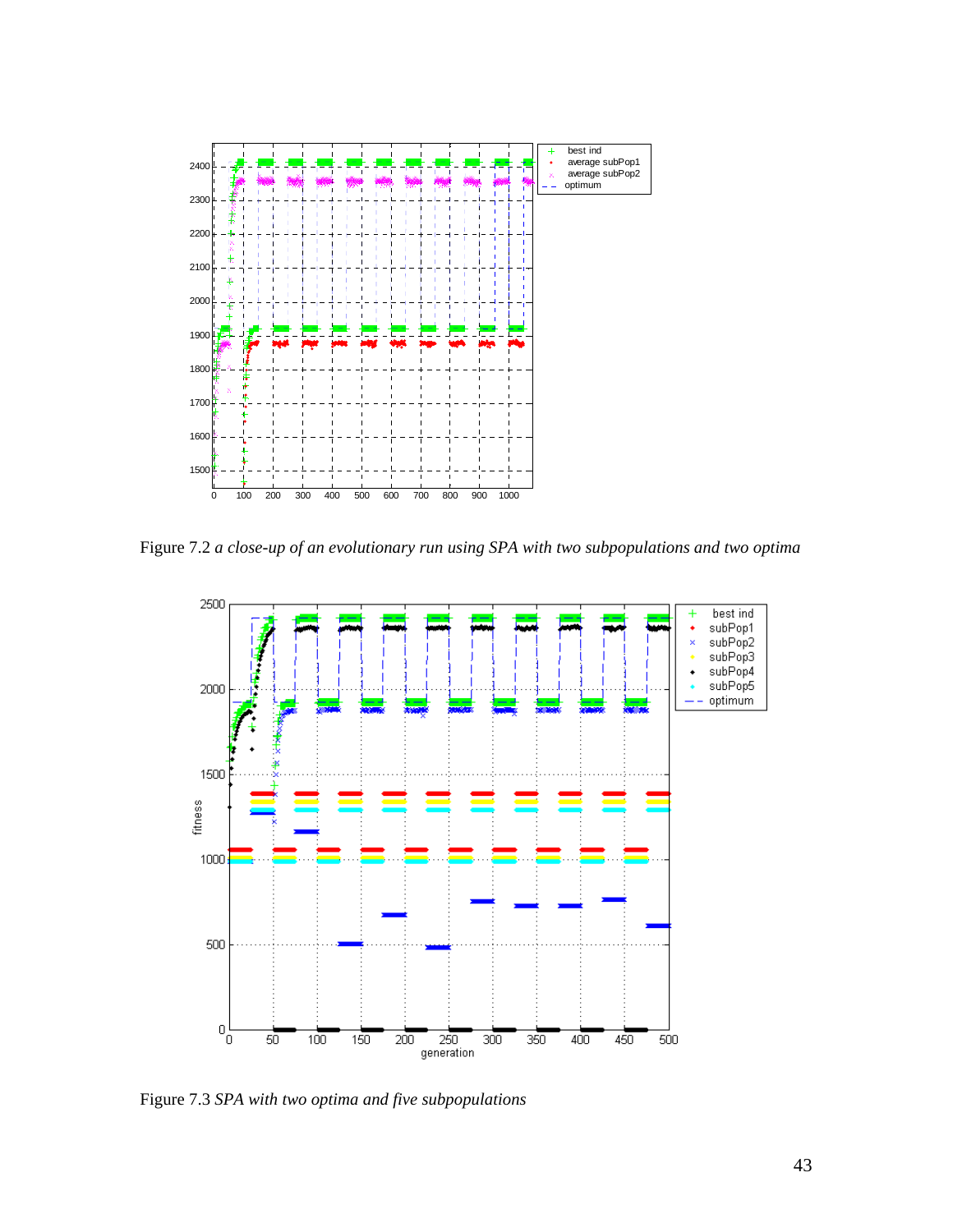Figure 7.2 *a close-up of an evolutionary run using SPA with two subpopulations and two optima*

Figure 7.3 *SPA with two optima and five subpopulations*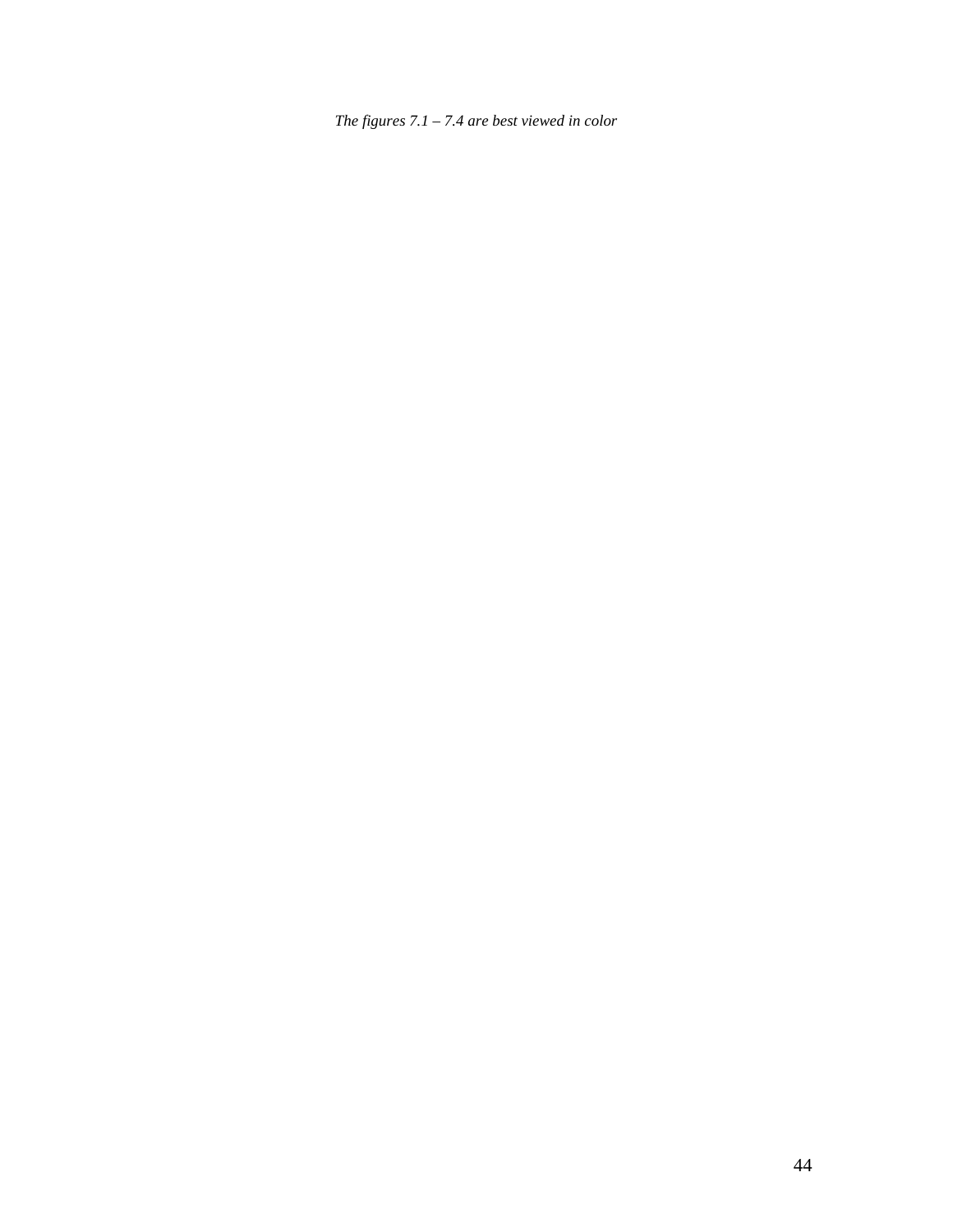*The figures 7.1 – 7.4 are best viewed in color*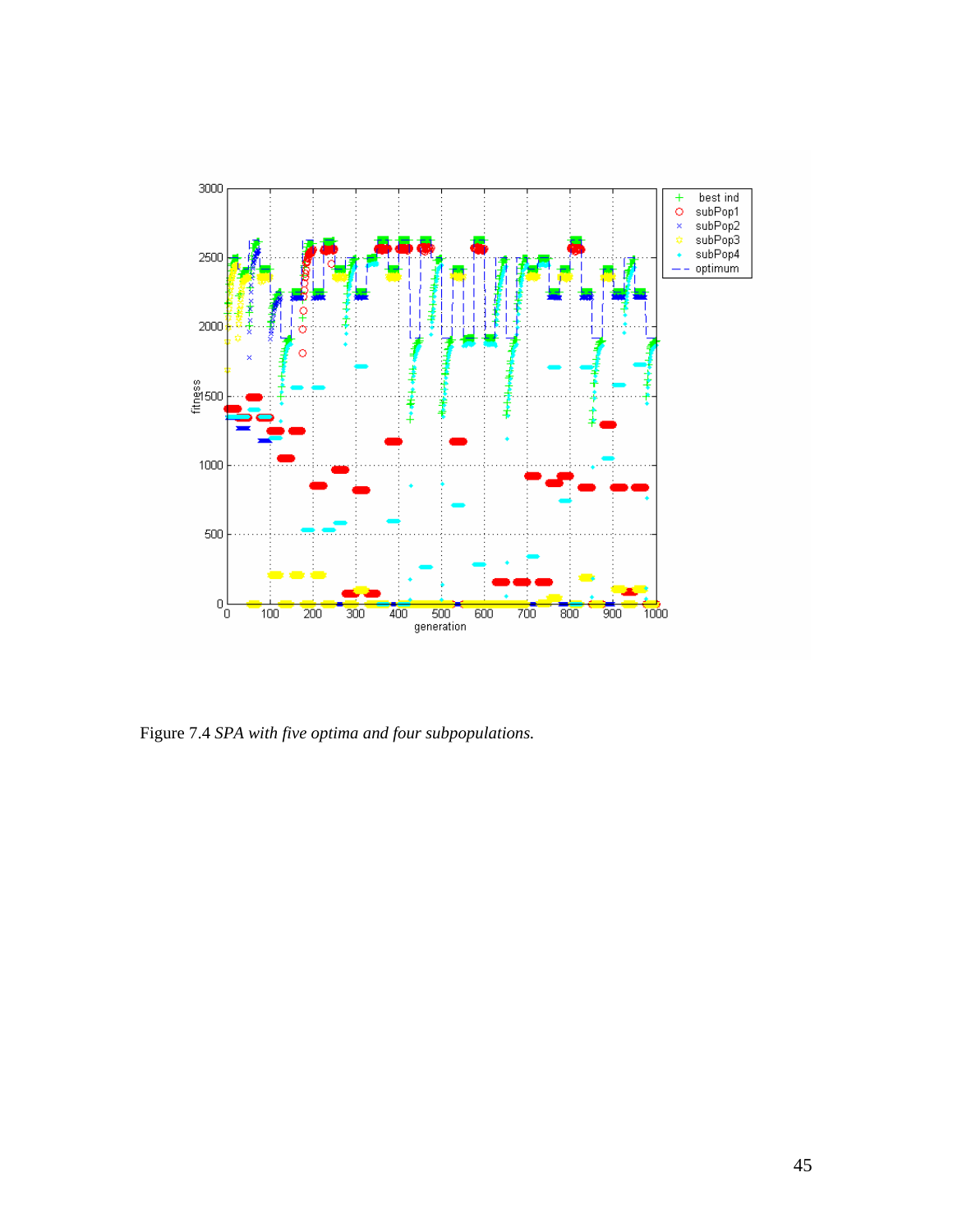Figure 7.4 *SPA with five optima and four subpopulations.*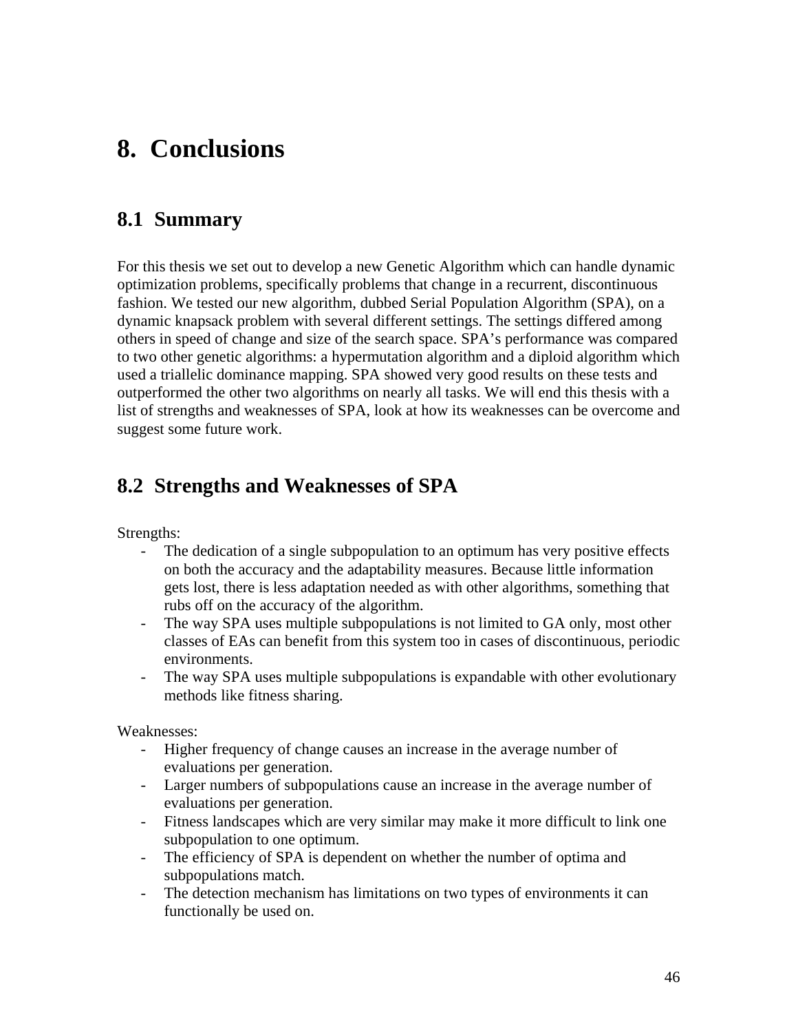# 8. Conclusions

## 8.1 Summary

For this thesis we set out to develop a new Genetic Algorithm which can handle dynamic optimization problems, specifically problems that change in a recurrent, discontinuous fashion. We tested our new algorithm, dubbed Serial Population Algorithm (SPA), on a dynamic knapsack problem with several different settings. The settings differed among others in speed of change and size of the search space. SPA's performance was compared to two other genetic algorithms: a hypermutation algorithm and a diploid algorithm which used a triallelic dominance mapping. SPA showed very good results on these tests and outperformed the other two algorithms on nearly all tasks. We will end this thesis with a list of strengths and weaknesses of SPA, look at how its weaknesses can be overcome and suggest some future work.

## 8.2 Strengths and Weaknesses of SPA

Strengths:

- The dedication of a single subpopulation to an optimum has very positive effects on both the accuracy and the adaptability measures. Because little information gets lost, there is less adaptation needed as with other algorithms, something that rubs off on the accuracy of the algorithm.
- The way SPA uses multiple subpopulations is not limited to GA only, most other classes of EAs can benefit from this system too in cases of discontinuous, periodic environments.
- The way SPA uses multiple subpopulations is expandable with other evolutionary methods like fitness sharing.

Weaknesses:

- Higher frequency of change causes an increase in the average number of evaluations per generation.
- Larger numbers of subpopulations cause an increase in the average number of evaluations per generation.
- Fitness landscapes which are very similar may make it more difficult to link one subpopulation to one optimum.
- The efficiency of SPA is dependent on whether the number of optima and subpopulations match.
- The detection mechanism has limitations on two types of environments it can functionally be used on.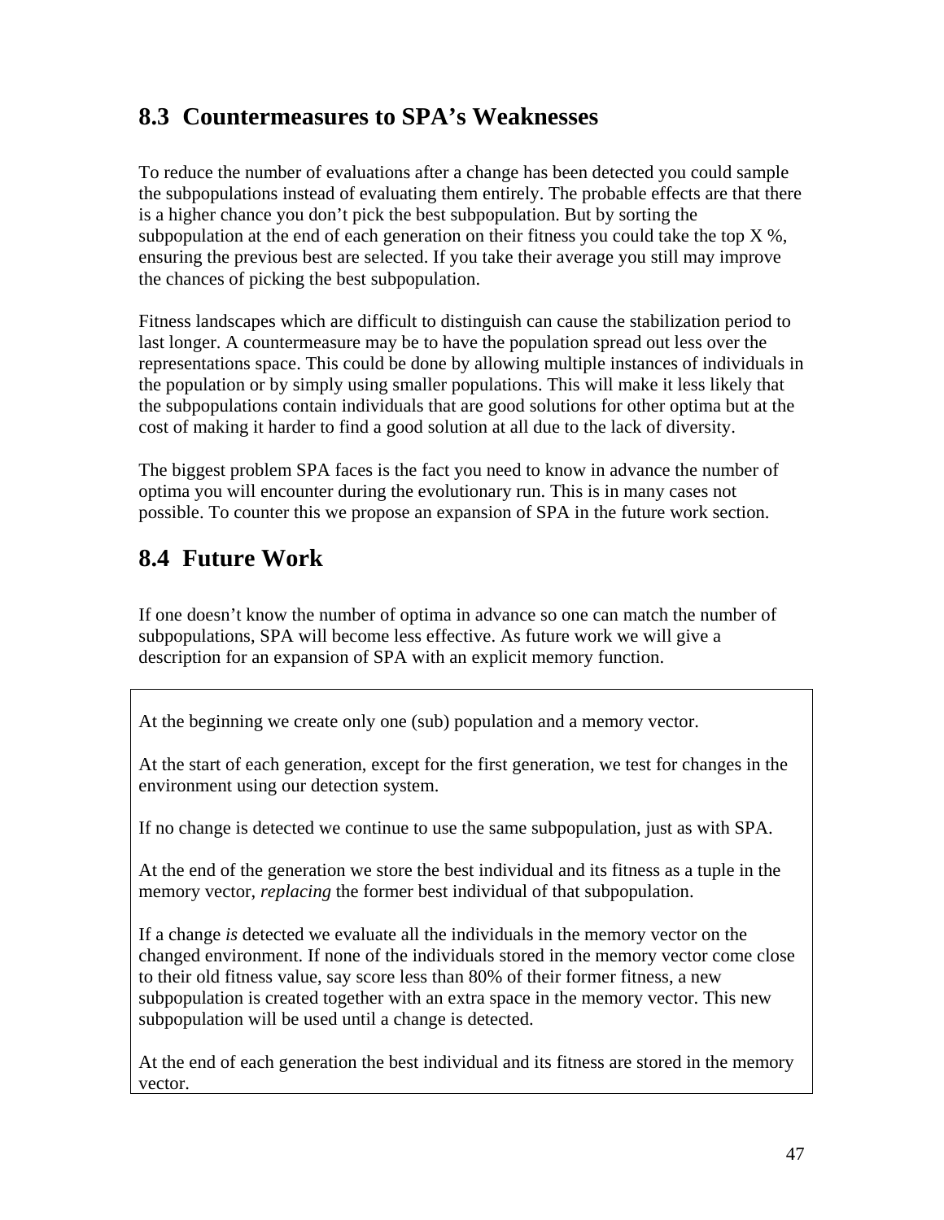## 8.3 Countermeasures to SPA's Weaknesses

To reduce the number of evaluations after a change has been detected you could sample the subpopulations instead of evaluating them entirely. The probable effects are that there is a higher chance you don't pick the best subpopulation. But by sorting the subpopulation at the end of each generation on their fitness you could take the top X %, ensuring the previous best are selected. If you take their average you still may improve the chances of picking the best subpopulation.

Fitness landscapes which are difficult to distinguish can cause the stabilization period to last longer. A countermeasure may be to have the population spread out less over the representations space. This could be done by allowing multiple instances of individuals in the population or by simply using smaller populations. This will make it less likely that the subpopulations contain individuals that are good solutions for other optima but at the cost of making it harder to find a good solution at all due to the lack of diversity.

The biggest problem SPA faces is the fact you need to know in advance the number of optima you will encounter during the evolutionary run. This is in many cases not possible. To counter this we propose an expansion of SPA in the future work section.

## 8.4 Future Work

If one doesn't know the number of optima in advance so one can match the number of subpopulations, SPA will become less effective. As future work we will give a description for an expansion of SPA with an explicit memory function.

At the beginning we create only one (sub) population and a memory vector.

At the start of each generation, except for the first generation, we test for changes in the environment using our detection system.

If no change is detected we continue to use the same subpopulation, just as with SPA.

At the end of the generation we store the best individual and its fitness as a tuple in the memory vector, *replacing* the former best individual of that subpopulation.

If a change *is* detected we evaluate all the individuals in the memory vector on the changed environment. If none of the individuals stored in the memory vector come close to their old fitness value, say score less than 80% of their former fitness, a new subpopulation is created together with an extra space in the memory vector. This new subpopulation will be used until a change is detected.

At the end of each generation the best individual and its fitness are stored in the memory vector.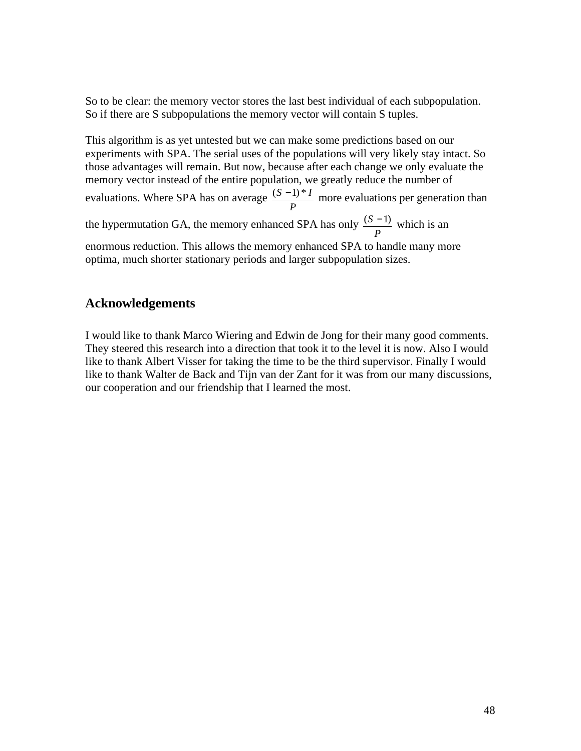So to be clear: the memory vector stores the last best individual of each subpopulation. So if there are S subpopulations the memory vector will contain S tuples.

This algorithm is as yet untested but we can make some predictions based on our experiments with SPA. The serial uses of the populations will very likely stay intact. So those advantages will remain. But now, because after each change we only evaluate the memory vector instead of the entire population, we greatly reduce the number of evaluations. Where SPA has on average $\frac{(S-1)*I}{P}$ more evaluations per generation than the hypermutation GA, the memory enhanced SPA has only $\frac{(S-1)}{P}$ which is an enormous reduction. This allows the memory enhanced SPA to handle many more optima, much shorter stationary periods and larger subpopulation sizes.

## Acknowledgements

I would like to thank Marco Wiering and Edwin de Jong for their many good comments. They steered this research into a direction that took it to the level it is now. Also I would like to thank Albert Visser for taking the time to be the third supervisor. Finally I would like to thank Walter de Back and Tijn van der Zant for it was from our many discussions, our cooperation and our friendship that I learned the most.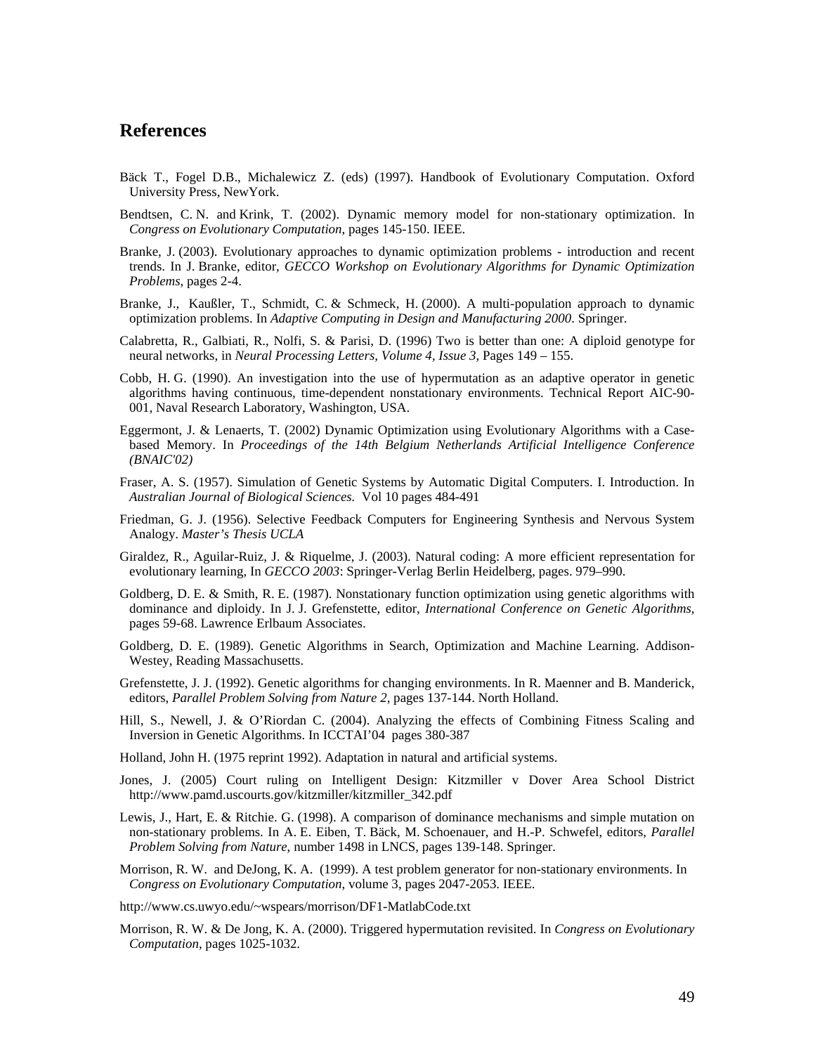## References

Bäck T., Fogel D.B., Michalewicz Z. (eds) (1997). Handbook of Evolutionary Computation. Oxford University Press, NewYork.

Bendtsen, C. N. and Krink, T. (2002). Dynamic memory model for non-stationary optimization. In *Congress on Evolutionary Computation*, pages 145-150. IEEE.

Branke, J. (2003). Evolutionary approaches to dynamic optimization problems - introduction and recent trends. In J. Branke, editor, *GECCO Workshop on Evolutionary Algorithms for Dynamic Optimization Problems*, pages 2-4.

Branke, J., Kaußler, T., Schmidt, C. & Schmeck, H. (2000). A multi-population approach to dynamic optimization problems. In *Adaptive Computing in Design and Manufacturing 2000*. Springer.

Calabretta, R., Galbiati, R., Nolfi, S. & Parisi, D. (1996) Two is better than one: A diploid genotype for neural networks, in *Neural Processing Letters, Volume 4, Issue 3,* Pages 149 – 155.

Cobb, H. G. (1990). An investigation into the use of hypermutation as an adaptive operator in genetic algorithms having continuous, time-dependent nonstationary environments. Technical Report AIC-90-001, Naval Research Laboratory, Washington, USA.

Eggermont, J. & Lenaerts, T. (2002) Dynamic Optimization using Evolutionary Algorithms with a Case-based Memory. In *Proceedings of the 14th Belgium Netherlands Artificial Intelligence Conference (BNAIC'02)*

Fraser, A. S. (1957). Simulation of Genetic Systems by Automatic Digital Computers. I. Introduction. In *Australian Journal of Biological Sciences.* Vol 10 pages 484-491

Friedman, G. J. (1956). Selective Feedback Computers for Engineering Synthesis and Nervous System Analogy. *Master's Thesis UCLA*

Giraldez, R., Aguilar-Ruiz, J. & Riquelme, J. (2003). Natural coding: A more efficient representation for evolutionary learning, In *GECCO 2003*: Springer-Verlag Berlin Heidelberg, pages. 979–990.

Goldberg, D. E. & Smith, R. E. (1987). Nonstationary function optimization using genetic algorithms with dominance and diploidy. In J. J. Grefenstette, editor, *International Conference on Genetic Algorithms*, pages 59-68. Lawrence Erlbaum Associates.

Goldberg, D. E. (1989). Genetic Algorithms in Search, Optimization and Machine Learning. Addison-Westey, Reading Massachusetts.

Grefenstette, J. J. (1992). Genetic algorithms for changing environments. In R. Maenner and B. Manderick, editors, *Parallel Problem Solving from Nature 2*, pages 137-144. North Holland.

Hill, S., Newell, J. & O'Riordan C. (2004). Analyzing the effects of Combining Fitness Scaling and Inversion in Genetic Algorithms. In ICCTAI'04 pages 380-387

Holland, John H. (1975 reprint 1992). Adaptation in natural and artificial systems.

Jones, J. (2005) Court ruling on Intelligent Design: Kitzmiller v Dover Area School District http://www.pamd.uscourts.gov/kitzmiller/kitzmiller_342.pdf

Lewis, J., Hart, E. & Ritchie. G. (1998). A comparison of dominance mechanisms and simple mutation on non-stationary problems. In A. E. Eiben, T. Bäck, M. Schoenauer, and H.-P. Schwefel, editors, *Parallel Problem Solving from Nature*, number 1498 in LNCS, pages 139-148. Springer.

Morrison, R. W. and DeJong, K. A. (1999). A test problem generator for non-stationary environments. In *Congress on Evolutionary Computation,* volume 3, pages 2047-2053. IEEE.

http://www.cs.uwyo.edu/~wspears/morrison/DF1-MatlabCode.txt

Morrison, R. W. & De Jong, K. A. (2000). Triggered hypermutation revisited. In *Congress on Evolutionary Computation*, pages 1025-1032.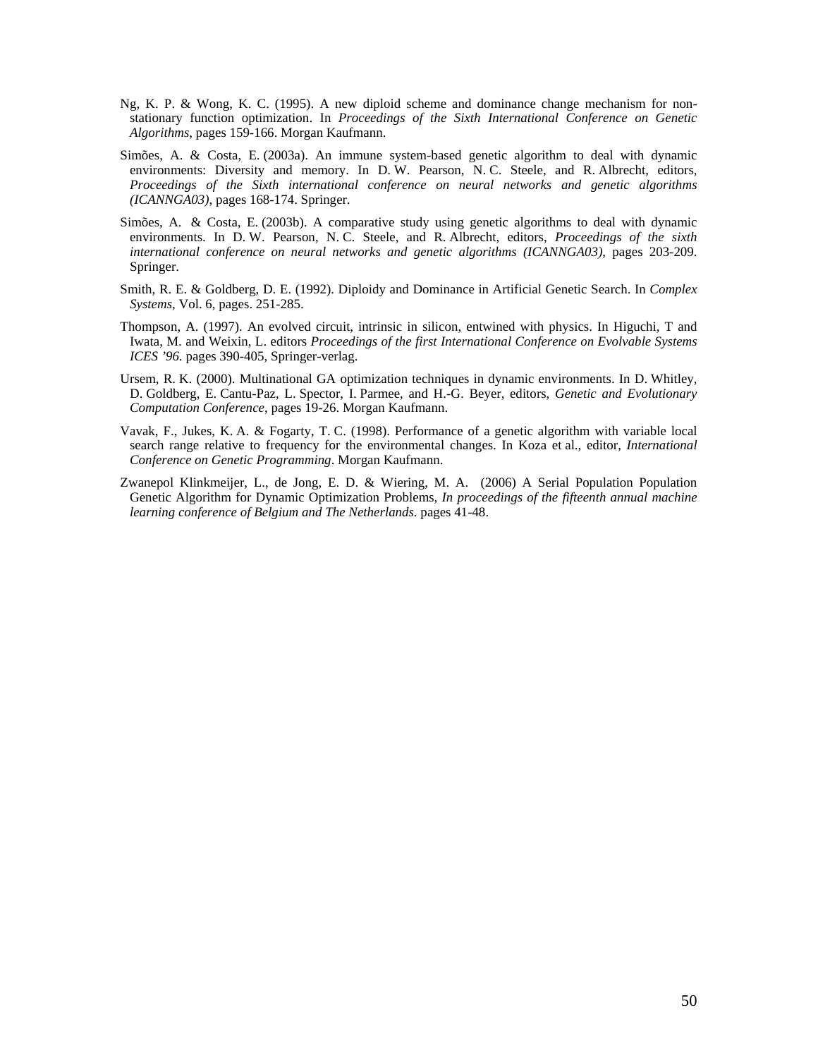Ng, K. P. & Wong, K. C. (1995). A new diploid scheme and dominance change mechanism for non-stationary function optimization. In *Proceedings of the Sixth International Conference on Genetic Algorithms*, pages 159-166. Morgan Kaufmann.

Simões, A. & Costa, E. (2003a). An immune system-based genetic algorithm to deal with dynamic environments: Diversity and memory. In D. W. Pearson, N. C. Steele, and R. Albrecht, editors, *Proceedings of the Sixth international conference on neural networks and genetic algorithms (ICANNGA03)*, pages 168-174. Springer.

Simões, A. & Costa, E. (2003b). A comparative study using genetic algorithms to deal with dynamic environments. In D. W. Pearson, N. C. Steele, and R. Albrecht, editors, *Proceedings of the sixth international conference on neural networks and genetic algorithms (ICANNGA03)*, pages 203-209. Springer.

Smith, R. E. & Goldberg, D. E. (1992). Diploidy and Dominance in Artificial Genetic Search. In *Complex Systems*, Vol. 6, pages. 251-285.

Thompson, A. (1997). An evolved circuit, intrinsic in silicon, entwined with physics. In Higuchi, T and Iwata, M. and Weixin, L. editors *Proceedings of the first International Conference on Evolvable Systems ICES '96.* pages 390-405, Springer-verlag.

Ursem, R. K. (2000). Multinational GA optimization techniques in dynamic environments. In D. Whitley, D. Goldberg, E. Cantu-Paz, L. Spector, I. Parmee, and H.-G. Beyer, editors, *Genetic and Evolutionary Computation Conference*, pages 19-26. Morgan Kaufmann.

Vavak, F., Jukes, K. A. & Fogarty, T. C. (1998). Performance of a genetic algorithm with variable local search range relative to frequency for the environmental changes. In Koza et al., editor, *International Conference on Genetic Programming*. Morgan Kaufmann.

Zwanepol Klinkmeijer, L., de Jong, E. D. & Wiering, M. A. (2006) A Serial Population Population Genetic Algorithm for Dynamic Optimization Problems, *In proceedings of the fifteenth annual machine learning conference of Belgium and The Netherlands.* pages 41-48.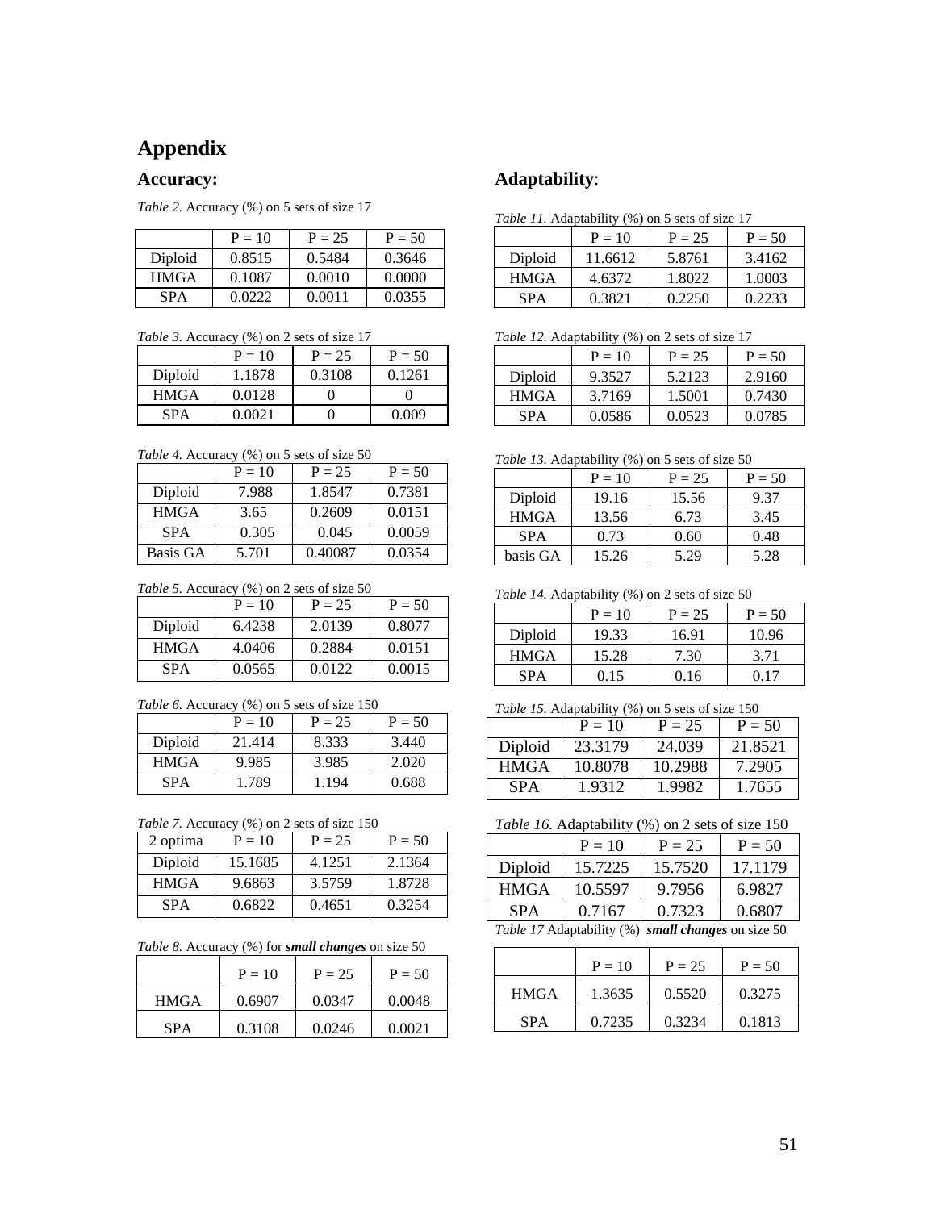# Appendix

## Accuracy:

*Table 2.* Accuracy (%) on 5 sets of size 17

| | P = 10 | P = 25 | P = 50 |
|---|---|---|---|
| Diploid | 0.8515 | 0.5484 | 0.3646 |
| HMGA | 0.1087 | 0.0010 | 0.0000 |
| SPA | 0.0222 | 0.0011 | 0.0355 |

*Table 3.* Accuracy (%) on 2 sets of size 17

| | P = 10 | P = 25 | P = 50 |
|---|---|---|---|
| Diploid | 1.1878 | 0.3108 | 0.1261 |
| HMGA | 0.0128 | 0 | 0 |
| SPA | 0.0021 | 0 | 0.009 |

*Table 4.* Accuracy (%) on 5 sets of size 50

| | P = 10 | P = 25 | P = 50 |
|---|---|---|---|
| Diploid | 7.988 | 1.8547 | 0.7381 |
| HMGA | 3.65 | 0.2609 | 0.0151 |
| SPA | 0.305 | 0.045 | 0.0059 |
| Basis GA | 5.701 | 0.40087 | 0.0354 |

*Table 5.* Accuracy (%) on 2 sets of size 50

| | P = 10 | P = 25 | P = 50 |
|---|---|---|---|
| Diploid | 6.4238 | 2.0139 | 0.8077 |
| HMGA | 4.0406 | 0.2884 | 0.0151 |
| SPA | 0.0565 | 0.0122 | 0.0015 |

*Table 6.* Accuracy (%) on 5 sets of size 150

| | P = 10 | P = 25 | P = 50 |
|---|---|---|---|
| Diploid | 21.414 | 8.333 | 3.440 |
| HMGA | 9.985 | 3.985 | 2.020 |
| SPA | 1.789 | 1.194 | 0.688 |

*Table 7.* Accuracy (%) on 2 sets of size 150

| 2 optima | P = 10 | P = 25 | P = 50 |
|---|---|---|---|
| Diploid | 15.1685 | 4.1251 | 2.1364 |
| HMGA | 9.6863 | 3.5759 | 1.8728 |
| SPA | 0.6822 | 0.4651 | 0.3254 |

*Table 8.* Accuracy (%) for ***small changes*** on size 50

| | P = 10 | P = 25 | P = 50 |
|---|---|---|---|
| HMGA | 0.6907 | 0.0347 | 0.0048 |
| SPA | 0.3108 | 0.0246 | 0.0021 |

## Adaptability:

*Table 11.* Adaptability (%) on 5 sets of size 17

| | P = 10 | P = 25 | P = 50 |
|---|---|---|---|
| Diploid | 11.6612 | 5.8761 | 3.4162 |
| HMGA | 4.6372 | 1.8022 | 1.0003 |
| SPA | 0.3821 | 0.2250 | 0.2233 |

*Table 12.* Adaptability (%) on 2 sets of size 17

| | P = 10 | P = 25 | P = 50 |
|---|---|---|---|
| Diploid | 9.3527 | 5.2123 | 2.9160 |
| HMGA | 3.7169 | 1.5001 | 0.7430 |
| SPA | 0.0586 | 0.0523 | 0.0785 |

*Table 13.* Adaptability (%) on 5 sets of size 50

| | P = 10 | P = 25 | P = 50 |
|---|---|---|---|
| Diploid | 19.16 | 15.56 | 9.37 |
| HMGA | 13.56 | 6.73 | 3.45 |
| SPA | 0.73 | 0.60 | 0.48 |
| basis GA | 15.26 | 5.29 | 5.28 |

*Table 14.* Adaptability (%) on 2 sets of size 50

| | P = 10 | P = 25 | P = 50 |
|---|---|---|---|
| Diploid | 19.33 | 16.91 | 10.96 |
| HMGA | 15.28 | 7.30 | 3.71 |
| SPA | 0.15 | 0.16 | 0.17 |

*Table 15.* Adaptability (%) on 5 sets of size 150

| | P = 10 | P = 25 | P = 50 |
|---|---|---|---|
| Diploid | 23.3179 | 24.039 | 21.8521 |
| HMGA | 10.8078 | 10.2988 | 7.2905 |
| SPA | 1.9312 | 1.9982 | 1.7655 |

*Table 16.* Adaptability (%) on 2 sets of size 150

| | P = 10 | P = 25 | P = 50 |
|---|---|---|---|
| Diploid | 15.7225 | 15.7520 | 17.1179 |
| HMGA | 10.5597 | 9.7956 | 6.9827 |
| SPA | 0.7167 | 0.7323 | 0.6807 |

*Table 17* Adaptability (%) ***small changes*** on size 50

| | P = 10 | P = 25 | P = 50 |
|---|---|---|---|
| HMGA | 1.3635 | 0.5520 | 0.3275 |
| SPA | 0.7235 | 0.3234 | 0.1813 |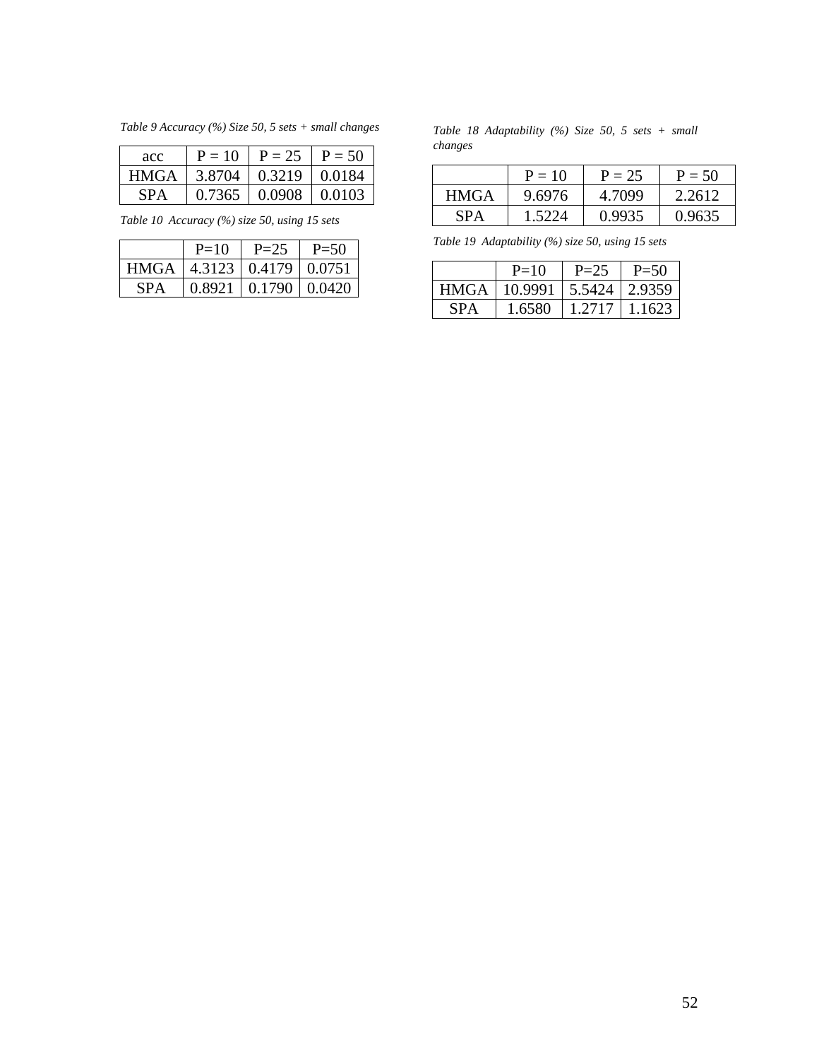*Table 9 Accuracy (%) Size 50, 5 sets + small changes*

| acc | P = 10 | P = 25 | P = 50 |
|---|---|---|---|
| HMGA | 3.8704 | 0.3219 | 0.0184 |
| SPA | 0.7365 | 0.0908 | 0.0103 |

*Table 10 Accuracy (%) size 50, using 15 sets*

| | P=10 | P=25 | P=50 |
|---|---|---|---|
| HMGA | 4.3123 | 0.4179 | 0.0751 |
| SPA | 0.8921 | 0.1790 | 0.0420 |

*Table 18 Adaptability (%) Size 50, 5 sets + small changes*

| | P = 10 | P = 25 | P = 50 |
|---|---|---|---|
| HMGA | 9.6976 | 4.7099 | 2.2612 |
| SPA | 1.5224 | 0.9935 | 0.9635 |

*Table 19 Adaptability (%) size 50, using 15 sets*

| | P=10 | P=25 | P=50 |
|---|---|---|---|
| HMGA | 10.9991 | 5.5424 | 2.9359 |
| SPA | 1.6580 | 1.2717 | 1.1623 |